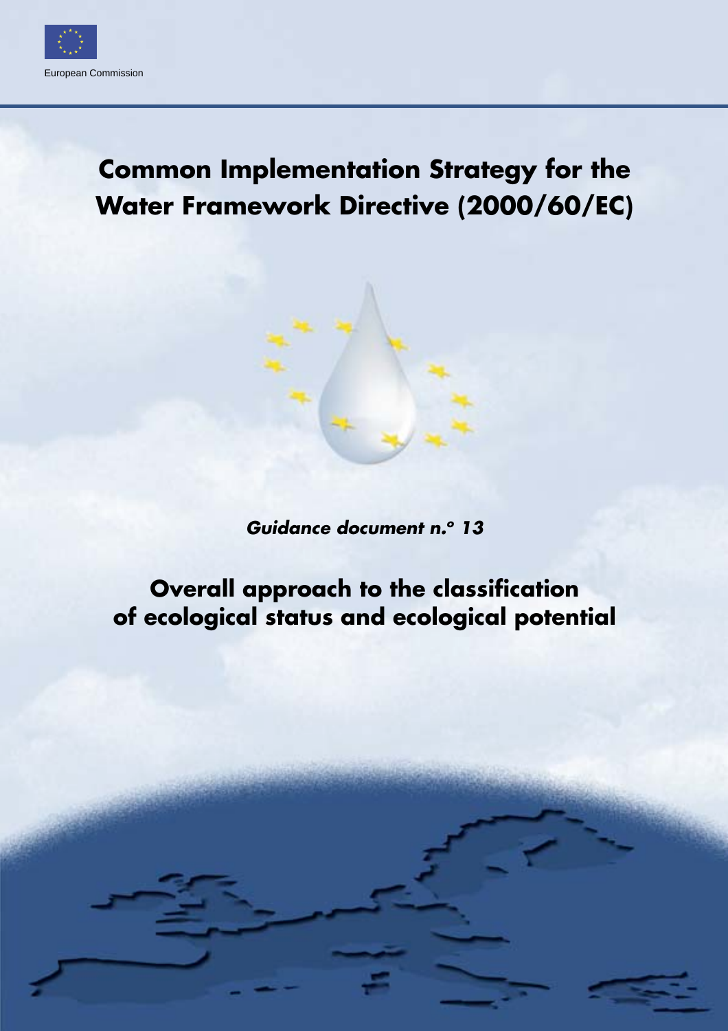European Commission

# Common Implementation Strategy for the Water Framework Directive (2000/60/EC)

***Guidance document n.° 13***

## Overall approach to the classification of ecological status and ecological potential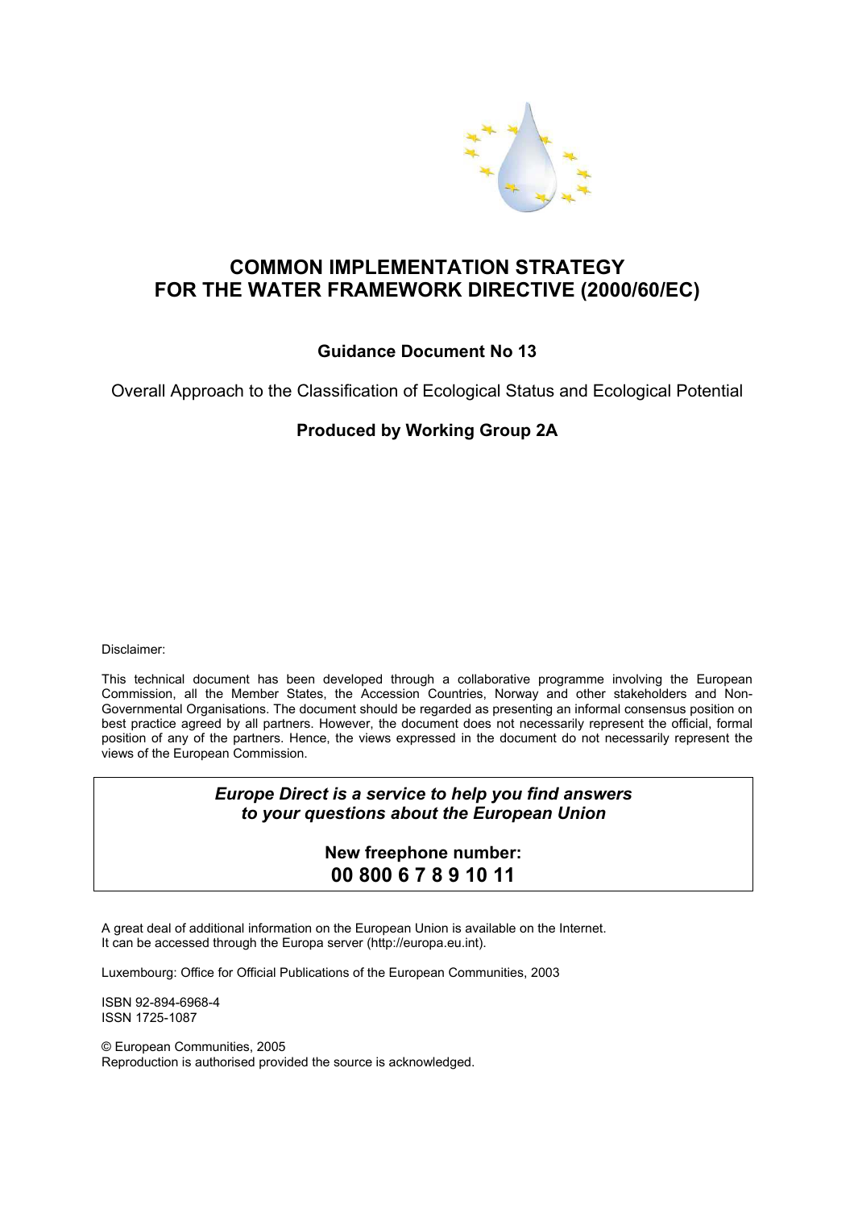# COMMON IMPLEMENTATION STRATEGY FOR THE WATER FRAMEWORK DIRECTIVE (2000/60/EC)

## Guidance Document No 13

Overall Approach to the Classification of Ecological Status and Ecological Potential

**Produced by Working Group 2A**

Disclaimer:

This technical document has been developed through a collaborative programme involving the European Commission, all the Member States, the Accession Countries, Norway and other stakeholders and Non-Governmental Organisations. The document should be regarded as presenting an informal consensus position on best practice agreed by all partners. However, the document does not necessarily represent the official, formal position of any of the partners. Hence, the views expressed in the document do not necessarily represent the views of the European Commission.

> ***Europe Direct is a service to help you find answers to your questions about the European Union***
>
> **New freephone number:**
> **00 800 6 7 8 9 10 11**

A great deal of additional information on the European Union is available on the Internet. It can be accessed through the Europa server (http://europa.eu.int).

Luxembourg: Office for Official Publications of the European Communities, 2003

ISBN 92-894-6968-4
ISSN 1725-1087

© European Communities, 2005
Reproduction is authorised provided the source is acknowledged.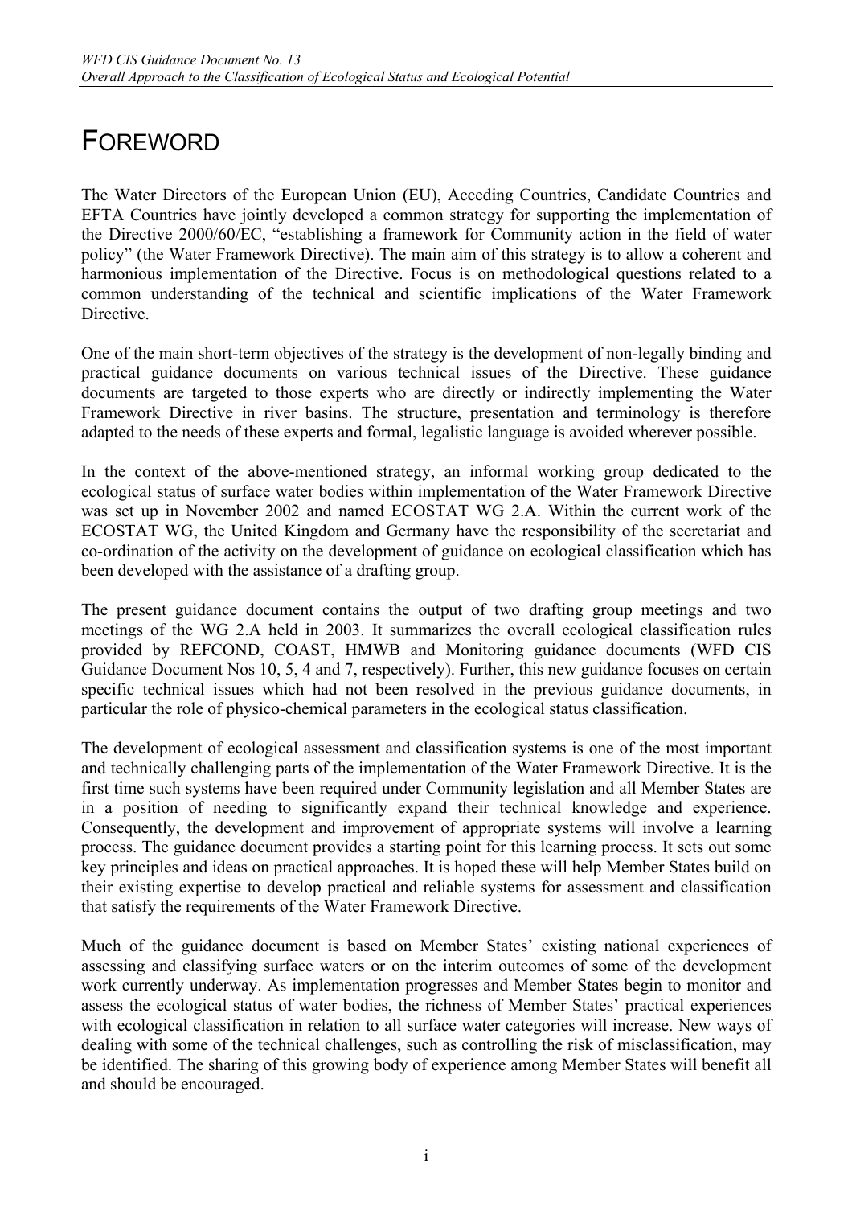# FOREWORD

The Water Directors of the European Union (EU), Acceding Countries, Candidate Countries and EFTA Countries have jointly developed a common strategy for supporting the implementation of the Directive 2000/60/EC, "establishing a framework for Community action in the field of water policy" (the Water Framework Directive). The main aim of this strategy is to allow a coherent and harmonious implementation of the Directive. Focus is on methodological questions related to a common understanding of the technical and scientific implications of the Water Framework Directive.

One of the main short-term objectives of the strategy is the development of non-legally binding and practical guidance documents on various technical issues of the Directive. These guidance documents are targeted to those experts who are directly or indirectly implementing the Water Framework Directive in river basins. The structure, presentation and terminology is therefore adapted to the needs of these experts and formal, legalistic language is avoided wherever possible.

In the context of the above-mentioned strategy, an informal working group dedicated to the ecological status of surface water bodies within implementation of the Water Framework Directive was set up in November 2002 and named ECOSTAT WG 2.A. Within the current work of the ECOSTAT WG, the United Kingdom and Germany have the responsibility of the secretariat and co-ordination of the activity on the development of guidance on ecological classification which has been developed with the assistance of a drafting group.

The present guidance document contains the output of two drafting group meetings and two meetings of the WG 2.A held in 2003. It summarizes the overall ecological classification rules provided by REFCOND, COAST, HMWB and Monitoring guidance documents (WFD CIS Guidance Document Nos 10, 5, 4 and 7, respectively). Further, this new guidance focuses on certain specific technical issues which had not been resolved in the previous guidance documents, in particular the role of physico-chemical parameters in the ecological status classification.

The development of ecological assessment and classification systems is one of the most important and technically challenging parts of the implementation of the Water Framework Directive. It is the first time such systems have been required under Community legislation and all Member States are in a position of needing to significantly expand their technical knowledge and experience. Consequently, the development and improvement of appropriate systems will involve a learning process. The guidance document provides a starting point for this learning process. It sets out some key principles and ideas on practical approaches. It is hoped these will help Member States build on their existing expertise to develop practical and reliable systems for assessment and classification that satisfy the requirements of the Water Framework Directive.

Much of the guidance document is based on Member States' existing national experiences of assessing and classifying surface waters or on the interim outcomes of some of the development work currently underway. As implementation progresses and Member States begin to monitor and assess the ecological status of water bodies, the richness of Member States' practical experiences with ecological classification in relation to all surface water categories will increase. New ways of dealing with some of the technical challenges, such as controlling the risk of misclassification, may be identified. The sharing of this growing body of experience among Member States will benefit all and should be encouraged.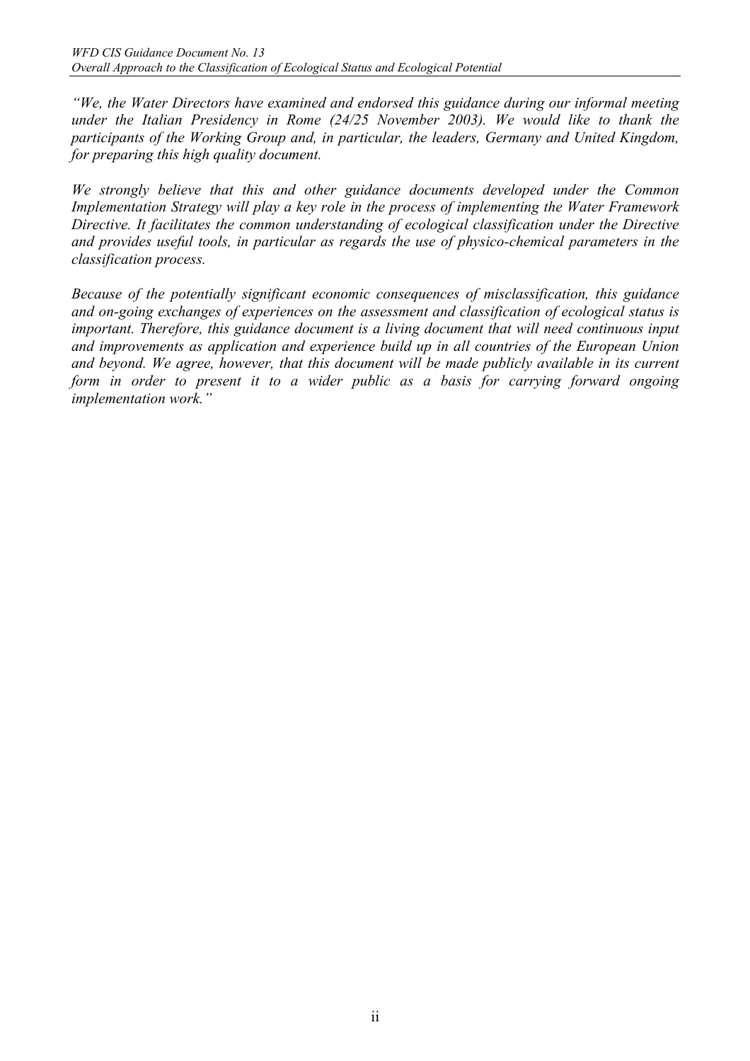*"We, the Water Directors have examined and endorsed this guidance during our informal meeting under the Italian Presidency in Rome (24/25 November 2003). We would like to thank the participants of the Working Group and, in particular, the leaders, Germany and United Kingdom, for preparing this high quality document.*

*We strongly believe that this and other guidance documents developed under the Common Implementation Strategy will play a key role in the process of implementing the Water Framework Directive. It facilitates the common understanding of ecological classification under the Directive and provides useful tools, in particular as regards the use of physico-chemical parameters in the classification process.*

*Because of the potentially significant economic consequences of misclassification, this guidance and on-going exchanges of experiences on the assessment and classification of ecological status is important. Therefore, this guidance document is a living document that will need continuous input and improvements as application and experience build up in all countries of the European Union and beyond. We agree, however, that this document will be made publicly available in its current form in order to present it to a wider public as a basis for carrying forward ongoing implementation work."*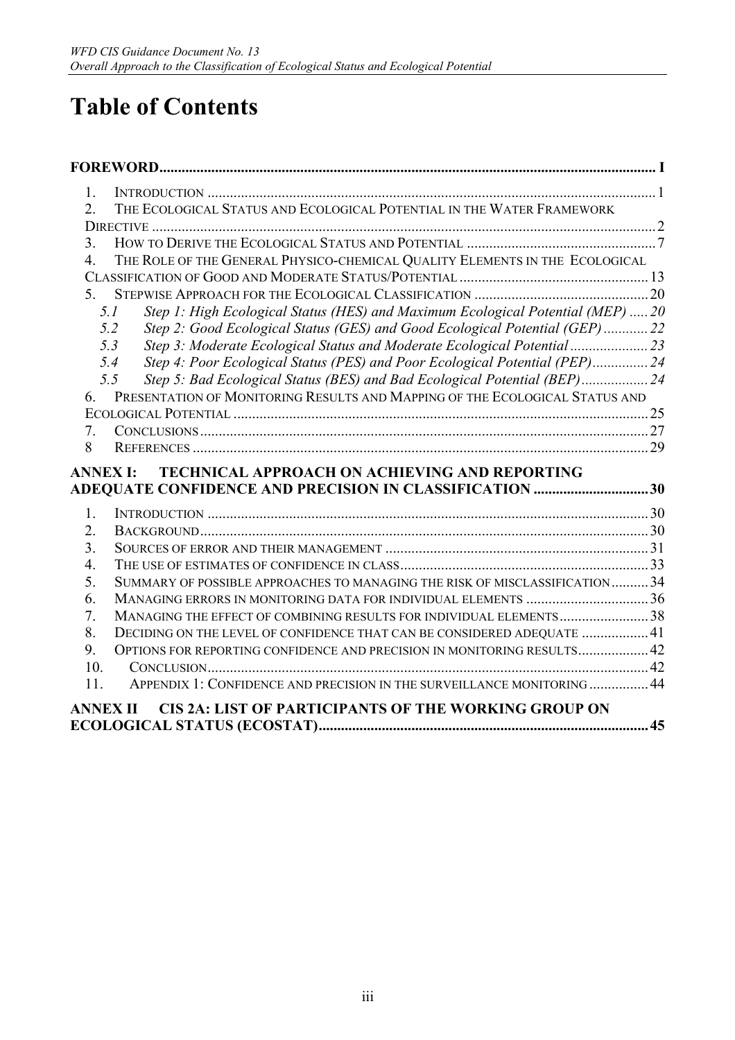# Table of Contents

**FOREWORD** ..... I

1. INTRODUCTION ..... 1
2. THE ECOLOGICAL STATUS AND ECOLOGICAL POTENTIAL IN THE WATER FRAMEWORK DIRECTIVE ..... 2
3. HOW TO DERIVE THE ECOLOGICAL STATUS AND POTENTIAL ..... 7
4. THE ROLE OF THE GENERAL PHYSICO-CHEMICAL QUALITY ELEMENTS IN THE ECOLOGICAL CLASSIFICATION OF GOOD AND MODERATE STATUS/POTENTIAL ..... 13
5. STEPWISE APPROACH FOR THE ECOLOGICAL CLASSIFICATION ..... 20
   - *5.1 Step 1: High Ecological Status (HES) and Maximum Ecological Potential (MEP)* ..... 20
   - *5.2 Step 2: Good Ecological Status (GES) and Good Ecological Potential (GEP)* ..... 22
   - *5.3 Step 3: Moderate Ecological Status and Moderate Ecological Potential* ..... 23
   - *5.4 Step 4: Poor Ecological Status (PES) and Poor Ecological Potential (PEP)* ..... 24
   - *5.5 Step 5: Bad Ecological Status (BES) and Bad Ecological Potential (BEP)* ..... 24
6. PRESENTATION OF MONITORING RESULTS AND MAPPING OF THE ECOLOGICAL STATUS AND ECOLOGICAL POTENTIAL ..... 25
7. CONCLUSIONS ..... 27
8. REFERENCES ..... 29

**ANNEX I: TECHNICAL APPROACH ON ACHIEVING AND REPORTING ADEQUATE CONFIDENCE AND PRECISION IN CLASSIFICATION** ..... 30

1. INTRODUCTION ..... 30
2. BACKGROUND ..... 30
3. SOURCES OF ERROR AND THEIR MANAGEMENT ..... 31
4. THE USE OF ESTIMATES OF CONFIDENCE IN CLASS ..... 33
5. SUMMARY OF POSSIBLE APPROACHES TO MANAGING THE RISK OF MISCLASSIFICATION ..... 34
6. MANAGING ERRORS IN MONITORING DATA FOR INDIVIDUAL ELEMENTS ..... 36
7. MANAGING THE EFFECT OF COMBINING RESULTS FOR INDIVIDUAL ELEMENTS ..... 38
8. DECIDING ON THE LEVEL OF CONFIDENCE THAT CAN BE CONSIDERED ADEQUATE ..... 41
9. OPTIONS FOR REPORTING CONFIDENCE AND PRECISION IN MONITORING RESULTS ..... 42
10. CONCLUSION ..... 42
11. APPENDIX 1: CONFIDENCE AND PRECISION IN THE SURVEILLANCE MONITORING ..... 44

**ANNEX II CIS 2A: LIST OF PARTICIPANTS OF THE WORKING GROUP ON ECOLOGICAL STATUS (ECOSTAT)** ..... 45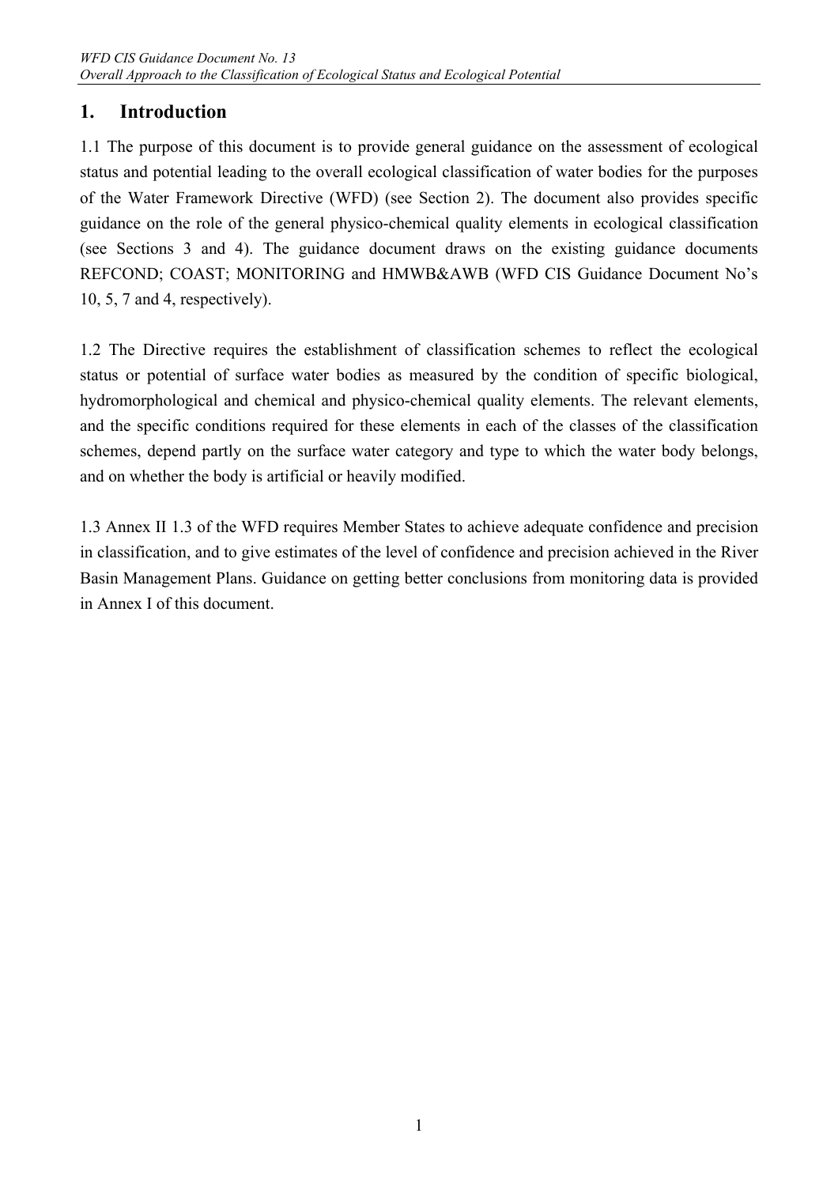# 1. Introduction

1.1 The purpose of this document is to provide general guidance on the assessment of ecological status and potential leading to the overall ecological classification of water bodies for the purposes of the Water Framework Directive (WFD) (see Section 2). The document also provides specific guidance on the role of the general physico-chemical quality elements in ecological classification (see Sections 3 and 4). The guidance document draws on the existing guidance documents REFCOND; COAST; MONITORING and HMWB&AWB (WFD CIS Guidance Document No's 10, 5, 7 and 4, respectively).

1.2 The Directive requires the establishment of classification schemes to reflect the ecological status or potential of surface water bodies as measured by the condition of specific biological, hydromorphological and chemical and physico-chemical quality elements. The relevant elements, and the specific conditions required for these elements in each of the classes of the classification schemes, depend partly on the surface water category and type to which the water body belongs, and on whether the body is artificial or heavily modified.

1.3 Annex II 1.3 of the WFD requires Member States to achieve adequate confidence and precision in classification, and to give estimates of the level of confidence and precision achieved in the River Basin Management Plans. Guidance on getting better conclusions from monitoring data is provided in Annex I of this document.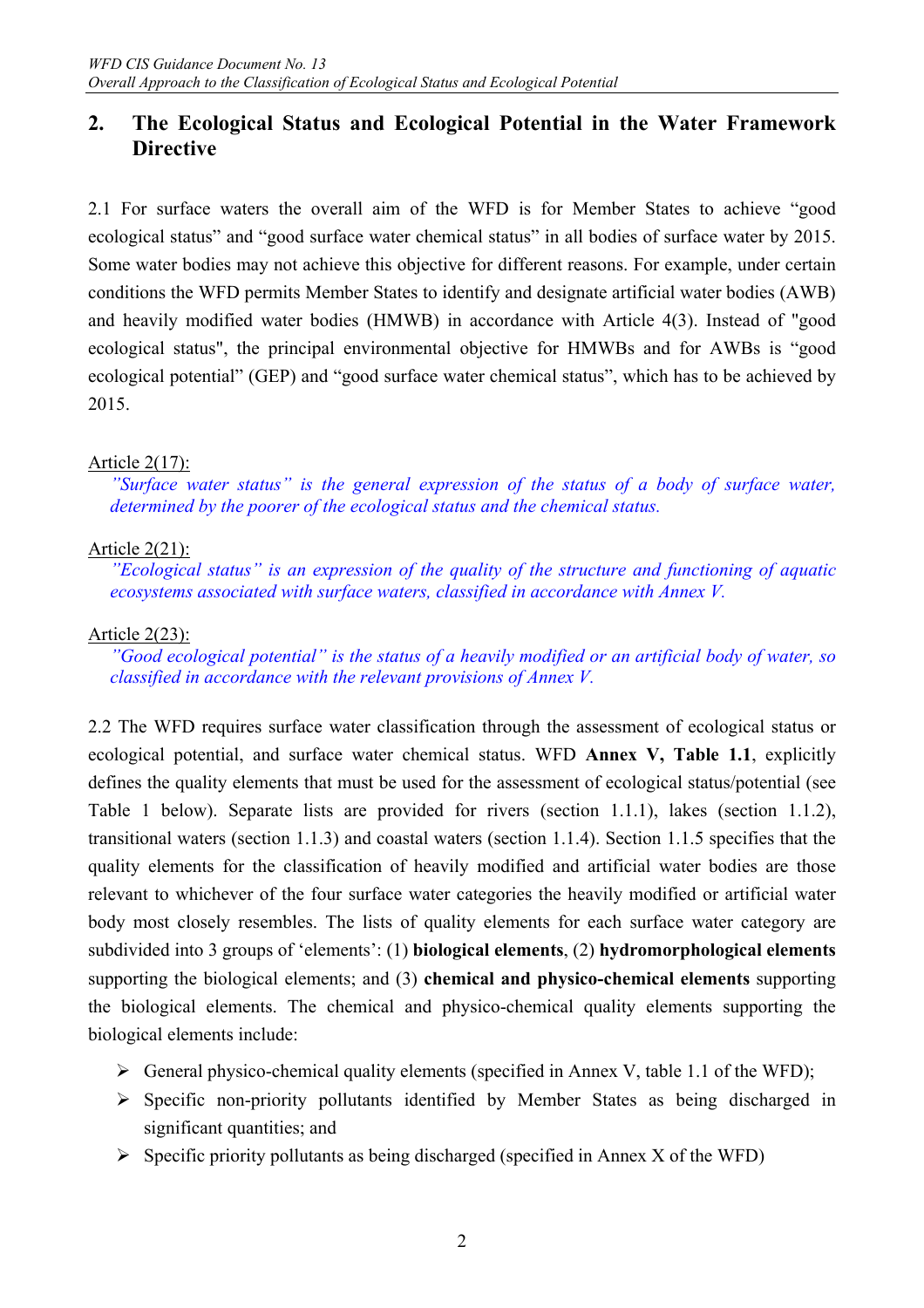## 2. The Ecological Status and Ecological Potential in the Water Framework Directive

2.1 For surface waters the overall aim of the WFD is for Member States to achieve "good ecological status" and "good surface water chemical status" in all bodies of surface water by 2015. Some water bodies may not achieve this objective for different reasons. For example, under certain conditions the WFD permits Member States to identify and designate artificial water bodies (AWB) and heavily modified water bodies (HMWB) in accordance with Article 4(3). Instead of "good ecological status", the principal environmental objective for HMWBs and for AWBs is "good ecological potential" (GEP) and "good surface water chemical status", which has to be achieved by 2015.

Article 2(17):

> *"Surface water status" is the general expression of the status of a body of surface water, determined by the poorer of the ecological status and the chemical status.*

Article 2(21):

> *"Ecological status" is an expression of the quality of the structure and functioning of aquatic ecosystems associated with surface waters, classified in accordance with Annex V.*

Article 2(23):

> *"Good ecological potential" is the status of a heavily modified or an artificial body of water, so classified in accordance with the relevant provisions of Annex V.*

2.2 The WFD requires surface water classification through the assessment of ecological status or ecological potential, and surface water chemical status. WFD **Annex V, Table 1.1**, explicitly defines the quality elements that must be used for the assessment of ecological status/potential (see Table 1 below). Separate lists are provided for rivers (section 1.1.1), lakes (section 1.1.2), transitional waters (section 1.1.3) and coastal waters (section 1.1.4). Section 1.1.5 specifies that the quality elements for the classification of heavily modified and artificial water bodies are those relevant to whichever of the four surface water categories the heavily modified or artificial water body most closely resembles. The lists of quality elements for each surface water category are subdivided into 3 groups of 'elements': (1) **biological elements**, (2) **hydromorphological elements** supporting the biological elements; and (3) **chemical and physico-chemical elements** supporting the biological elements. The chemical and physico-chemical quality elements supporting the biological elements include:

- General physico-chemical quality elements (specified in Annex V, table 1.1 of the WFD);
- Specific non-priority pollutants identified by Member States as being discharged in significant quantities; and
- Specific priority pollutants as being discharged (specified in Annex X of the WFD)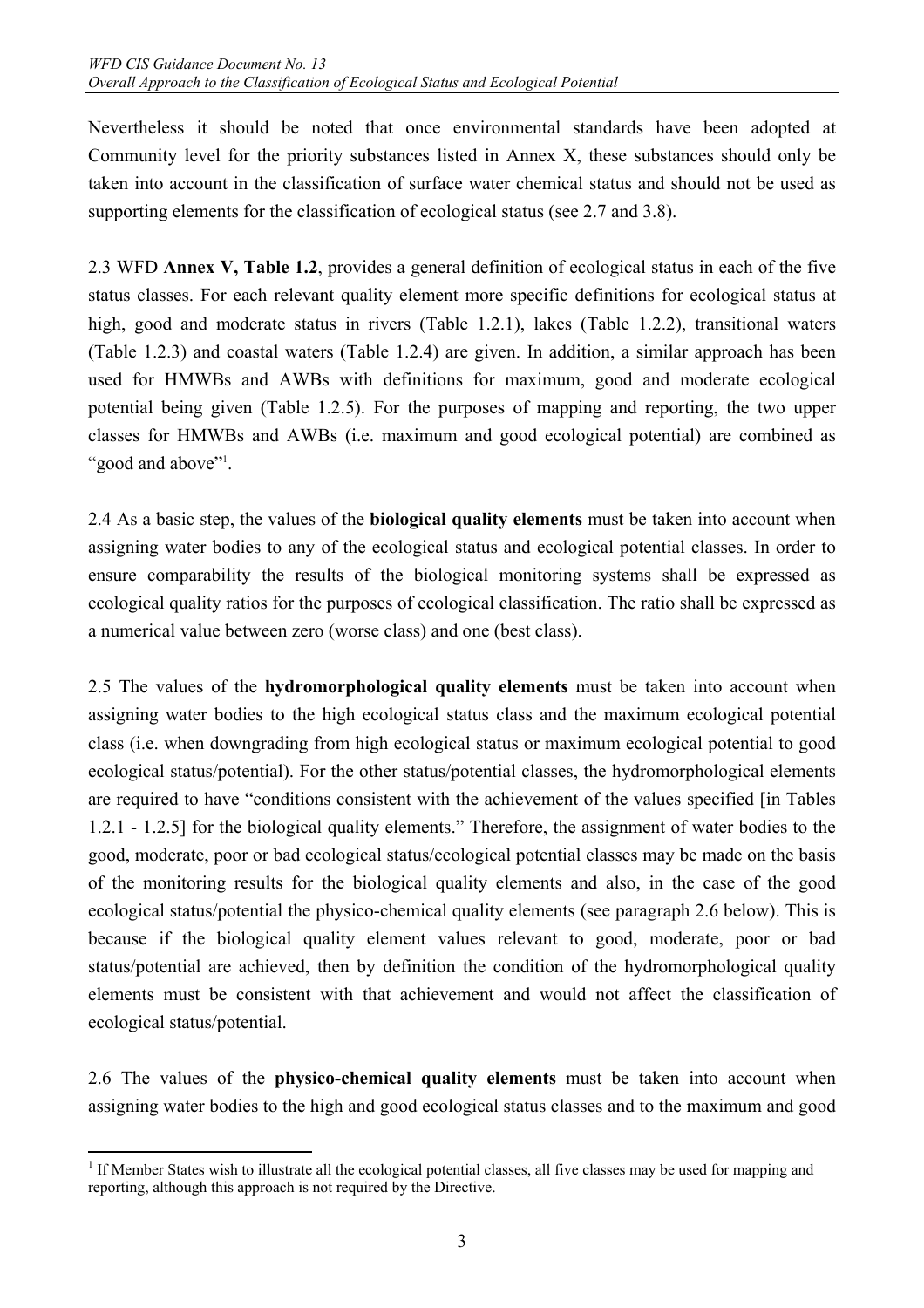Nevertheless it should be noted that once environmental standards have been adopted at Community level for the priority substances listed in Annex X, these substances should only be taken into account in the classification of surface water chemical status and should not be used as supporting elements for the classification of ecological status (see 2.7 and 3.8).

2.3 WFD **Annex V, Table 1.2**, provides a general definition of ecological status in each of the five status classes. For each relevant quality element more specific definitions for ecological status at high, good and moderate status in rivers (Table 1.2.1), lakes (Table 1.2.2), transitional waters (Table 1.2.3) and coastal waters (Table 1.2.4) are given. In addition, a similar approach has been used for HMWBs and AWBs with definitions for maximum, good and moderate ecological potential being given (Table 1.2.5). For the purposes of mapping and reporting, the two upper classes for HMWBs and AWBs (i.e. maximum and good ecological potential) are combined as "good and above"[1].

2.4 As a basic step, the values of the **biological quality elements** must be taken into account when assigning water bodies to any of the ecological status and ecological potential classes. In order to ensure comparability the results of the biological monitoring systems shall be expressed as ecological quality ratios for the purposes of ecological classification. The ratio shall be expressed as a numerical value between zero (worse class) and one (best class).

2.5 The values of the **hydromorphological quality elements** must be taken into account when assigning water bodies to the high ecological status class and the maximum ecological potential class (i.e. when downgrading from high ecological status or maximum ecological potential to good ecological status/potential). For the other status/potential classes, the hydromorphological elements are required to have "conditions consistent with the achievement of the values specified [in Tables 1.2.1 - 1.2.5] for the biological quality elements." Therefore, the assignment of water bodies to the good, moderate, poor or bad ecological status/ecological potential classes may be made on the basis of the monitoring results for the biological quality elements and also, in the case of the good ecological status/potential the physico-chemical quality elements (see paragraph 2.6 below). This is because if the biological quality element values relevant to good, moderate, poor or bad status/potential are achieved, then by definition the condition of the hydromorphological quality elements must be consistent with that achievement and would not affect the classification of ecological status/potential.

2.6 The values of the **physico-chemical quality elements** must be taken into account when assigning water bodies to the high and good ecological status classes and to the maximum and good

[1] If Member States wish to illustrate all the ecological potential classes, all five classes may be used for mapping and reporting, although this approach is not required by the Directive.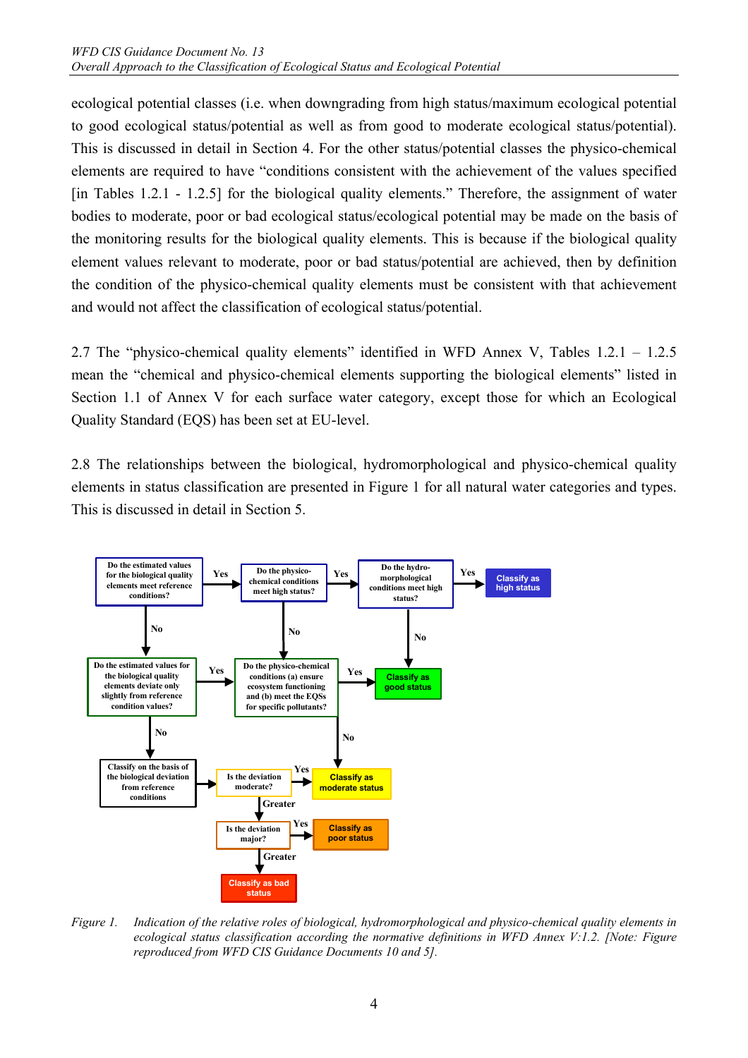ecological potential classes (i.e. when downgrading from high status/maximum ecological potential to good ecological status/potential as well as from good to moderate ecological status/potential). This is discussed in detail in Section 4. For the other status/potential classes the physico-chemical elements are required to have "conditions consistent with the achievement of the values specified [in Tables 1.2.1 - 1.2.5] for the biological quality elements." Therefore, the assignment of water bodies to moderate, poor or bad ecological status/ecological potential may be made on the basis of the monitoring results for the biological quality elements. This is because if the biological quality element values relevant to moderate, poor or bad status/potential are achieved, then by definition the condition of the physico-chemical quality elements must be consistent with that achievement and would not affect the classification of ecological status/potential.

2.7 The "physico-chemical quality elements" identified in WFD Annex V, Tables 1.2.1 – 1.2.5 mean the "chemical and physico-chemical elements supporting the biological elements" listed in Section 1.1 of Annex V for each surface water category, except those for which an Ecological Quality Standard (EQS) has been set at EU-level.

2.8 The relationships between the biological, hydromorphological and physico-chemical quality elements in status classification are presented in Figure 1 for all natural water categories and types. This is discussed in detail in Section 5.

- Do the estimated values for the biological quality elements meet reference conditions?
  - Yes → Do the physico-chemical conditions meet high status?
    - Yes → Do the hydro-morphological conditions meet high status?
      - Yes → Classify as high status
      - No → Classify as good status
    - No → Do the physico-chemical conditions (a) ensure ecosystem functioning and (b) meet the EQSs for specific pollutants?
  - No → Do the estimated values for the biological quality elements deviate only slightly from reference condition values?
    - Yes → Do the physico-chemical conditions (a) ensure ecosystem functioning and (b) meet the EQSs for specific pollutants?
      - Yes → Classify as good status
      - No → Classify as moderate status
    - No → Classify on the basis of the biological deviation from reference conditions → Is the deviation moderate?
      - Yes → Classify as moderate status
      - Greater → Is the deviation major?
        - Yes → Classify as poor status
        - Greater → Classify as bad status

*Figure 1. Indication of the relative roles of biological, hydromorphological and physico-chemical quality elements in ecological status classification according the normative definitions in WFD Annex V:1.2. [Note: Figure reproduced from WFD CIS Guidance Documents 10 and 5].*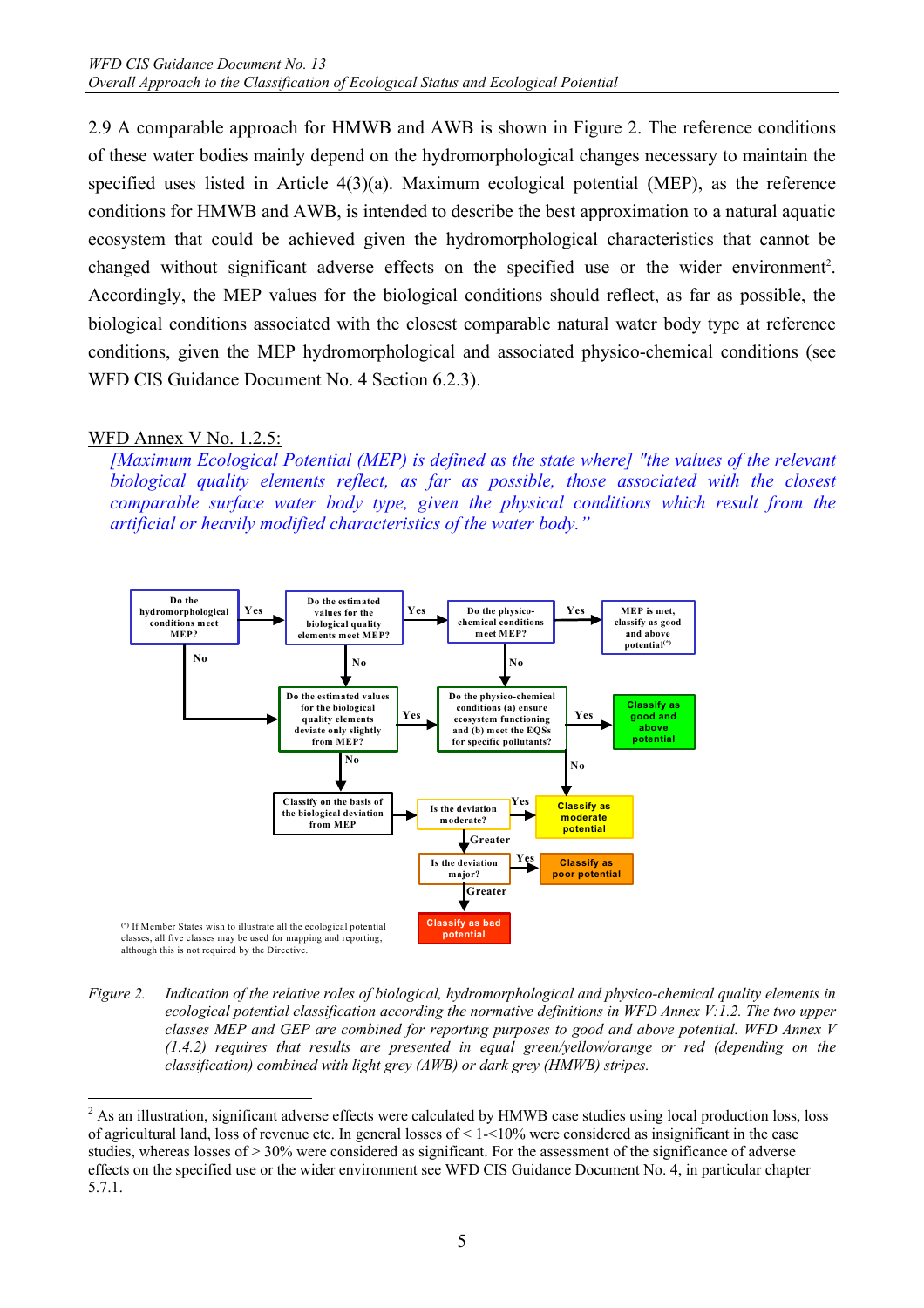2.9 A comparable approach for HMWB and AWB is shown in Figure 2. The reference conditions of these water bodies mainly depend on the hydromorphological changes necessary to maintain the specified uses listed in Article 4(3)(a). Maximum ecological potential (MEP), as the reference conditions for HMWB and AWB, is intended to describe the best approximation to a natural aquatic ecosystem that could be achieved given the hydromorphological characteristics that cannot be changed without significant adverse effects on the specified use or the wider environment[2]. Accordingly, the MEP values for the biological conditions should reflect, as far as possible, the biological conditions associated with the closest comparable natural water body type at reference conditions, given the MEP hydromorphological and associated physico-chemical conditions (see WFD CIS Guidance Document No. 4 Section 6.2.3).

WFD Annex V No. 1.2.5:

*[Maximum Ecological Potential (MEP) is defined as the state where] "the values of the relevant biological quality elements reflect, as far as possible, those associated with the closest comparable surface water body type, given the physical conditions which result from the artificial or heavily modified characteristics of the water body."*

- Do the hydromorphological conditions meet MEP? — Yes → Do the estimated values for the biological quality elements meet MEP? — No → Do the estimated values for the biological quality elements deviate only slightly from MEP?
- Do the estimated values for the biological quality elements meet MEP? — Yes → Do the physico-chemical conditions meet MEP? — No → Do the estimated values for the biological quality elements deviate only slightly from MEP?
- Do the physico-chemical conditions meet MEP? — Yes → MEP is met, classify as good and above potential(*) — No → Do the physico-chemical conditions (a) ensure ecosystem functioning and (b) meet the EQSs for specific pollutants?
- Do the estimated values for the biological quality elements deviate only slightly from MEP? — Yes → Do the physico-chemical conditions (a) ensure ecosystem functioning and (b) meet the EQSs for specific pollutants? — No → Classify on the basis of the biological deviation from MEP
- Do the physico-chemical conditions (a) ensure ecosystem functioning and (b) meet the EQSs for specific pollutants? — Yes → Classify as good and above potential — No → Classify as moderate potential
- Classify on the basis of the biological deviation from MEP → Is the deviation moderate? — Yes → Classify as moderate potential — Greater → Is the deviation major? — Yes → Classify as poor potential — Greater → Classify as bad potential

(*) If Member States wish to illustrate all the ecological potential classes, all five classes may be used for mapping and reporting, although this is not required by the Directive.

*Figure 2. Indication of the relative roles of biological, hydromorphological and physico-chemical quality elements in ecological potential classification according the normative definitions in WFD Annex V:1.2. The two upper classes MEP and GEP are combined for reporting purposes to good and above potential. WFD Annex V (1.4.2) requires that results are presented in equal green/yellow/orange or red (depending on the classification) combined with light grey (AWB) or dark grey (HMWB) stripes.*

[2] As an illustration, significant adverse effects were calculated by HMWB case studies using local production loss, loss of agricultural land, loss of revenue etc. In general losses of < 1-<10% were considered as insignificant in the case studies, whereas losses of > 30% were considered as significant. For the assessment of the significance of adverse effects on the specified use or the wider environment see WFD CIS Guidance Document No. 4, in particular chapter 5.7.1.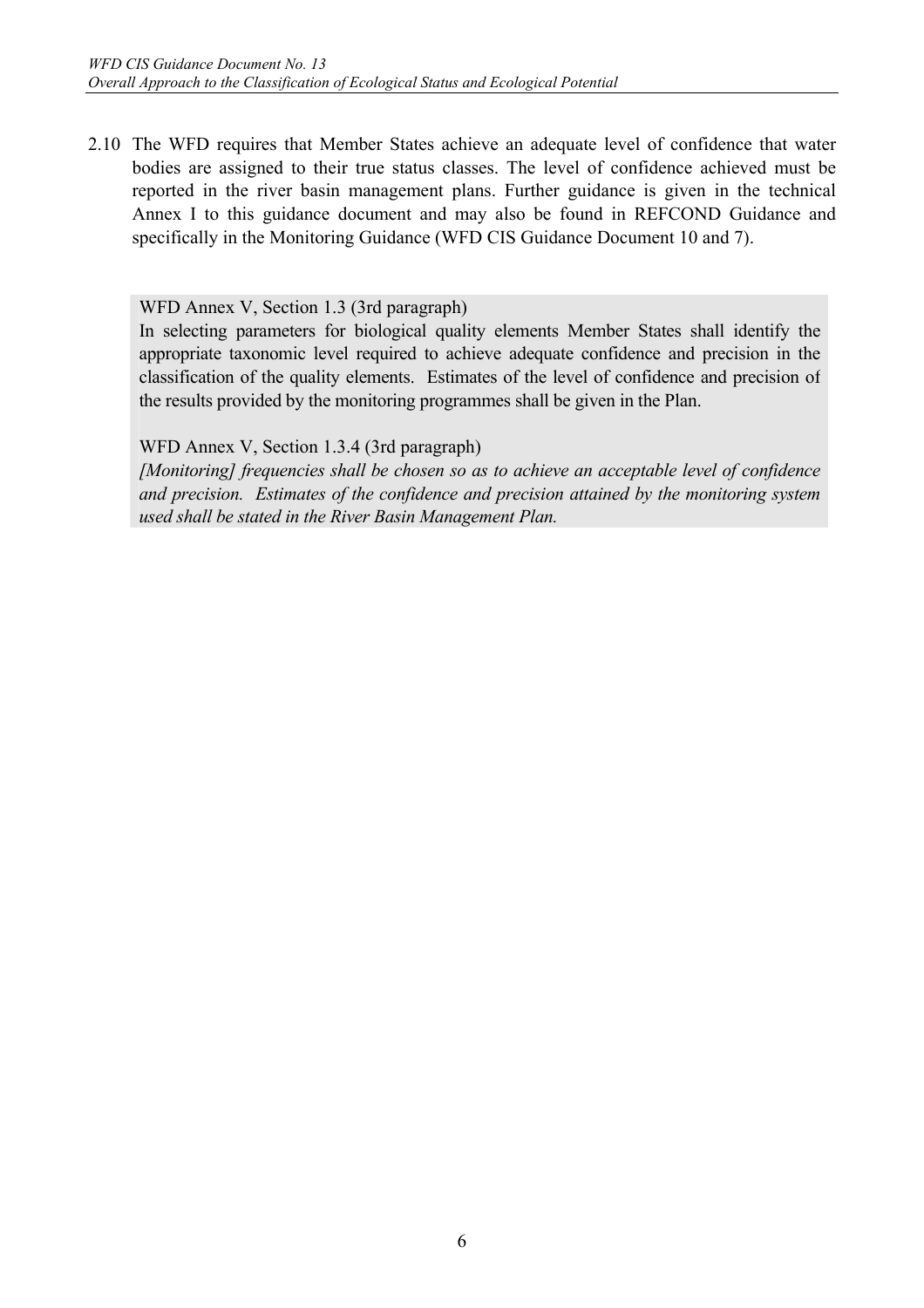2.10 The WFD requires that Member States achieve an adequate level of confidence that water bodies are assigned to their true status classes. The level of confidence achieved must be reported in the river basin management plans. Further guidance is given in the technical Annex I to this guidance document and may also be found in REFCOND Guidance and specifically in the Monitoring Guidance (WFD CIS Guidance Document 10 and 7).

> WFD Annex V, Section 1.3 (3rd paragraph)
>
> In selecting parameters for biological quality elements Member States shall identify the appropriate taxonomic level required to achieve adequate confidence and precision in the classification of the quality elements. Estimates of the level of confidence and precision of the results provided by the monitoring programmes shall be given in the Plan.
>
> WFD Annex V, Section 1.3.4 (3rd paragraph)
>
> *[Monitoring] frequencies shall be chosen so as to achieve an acceptable level of confidence and precision. Estimates of the confidence and precision attained by the monitoring system used shall be stated in the River Basin Management Plan.*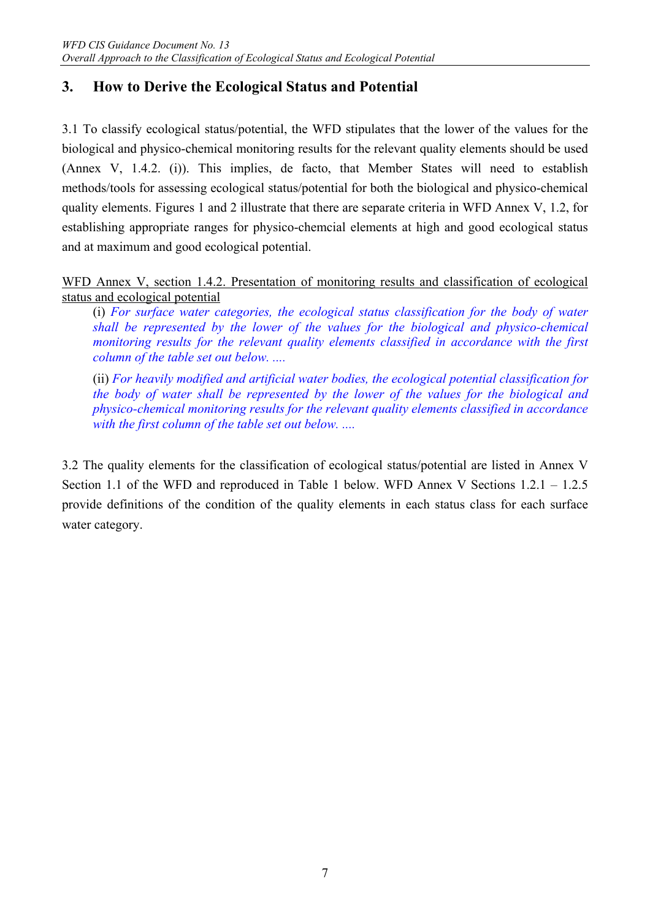## 3. How to Derive the Ecological Status and Potential

3.1 To classify ecological status/potential, the WFD stipulates that the lower of the values for the biological and physico-chemical monitoring results for the relevant quality elements should be used (Annex V, 1.4.2. (i)). This implies, de facto, that Member States will need to establish methods/tools for assessing ecological status/potential for both the biological and physico-chemical quality elements. Figures 1 and 2 illustrate that there are separate criteria in WFD Annex V, 1.2, for establishing appropriate ranges for physico-chemcial elements at high and good ecological status and at maximum and good ecological potential.

<u>WFD Annex V, section 1.4.2. Presentation of monitoring results and classification of ecological status and ecological potential</u>

> (i) *For surface water categories, the ecological status classification for the body of water shall be represented by the lower of the values for the biological and physico-chemical monitoring results for the relevant quality elements classified in accordance with the first column of the table set out below. ....*
>
> (ii) *For heavily modified and artificial water bodies, the ecological potential classification for the body of water shall be represented by the lower of the values for the biological and physico-chemical monitoring results for the relevant quality elements classified in accordance with the first column of the table set out below. ....*

3.2 The quality elements for the classification of ecological status/potential are listed in Annex V Section 1.1 of the WFD and reproduced in Table 1 below. WFD Annex V Sections 1.2.1 – 1.2.5 provide definitions of the condition of the quality elements in each status class for each surface water category.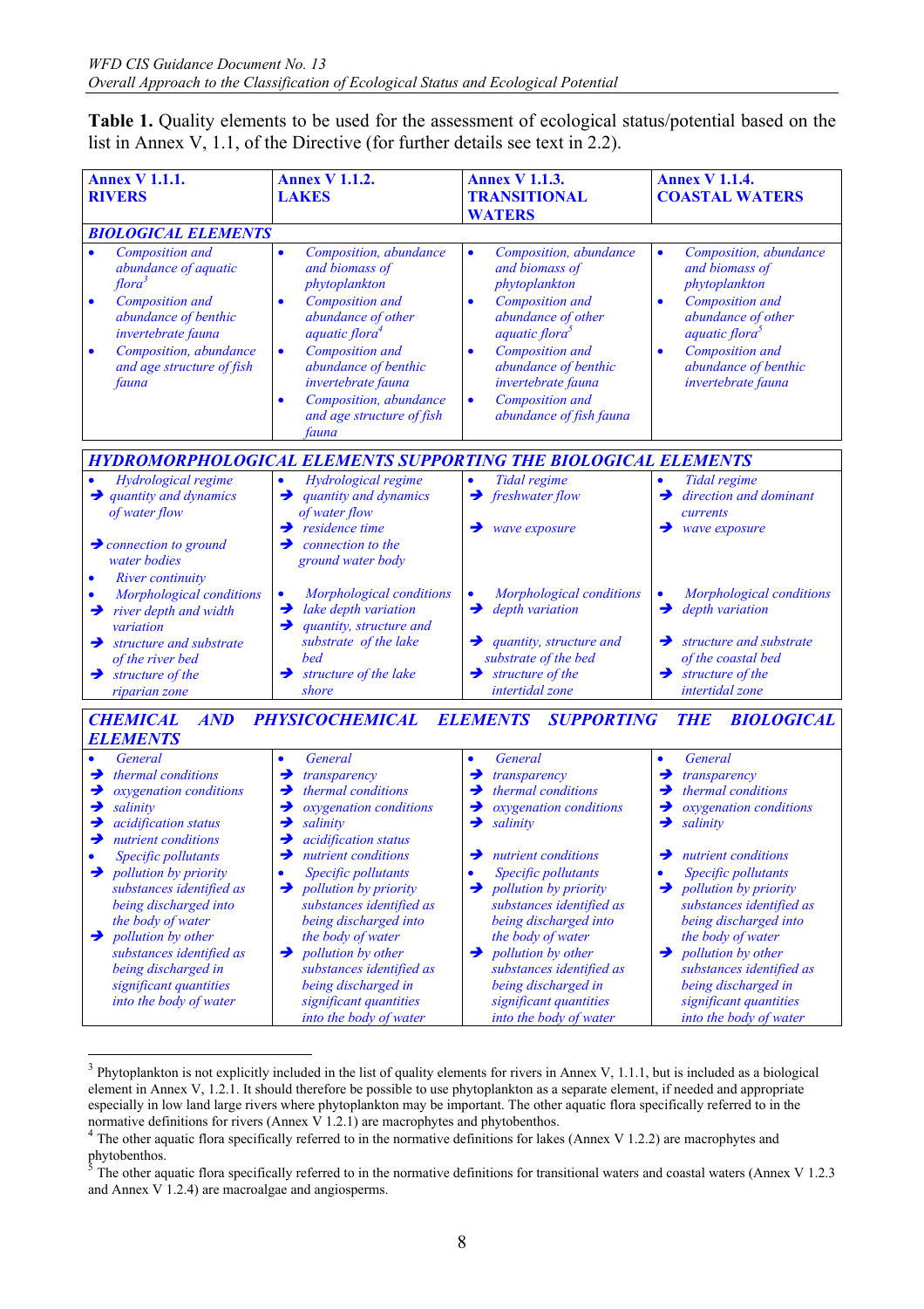**Table 1.** Quality elements to be used for the assessment of ecological status/potential based on the list in Annex V, 1.1, of the Directive (for further details see text in 2.2).

| **Annex V 1.1.1. RIVERS** | **Annex V 1.1.2. LAKES** | **Annex V 1.1.3. TRANSITIONAL WATERS** | **Annex V 1.1.4. COASTAL WATERS** |
|---|---|---|---|
| ***BIOLOGICAL ELEMENTS*** | | | |
| • *Composition and abundance of aquatic flora*[3]<br>• *Composition and abundance of benthic invertebrate fauna*<br>• *Composition, abundance and age structure of fish fauna* | • *Composition, abundance and biomass of phytoplankton*<br>• *Composition and abundance of other aquatic flora*[4]<br>• *Composition and abundance of benthic invertebrate fauna*<br>• *Composition, abundance and age structure of fish fauna* | • *Composition, abundance and biomass of phytoplankton*<br>• *Composition and abundance of other aquatic flora*[5]<br>• *Composition and abundance of benthic invertebrate fauna*<br>• *Composition and abundance of fish fauna* | • *Composition, abundance and biomass of phytoplankton*<br>• *Composition and abundance of other aquatic flora*[5]<br>• *Composition and abundance of benthic invertebrate fauna* |
| ***HYDROMORPHOLOGICAL ELEMENTS SUPPORTING THE BIOLOGICAL ELEMENTS*** | | | |
| • *Hydrological regime*<br>➔ *quantity and dynamics of water flow*<br>➔ *connection to ground water bodies*<br>• *River continuity*<br>• *Morphological conditions*<br>➔ *river depth and width variation*<br>➔ *structure and substrate of the river bed*<br>➔ *structure of the riparian zone* | • *Hydrological regime*<br>➔ *quantity and dynamics of water flow*<br>➔ *residence time*<br>➔ *connection to the ground water body*<br>• *Morphological conditions*<br>➔ *lake depth variation*<br>➔ *quantity, structure and substrate of the lake bed*<br>➔ *structure of the lake shore* | • *Tidal regime*<br>➔ *freshwater flow*<br>➔ *wave exposure*<br>• *Morphological conditions*<br>➔ *depth variation*<br>➔ *quantity, structure and substrate of the bed*<br>➔ *structure of the intertidal zone* | • *Tidal regime*<br>➔ *direction and dominant currents*<br>➔ *wave exposure*<br>• *Morphological conditions*<br>➔ *depth variation*<br>➔ *structure and substrate of the coastal bed*<br>➔ *structure of the intertidal zone* |
| ***CHEMICAL AND PHYSICOCHEMICAL ELEMENTS SUPPORTING THE BIOLOGICAL ELEMENTS*** | | | |
| • *General*<br>➔ *thermal conditions*<br>➔ *oxygenation conditions*<br>➔ *salinity*<br>➔ *acidification status*<br>➔ *nutrient conditions*<br>• *Specific pollutants*<br>➔ *pollution by priority substances identified as being discharged into the body of water*<br>➔ *pollution by other substances identified as being discharged in significant quantities into the body of water* | • *General*<br>➔ *transparency*<br>➔ *thermal conditions*<br>➔ *oxygenation conditions*<br>➔ *salinity*<br>➔ *acidification status*<br>➔ *nutrient conditions*<br>• *Specific pollutants*<br>➔ *pollution by priority substances identified as being discharged into the body of water*<br>➔ *pollution by other substances identified as being discharged in significant quantities into the body of water* | • *General*<br>➔ *transparency*<br>➔ *thermal conditions*<br>➔ *oxygenation conditions*<br>➔ *salinity*<br>➔ *nutrient conditions*<br>• *Specific pollutants*<br>➔ *pollution by priority substances identified as being discharged into the body of water*<br>➔ *pollution by other substances identified as being discharged in significant quantities into the body of water* | • *General*<br>➔ *transparency*<br>➔ *thermal conditions*<br>➔ *oxygenation conditions*<br>➔ *salinity*<br>➔ *nutrient conditions*<br>• *Specific pollutants*<br>➔ *pollution by priority substances identified as being discharged into the body of water*<br>➔ *pollution by other substances identified as being discharged in significant quantities into the body of water* |

---

[3] Phytoplankton is not explicitly included in the list of quality elements for rivers in Annex V, 1.1.1, but is included as a biological element in Annex V, 1.2.1. It should therefore be possible to use phytoplankton as a separate element, if needed and appropriate especially in low land large rivers where phytoplankton may be important. The other aquatic flora specifically referred to in the normative definitions for rivers (Annex V 1.2.1) are macrophytes and phytobenthos.

[4] The other aquatic flora specifically referred to in the normative definitions for lakes (Annex V 1.2.2) are macrophytes and phytobenthos.

[5] The other aquatic flora specifically referred to in the normative definitions for transitional waters and coastal waters (Annex V 1.2.3 and Annex V 1.2.4) are macroalgae and angiosperms.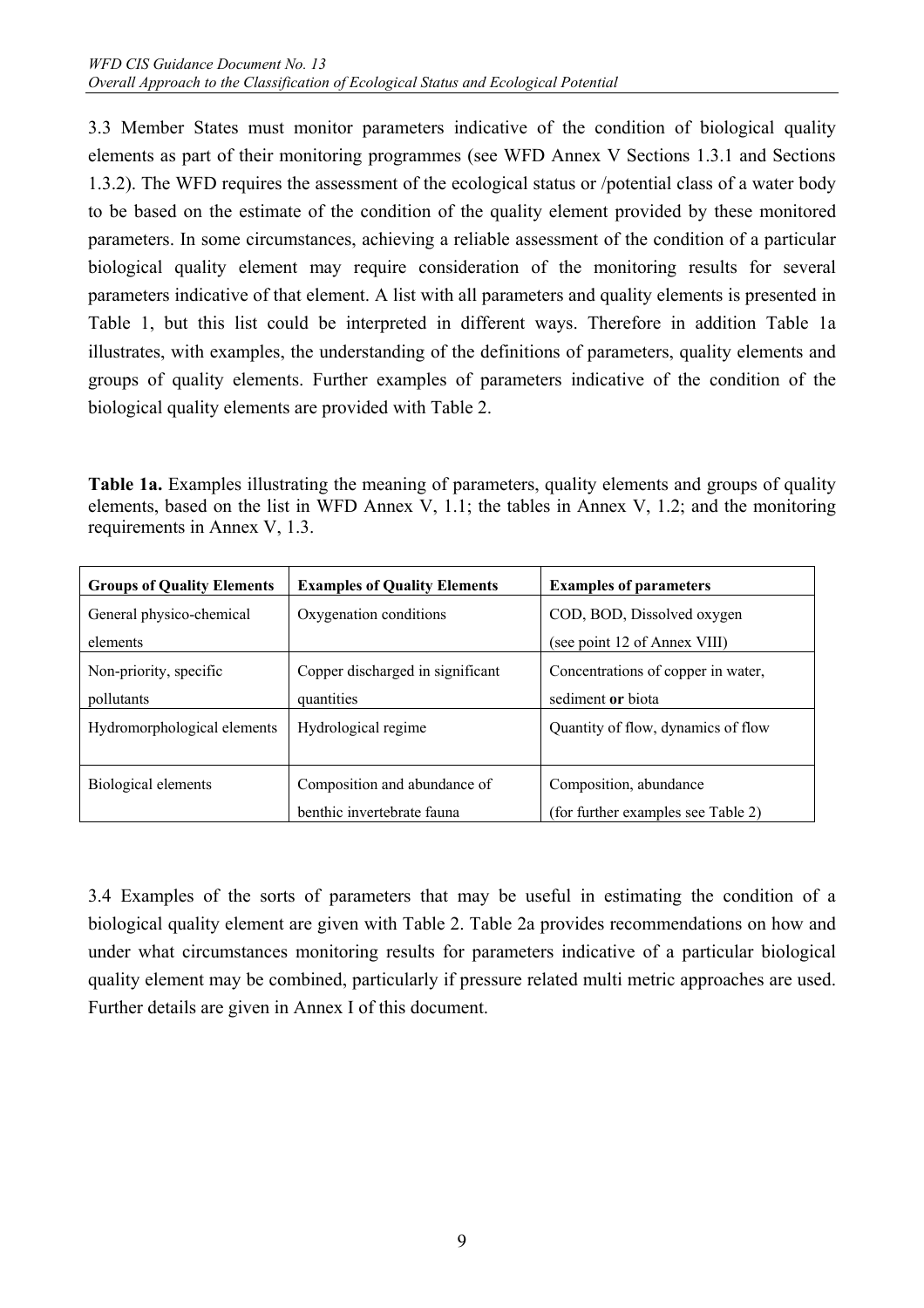3.3 Member States must monitor parameters indicative of the condition of biological quality elements as part of their monitoring programmes (see WFD Annex V Sections 1.3.1 and Sections 1.3.2). The WFD requires the assessment of the ecological status or /potential class of a water body to be based on the estimate of the condition of the quality element provided by these monitored parameters. In some circumstances, achieving a reliable assessment of the condition of a particular biological quality element may require consideration of the monitoring results for several parameters indicative of that element. A list with all parameters and quality elements is presented in Table 1, but this list could be interpreted in different ways. Therefore in addition Table 1a illustrates, with examples, the understanding of the definitions of parameters, quality elements and groups of quality elements. Further examples of parameters indicative of the condition of the biological quality elements are provided with Table 2.

**Table 1a.** Examples illustrating the meaning of parameters, quality elements and groups of quality elements, based on the list in WFD Annex V, 1.1; the tables in Annex V, 1.2; and the monitoring requirements in Annex V, 1.3.

| Groups of Quality Elements | Examples of Quality Elements | Examples of parameters |
|---|---|---|
| General physico-chemical elements | Oxygenation conditions | COD, BOD, Dissolved oxygen (see point 12 of Annex VIII) |
| Non-priority, specific pollutants | Copper discharged in significant quantities | Concentrations of copper in water, sediment **or** biota |
| Hydromorphological elements | Hydrological regime | Quantity of flow, dynamics of flow |
| Biological elements | Composition and abundance of benthic invertebrate fauna | Composition, abundance (for further examples see Table 2) |

3.4 Examples of the sorts of parameters that may be useful in estimating the condition of a biological quality element are given with Table 2. Table 2a provides recommendations on how and under what circumstances monitoring results for parameters indicative of a particular biological quality element may be combined, particularly if pressure related multi metric approaches are used. Further details are given in Annex I of this document.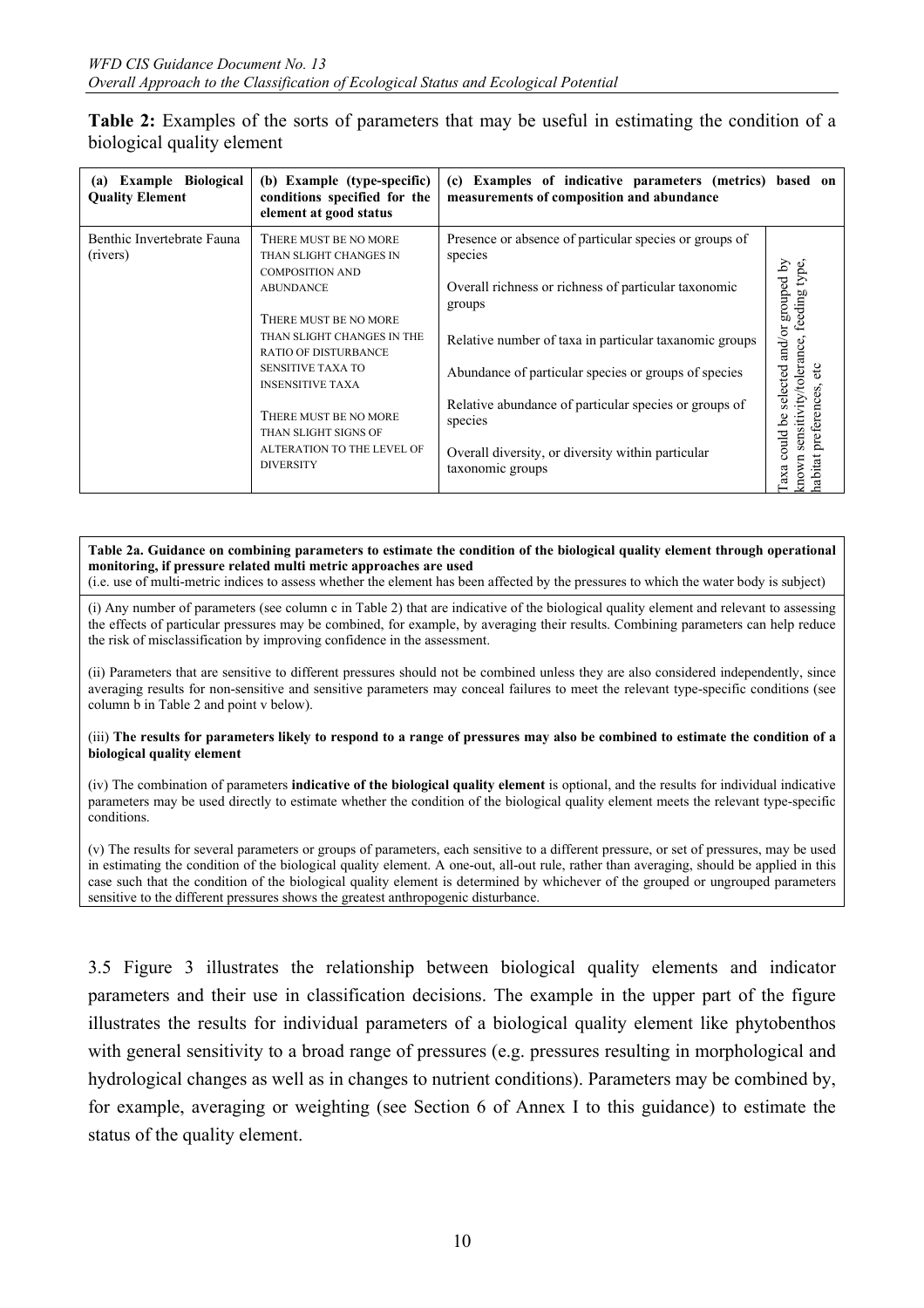**Table 2:** Examples of the sorts of parameters that may be useful in estimating the condition of a biological quality element

| (a) Example Biological Quality Element | (b) Example (type-specific) conditions specified for the element at good status | (c) Examples of indicative parameters (metrics) based on measurements of composition and abundance | |
|---|---|---|---|
| Benthic Invertebrate Fauna (rivers) | THERE MUST BE NO MORE THAN SLIGHT CHANGES IN COMPOSITION AND ABUNDANCE<br><br>THERE MUST BE NO MORE THAN SLIGHT CHANGES IN THE RATIO OF DISTURBANCE SENSITIVE TAXA TO INSENSITIVE TAXA<br><br>THERE MUST BE NO MORE THAN SLIGHT SIGNS OF ALTERATION TO THE LEVEL OF DIVERSITY | Presence or absence of particular species or groups of species<br><br>Overall richness or richness of particular taxonomic groups<br><br>Relative number of taxa in particular taxonomic groups<br><br>Abundance of particular species or groups of species<br><br>Relative abundance of particular species or groups of species<br><br>Overall diversity, or diversity within particular taxonomic groups | Taxa could be selected and/or grouped by known sensitivity/tolerance, feeding type, habitat preferences, etc |

| **Table 2a. Guidance on combining parameters to estimate the condition of the biological quality element through operational monitoring, if pressure related multi metric approaches are used**<br>(i.e. use of multi-metric indices to assess whether the element has been affected by the pressures to which the water body is subject) |
|---|
| (i) Any number of parameters (see column c in Table 2) that are indicative of the biological quality element and relevant to assessing the effects of particular pressures may be combined, for example, by averaging their results. Combining parameters can help reduce the risk of misclassification by improving confidence in the assessment. |
| (ii) Parameters that are sensitive to different pressures should not be combined unless they are also considered independently, since averaging results for non-sensitive and sensitive parameters may conceal failures to meet the relevant type-specific conditions (see column b in Table 2 and point v below). |
| (iii) **The results for parameters likely to respond to a range of pressures may also be combined to estimate the condition of a biological quality element** |
| (iv) The combination of parameters **indicative of the biological quality element** is optional, and the results for individual indicative parameters may be used directly to estimate whether the condition of the biological quality element meets the relevant type-specific conditions. |
| (v) The results for several parameters or groups of parameters, each sensitive to a different pressure, or set of pressures, may be used in estimating the condition of the biological quality element. A one-out, all-out rule, rather than averaging, should be applied in this case such that the condition of the biological quality element is determined by whichever of the grouped or ungrouped parameters sensitive to the different pressures shows the greatest anthropogenic disturbance. |

3.5 Figure 3 illustrates the relationship between biological quality elements and indicator parameters and their use in classification decisions. The example in the upper part of the figure illustrates the results for individual parameters of a biological quality element like phytobenthos with general sensitivity to a broad range of pressures (e.g. pressures resulting in morphological and hydrological changes as well as in changes to nutrient conditions). Parameters may be combined by, for example, averaging or weighting (see Section 6 of Annex I to this guidance) to estimate the status of the quality element.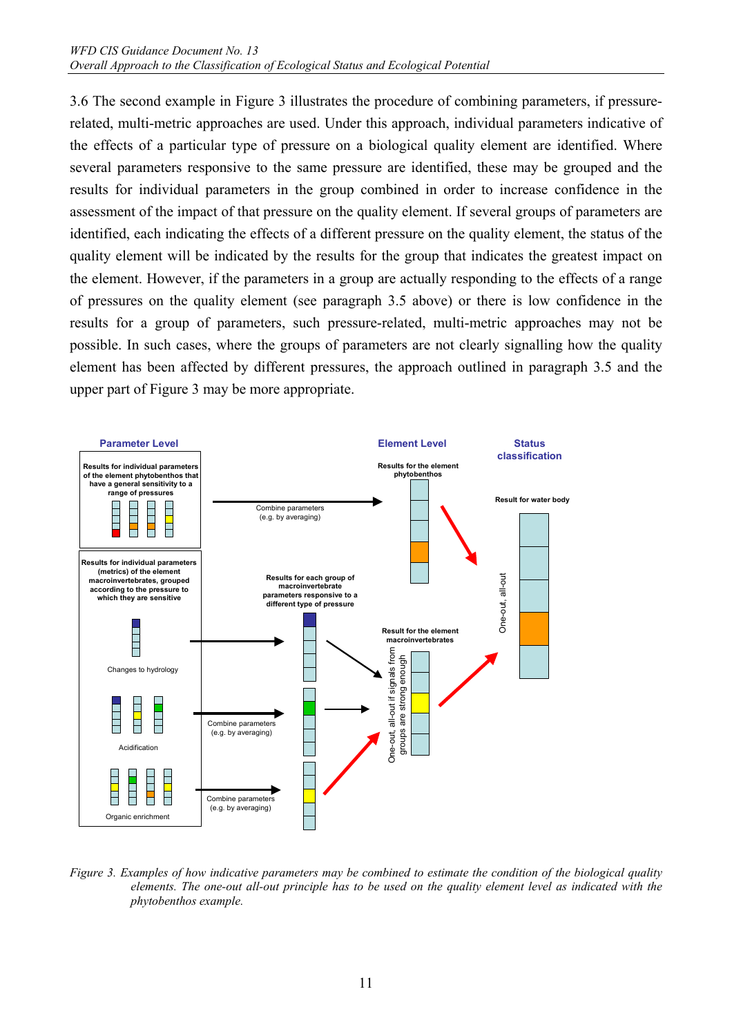3.6 The second example in Figure 3 illustrates the procedure of combining parameters, if pressure-related, multi-metric approaches are used. Under this approach, individual parameters indicative of the effects of a particular type of pressure on a biological quality element are identified. Where several parameters responsive to the same pressure are identified, these may be grouped and the results for individual parameters in the group combined in order to increase confidence in the assessment of the impact of that pressure on the quality element. If several groups of parameters are identified, each indicating the effects of a different pressure on the quality element, the status of the quality element will be indicated by the results for the group that indicates the greatest impact on the element. However, if the parameters in a group are actually responding to the effects of a range of pressures on the quality element (see paragraph 3.5 above) or there is low confidence in the results for a group of parameters, such pressure-related, multi-metric approaches may not be possible. In such cases, where the groups of parameters are not clearly signalling how the quality element has been affected by different pressures, the approach outlined in paragraph 3.5 and the upper part of Figure 3 may be more appropriate.

**Parameter Level** | **Element Level** | **Status classification**

Results for individual parameters of the element phytobenthos that have a general sensitivity to a range of pressures

Combine parameters (e.g. by averaging)

Results for the element phytobenthos

Result for water body

One-out, all-out

Results for individual parameters (metrics) of the element macroinvertebrates, grouped according to the pressure to which they are sensitive

Results for each group of macroinvertebrate parameters responsive to a different type of pressure

Changes to hydrology

Acidification

Organic enrichment

Combine parameters (e.g. by averaging)

Combine parameters (e.g. by averaging)

Result for the element macroinvertebrates

One-out, all-out if signals from groups are strong enough

*Figure 3. Examples of how indicative parameters may be combined to estimate the condition of the biological quality elements. The one-out all-out principle has to be used on the quality element level as indicated with the phytobenthos example.*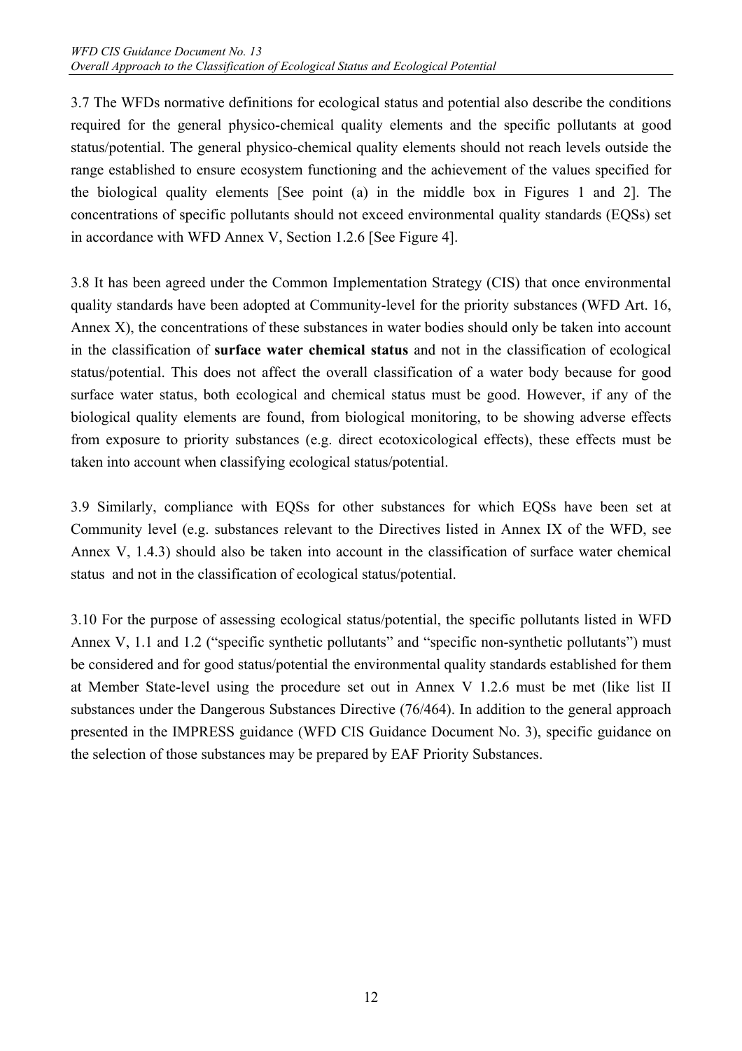3.7 The WFDs normative definitions for ecological status and potential also describe the conditions required for the general physico-chemical quality elements and the specific pollutants at good status/potential. The general physico-chemical quality elements should not reach levels outside the range established to ensure ecosystem functioning and the achievement of the values specified for the biological quality elements [See point (a) in the middle box in Figures 1 and 2]. The concentrations of specific pollutants should not exceed environmental quality standards (EQSs) set in accordance with WFD Annex V, Section 1.2.6 [See Figure 4].

3.8 It has been agreed under the Common Implementation Strategy (CIS) that once environmental quality standards have been adopted at Community-level for the priority substances (WFD Art. 16, Annex X), the concentrations of these substances in water bodies should only be taken into account in the classification of **surface water chemical status** and not in the classification of ecological status/potential. This does not affect the overall classification of a water body because for good surface water status, both ecological and chemical status must be good. However, if any of the biological quality elements are found, from biological monitoring, to be showing adverse effects from exposure to priority substances (e.g. direct ecotoxicological effects), these effects must be taken into account when classifying ecological status/potential.

3.9 Similarly, compliance with EQSs for other substances for which EQSs have been set at Community level (e.g. substances relevant to the Directives listed in Annex IX of the WFD, see Annex V, 1.4.3) should also be taken into account in the classification of surface water chemical status and not in the classification of ecological status/potential.

3.10 For the purpose of assessing ecological status/potential, the specific pollutants listed in WFD Annex V, 1.1 and 1.2 ("specific synthetic pollutants" and "specific non-synthetic pollutants") must be considered and for good status/potential the environmental quality standards established for them at Member State-level using the procedure set out in Annex V 1.2.6 must be met (like list II substances under the Dangerous Substances Directive (76/464). In addition to the general approach presented in the IMPRESS guidance (WFD CIS Guidance Document No. 3), specific guidance on the selection of those substances may be prepared by EAF Priority Substances.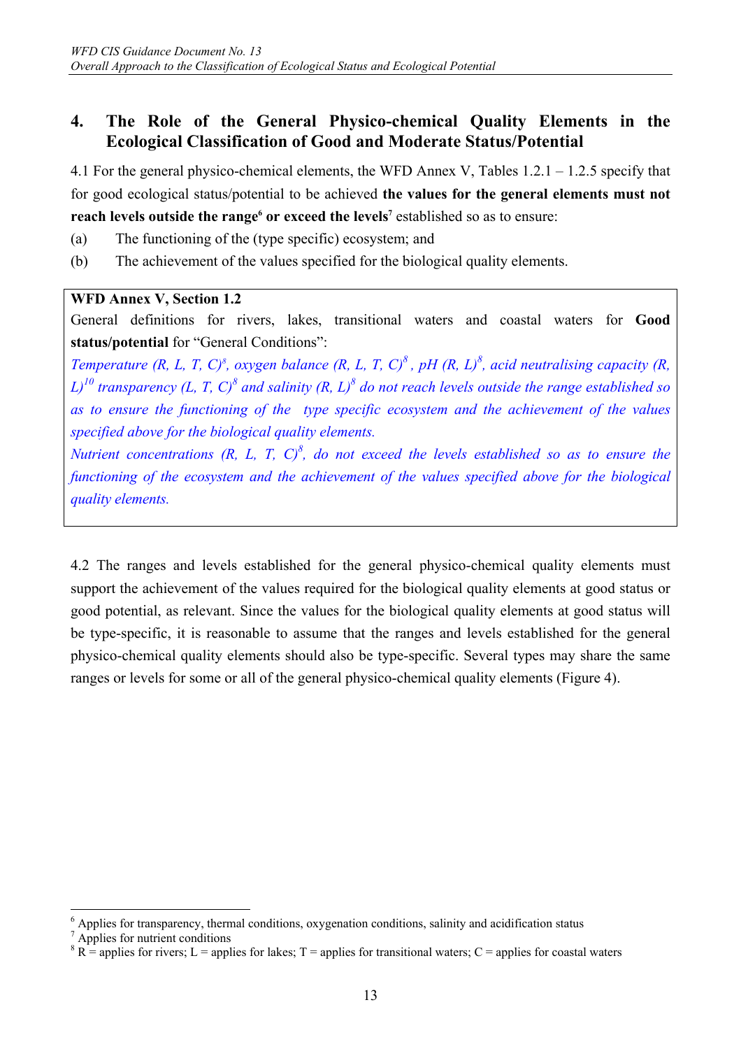## 4. The Role of the General Physico-chemical Quality Elements in the Ecological Classification of Good and Moderate Status/Potential

4.1 For the general physico-chemical elements, the WFD Annex V, Tables 1.2.1 – 1.2.5 specify that for good ecological status/potential to be achieved **the values for the general elements must not reach levels outside the range[6] or exceed the levels[7]** established so as to ensure:

(a) The functioning of the (type specific) ecosystem; and

(b) The achievement of the values specified for the biological quality elements.

> **WFD Annex V, Section 1.2**
>
> General definitions for rivers, lakes, transitional waters and coastal waters for **Good status/potential** for "General Conditions":
>
> *Temperature (R, L, T, C)[8], oxygen balance (R, L, T, C)[8], pH (R, L)[8], acid neutralising capacity (R, L)[10] transparency (L, T, C)[8] and salinity (R, L)[8] do not reach levels outside the range established so as to ensure the functioning of the type specific ecosystem and the achievement of the values specified above for the biological quality elements.*
>
> *Nutrient concentrations (R, L, T, C)[8], do not exceed the levels established so as to ensure the functioning of the ecosystem and the achievement of the values specified above for the biological quality elements.*

4.2 The ranges and levels established for the general physico-chemical quality elements must support the achievement of the values required for the biological quality elements at good status or good potential, as relevant. Since the values for the biological quality elements at good status will be type-specific, it is reasonable to assume that the ranges and levels established for the general physico-chemical quality elements should also be type-specific. Several types may share the same ranges or levels for some or all of the general physico-chemical quality elements (Figure 4).

---

[6] Applies for transparency, thermal conditions, oxygenation conditions, salinity and acidification status

[7] Applies for nutrient conditions

[8] R = applies for rivers; L = applies for lakes; T = applies for transitional waters; C = applies for coastal waters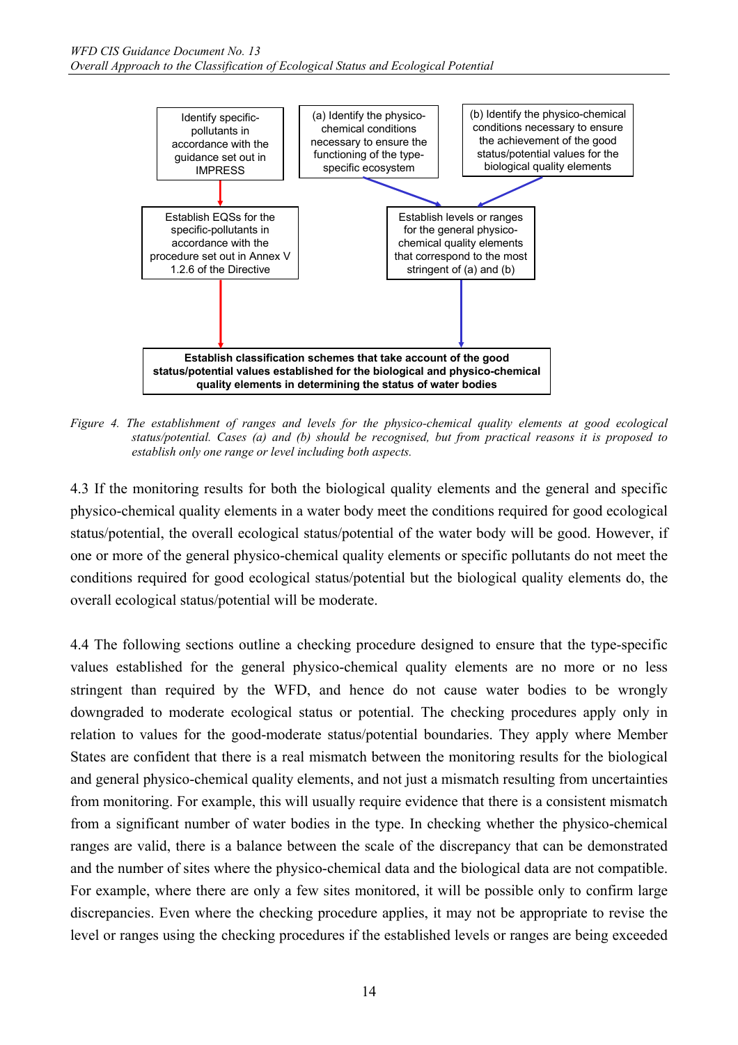Identify specific-pollutants in accordance with the guidance set out in IMPRESS

(a) Identify the physico-chemical conditions necessary to ensure the functioning of the type-specific ecosystem

(b) Identify the physico-chemical conditions necessary to ensure the achievement of the good status/potential values for the biological quality elements

Establish EQSs for the specific-pollutants in accordance with the procedure set out in Annex V 1.2.6 of the Directive

Establish levels or ranges for the general physico-chemical quality elements that correspond to the most stringent of (a) and (b)

**Establish classification schemes that take account of the good status/potential values established for the biological and physico-chemical quality elements in determining the status of water bodies**

*Figure 4. The establishment of ranges and levels for the physico-chemical quality elements at good ecological status/potential. Cases (a) and (b) should be recognised, but from practical reasons it is proposed to establish only one range or level including both aspects.*

4.3 If the monitoring results for both the biological quality elements and the general and specific physico-chemical quality elements in a water body meet the conditions required for good ecological status/potential, the overall ecological status/potential of the water body will be good. However, if one or more of the general physico-chemical quality elements or specific pollutants do not meet the conditions required for good ecological status/potential but the biological quality elements do, the overall ecological status/potential will be moderate.

4.4 The following sections outline a checking procedure designed to ensure that the type-specific values established for the general physico-chemical quality elements are no more or no less stringent than required by the WFD, and hence do not cause water bodies to be wrongly downgraded to moderate ecological status or potential. The checking procedures apply only in relation to values for the good-moderate status/potential boundaries. They apply where Member States are confident that there is a real mismatch between the monitoring results for the biological and general physico-chemical quality elements, and not just a mismatch resulting from uncertainties from monitoring. For example, this will usually require evidence that there is a consistent mismatch from a significant number of water bodies in the type. In checking whether the physico-chemical ranges are valid, there is a balance between the scale of the discrepancy that can be demonstrated and the number of sites where the physico-chemical data and the biological data are not compatible. For example, where there are only a few sites monitored, it will be possible only to confirm large discrepancies. Even where the checking procedure applies, it may not be appropriate to revise the level or ranges using the checking procedures if the established levels or ranges are being exceeded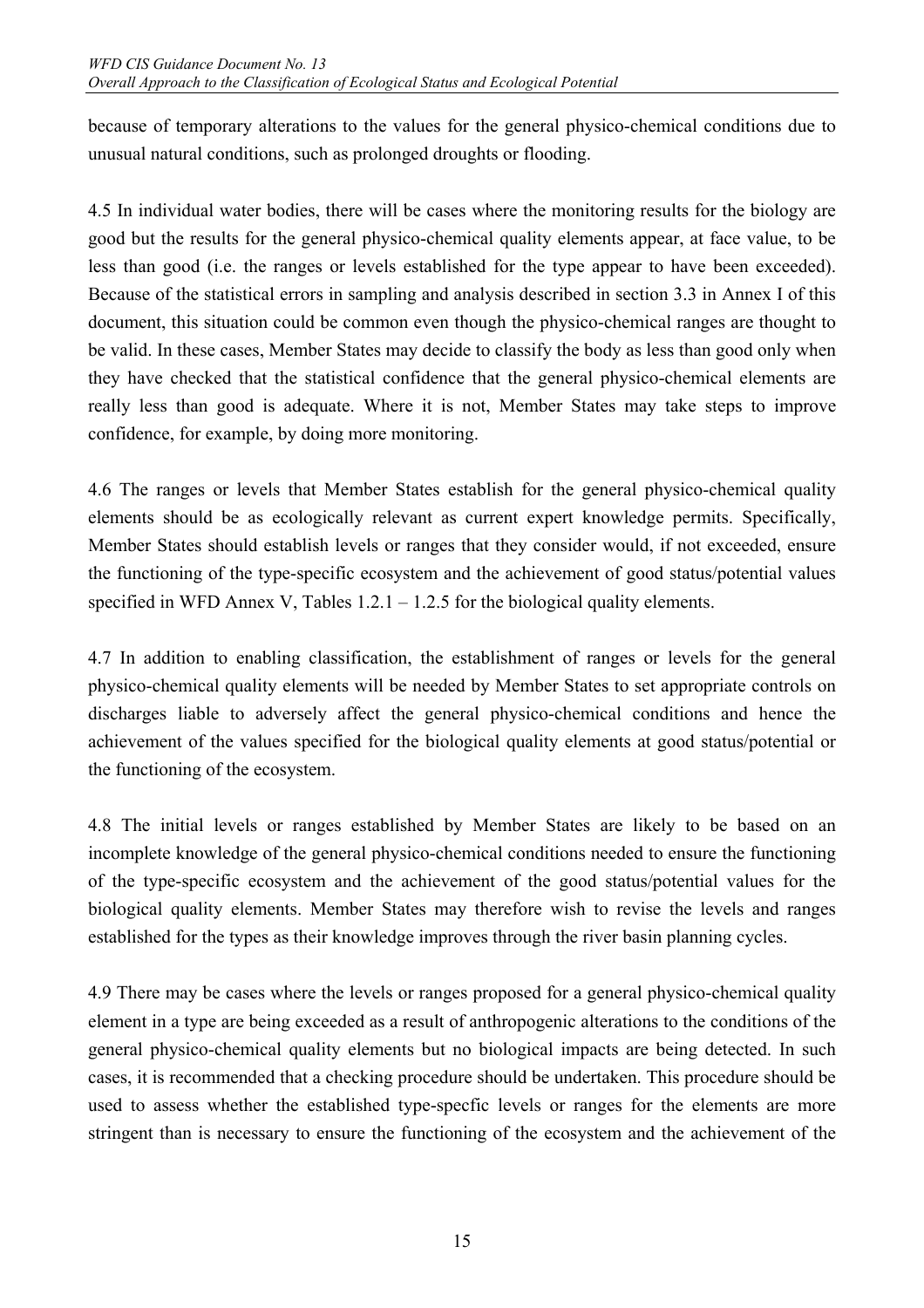because of temporary alterations to the values for the general physico-chemical conditions due to unusual natural conditions, such as prolonged droughts or flooding.

4.5 In individual water bodies, there will be cases where the monitoring results for the biology are good but the results for the general physico-chemical quality elements appear, at face value, to be less than good (i.e. the ranges or levels established for the type appear to have been exceeded). Because of the statistical errors in sampling and analysis described in section 3.3 in Annex I of this document, this situation could be common even though the physico-chemical ranges are thought to be valid. In these cases, Member States may decide to classify the body as less than good only when they have checked that the statistical confidence that the general physico-chemical elements are really less than good is adequate. Where it is not, Member States may take steps to improve confidence, for example, by doing more monitoring.

4.6 The ranges or levels that Member States establish for the general physico-chemical quality elements should be as ecologically relevant as current expert knowledge permits. Specifically, Member States should establish levels or ranges that they consider would, if not exceeded, ensure the functioning of the type-specific ecosystem and the achievement of good status/potential values specified in WFD Annex V, Tables 1.2.1 – 1.2.5 for the biological quality elements.

4.7 In addition to enabling classification, the establishment of ranges or levels for the general physico-chemical quality elements will be needed by Member States to set appropriate controls on discharges liable to adversely affect the general physico-chemical conditions and hence the achievement of the values specified for the biological quality elements at good status/potential or the functioning of the ecosystem.

4.8 The initial levels or ranges established by Member States are likely to be based on an incomplete knowledge of the general physico-chemical conditions needed to ensure the functioning of the type-specific ecosystem and the achievement of the good status/potential values for the biological quality elements. Member States may therefore wish to revise the levels and ranges established for the types as their knowledge improves through the river basin planning cycles.

4.9 There may be cases where the levels or ranges proposed for a general physico-chemical quality element in a type are being exceeded as a result of anthropogenic alterations to the conditions of the general physico-chemical quality elements but no biological impacts are being detected. In such cases, it is recommended that a checking procedure should be undertaken. This procedure should be used to assess whether the established type-specfic levels or ranges for the elements are more stringent than is necessary to ensure the functioning of the ecosystem and the achievement of the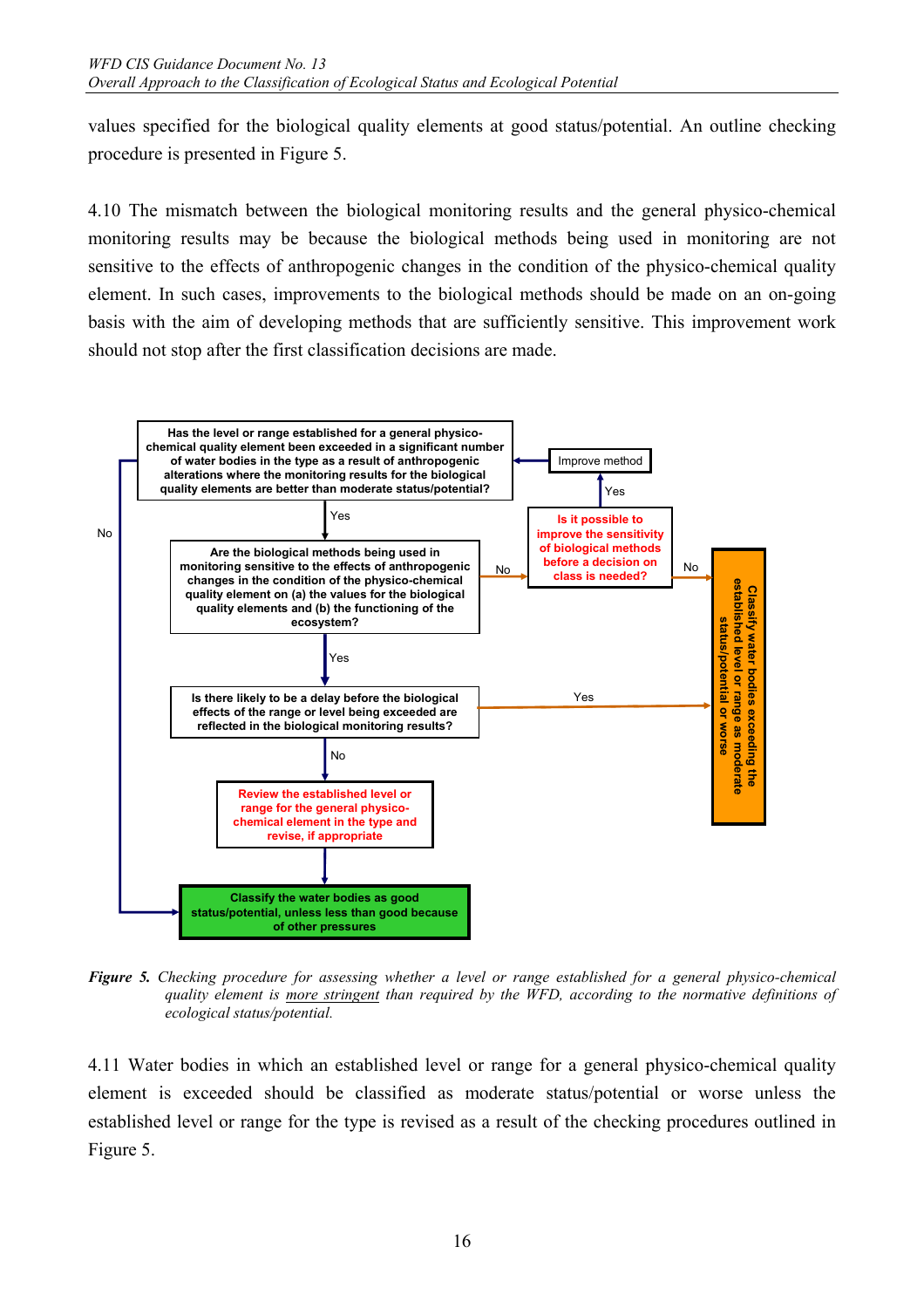values specified for the biological quality elements at good status/potential. An outline checking procedure is presented in Figure 5.

4.10 The mismatch between the biological monitoring results and the general physico-chemical monitoring results may be because the biological methods being used in monitoring are not sensitive to the effects of anthropogenic changes in the condition of the physico-chemical quality element. In such cases, improvements to the biological methods should be made on an on-going basis with the aim of developing methods that are sufficiently sensitive. This improvement work should not stop after the first classification decisions are made.

**Has the level or range established for a general physico-chemical quality element been exceeded in a significant number of water bodies in the type as a result of anthropogenic alterations where the monitoring results for the biological quality elements are better than moderate status/potential?**

- No → **Classify the water bodies as good status/potential, unless less than good because of other pressures**
- Yes → **Are the biological methods being used in monitoring sensitive to the effects of anthropogenic changes in the condition of the physico-chemical quality element on (a) the values for the biological quality elements and (b) the functioning of the ecosystem?**
  - No → **Is it possible to improve the sensitivity of biological methods before a decision on class is needed?**
    - Yes → Improve method → (return to first question)
    - No → **Classify water bodies exceeding the established level or range as moderate status/potential or worse**
  - Yes → **Is there likely to be a delay before the biological effects of the range or level being exceeded are reflected in the biological monitoring results?**
    - Yes → **Classify water bodies exceeding the established level or range as moderate status/potential or worse**
    - No → **Review the established level or range for the general physico-chemical element in the type and revise, if appropriate** → **Classify the water bodies as good status/potential, unless less than good because of other pressures**

***Figure 5.*** *Checking procedure for assessing whether a level or range established for a general physico-chemical quality element is more stringent than required by the WFD, according to the normative definitions of ecological status/potential.*

4.11 Water bodies in which an established level or range for a general physico-chemical quality element is exceeded should be classified as moderate status/potential or worse unless the established level or range for the type is revised as a result of the checking procedures outlined in Figure 5.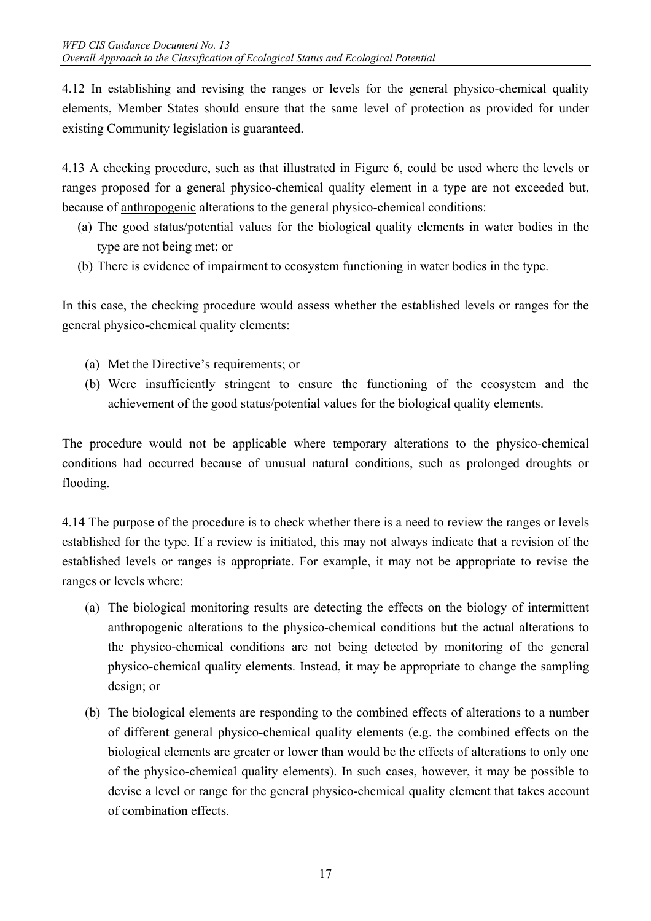4.12 In establishing and revising the ranges or levels for the general physico-chemical quality elements, Member States should ensure that the same level of protection as provided for under existing Community legislation is guaranteed.

4.13 A checking procedure, such as that illustrated in Figure 6, could be used where the levels or ranges proposed for a general physico-chemical quality element in a type are not exceeded but, because of <u>anthropogenic</u> alterations to the general physico-chemical conditions:

(a) The good status/potential values for the biological quality elements in water bodies in the type are not being met; or
(b) There is evidence of impairment to ecosystem functioning in water bodies in the type.

In this case, the checking procedure would assess whether the established levels or ranges for the general physico-chemical quality elements:

(a) Met the Directive's requirements; or
(b) Were insufficiently stringent to ensure the functioning of the ecosystem and the achievement of the good status/potential values for the biological quality elements.

The procedure would not be applicable where temporary alterations to the physico-chemical conditions had occurred because of unusual natural conditions, such as prolonged droughts or flooding.

4.14 The purpose of the procedure is to check whether there is a need to review the ranges or levels established for the type. If a review is initiated, this may not always indicate that a revision of the established levels or ranges is appropriate. For example, it may not be appropriate to revise the ranges or levels where:

(a) The biological monitoring results are detecting the effects on the biology of intermittent anthropogenic alterations to the physico-chemical conditions but the actual alterations to the physico-chemical conditions are not being detected by monitoring of the general physico-chemical quality elements. Instead, it may be appropriate to change the sampling design; or

(b) The biological elements are responding to the combined effects of alterations to a number of different general physico-chemical quality elements (e.g. the combined effects on the biological elements are greater or lower than would be the effects of alterations to only one of the physico-chemical quality elements). In such cases, however, it may be possible to devise a level or range for the general physico-chemical quality element that takes account of combination effects.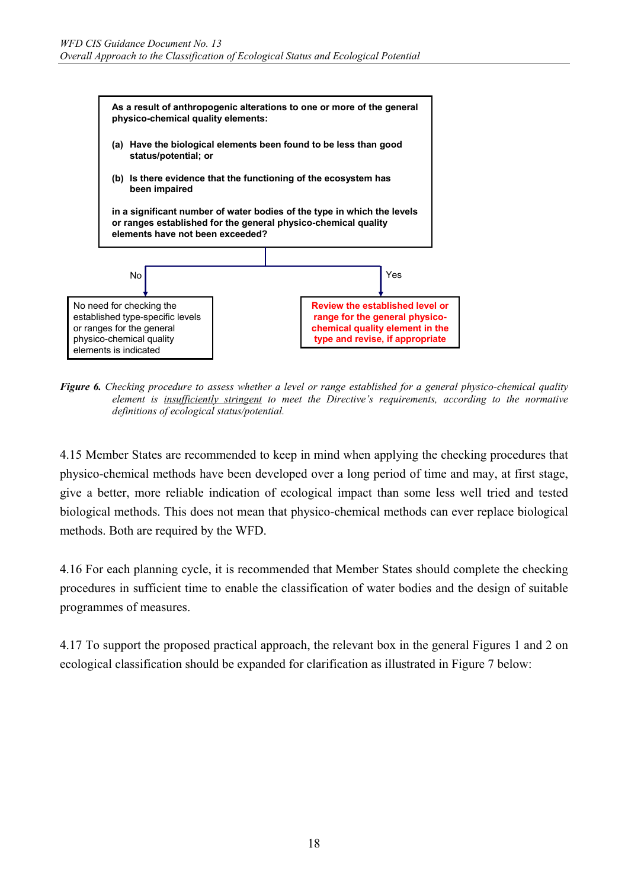**As a result of anthropogenic alterations to one or more of the general physico-chemical quality elements:**

**(a) Have the biological elements been found to be less than good status/potential; or**

**(b) Is there evidence that the functioning of the ecosystem has been impaired**

**in a significant number of water bodies of the type in which the levels or ranges established for the general physico-chemical quality elements have not been exceeded?**

No → No need for checking the established type-specific levels or ranges for the general physico-chemical quality elements is indicated

Yes → **Review the established level or range for the general physico-chemical quality element in the type and revise, if appropriate**

***Figure 6.*** *Checking procedure to assess whether a level or range established for a general physico-chemical quality element is* *__insufficiently stringent__* *to meet the Directive's requirements, according to the normative definitions of ecological status/potential.*

4.15 Member States are recommended to keep in mind when applying the checking procedures that physico-chemical methods have been developed over a long period of time and may, at first stage, give a better, more reliable indication of ecological impact than some less well tried and tested biological methods. This does not mean that physico-chemical methods can ever replace biological methods. Both are required by the WFD.

4.16 For each planning cycle, it is recommended that Member States should complete the checking procedures in sufficient time to enable the classification of water bodies and the design of suitable programmes of measures.

4.17 To support the proposed practical approach, the relevant box in the general Figures 1 and 2 on ecological classification should be expanded for clarification as illustrated in Figure 7 below: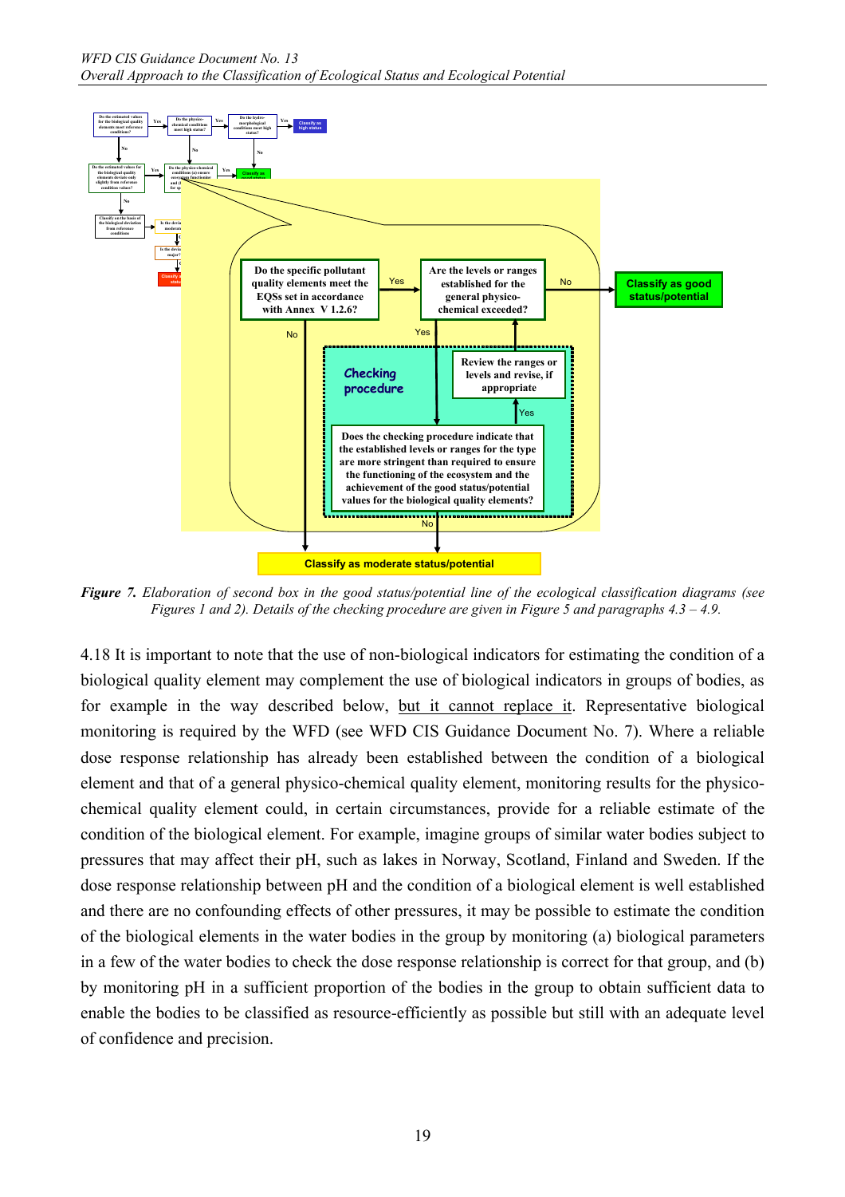*Figure 7. Elaboration of second box in the good status/potential line of the ecological classification diagrams (see Figures 1 and 2). Details of the checking procedure are given in Figure 5 and paragraphs 4.3 – 4.9.*

4.18 It is important to note that the use of non-biological indicators for estimating the condition of a biological quality element may complement the use of biological indicators in groups of bodies, as for example in the way described below, but it cannot replace it. Representative biological monitoring is required by the WFD (see WFD CIS Guidance Document No. 7). Where a reliable dose response relationship has already been established between the condition of a biological element and that of a general physico-chemical quality element, monitoring results for the physico-chemical quality element could, in certain circumstances, provide for a reliable estimate of the condition of the biological element. For example, imagine groups of similar water bodies subject to pressures that may affect their pH, such as lakes in Norway, Scotland, Finland and Sweden. If the dose response relationship between pH and the condition of a biological element is well established and there are no confounding effects of other pressures, it may be possible to estimate the condition of the biological elements in the water bodies in the group by monitoring (a) biological parameters in a few of the water bodies to check the dose response relationship is correct for that group, and (b) by monitoring pH in a sufficient proportion of the bodies in the group to obtain sufficient data to enable the bodies to be classified as resource-efficiently as possible but still with an adequate level of confidence and precision.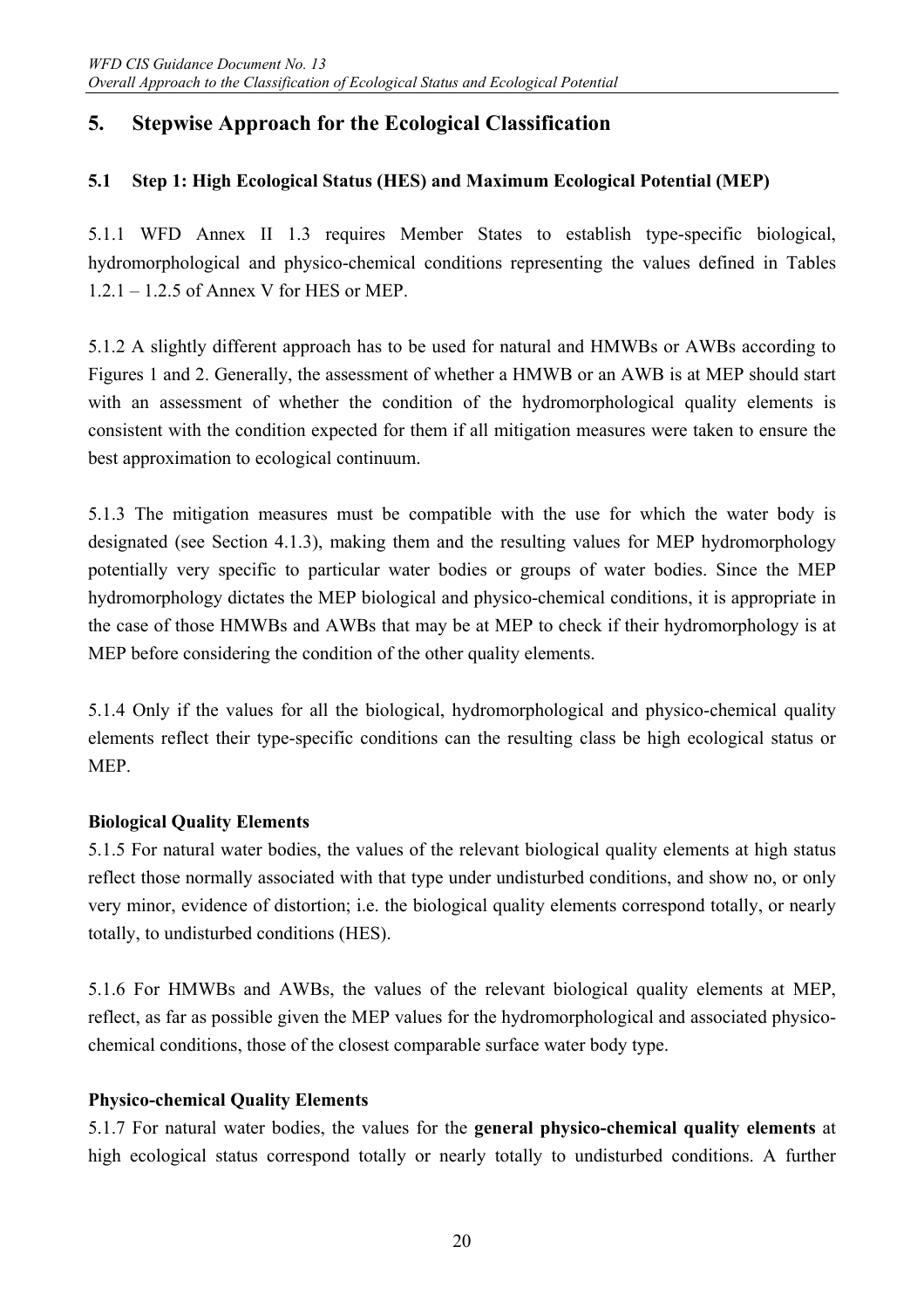# 5. Stepwise Approach for the Ecological Classification

## 5.1 Step 1: High Ecological Status (HES) and Maximum Ecological Potential (MEP)

5.1.1 WFD Annex II 1.3 requires Member States to establish type-specific biological, hydromorphological and physico-chemical conditions representing the values defined in Tables 1.2.1 – 1.2.5 of Annex V for HES or MEP.

5.1.2 A slightly different approach has to be used for natural and HMWBs or AWBs according to Figures 1 and 2. Generally, the assessment of whether a HMWB or an AWB is at MEP should start with an assessment of whether the condition of the hydromorphological quality elements is consistent with the condition expected for them if all mitigation measures were taken to ensure the best approximation to ecological continuum.

5.1.3 The mitigation measures must be compatible with the use for which the water body is designated (see Section 4.1.3), making them and the resulting values for MEP hydromorphology potentially very specific to particular water bodies or groups of water bodies. Since the MEP hydromorphology dictates the MEP biological and physico-chemical conditions, it is appropriate in the case of those HMWBs and AWBs that may be at MEP to check if their hydromorphology is at MEP before considering the condition of the other quality elements.

5.1.4 Only if the values for all the biological, hydromorphological and physico-chemical quality elements reflect their type-specific conditions can the resulting class be high ecological status or MEP.

**Biological Quality Elements**

5.1.5 For natural water bodies, the values of the relevant biological quality elements at high status reflect those normally associated with that type under undisturbed conditions, and show no, or only very minor, evidence of distortion; i.e. the biological quality elements correspond totally, or nearly totally, to undisturbed conditions (HES).

5.1.6 For HMWBs and AWBs, the values of the relevant biological quality elements at MEP, reflect, as far as possible given the MEP values for the hydromorphological and associated physico-chemical conditions, those of the closest comparable surface water body type.

**Physico-chemical Quality Elements**

5.1.7 For natural water bodies, the values for the **general physico-chemical quality elements** at high ecological status correspond totally or nearly totally to undisturbed conditions. A further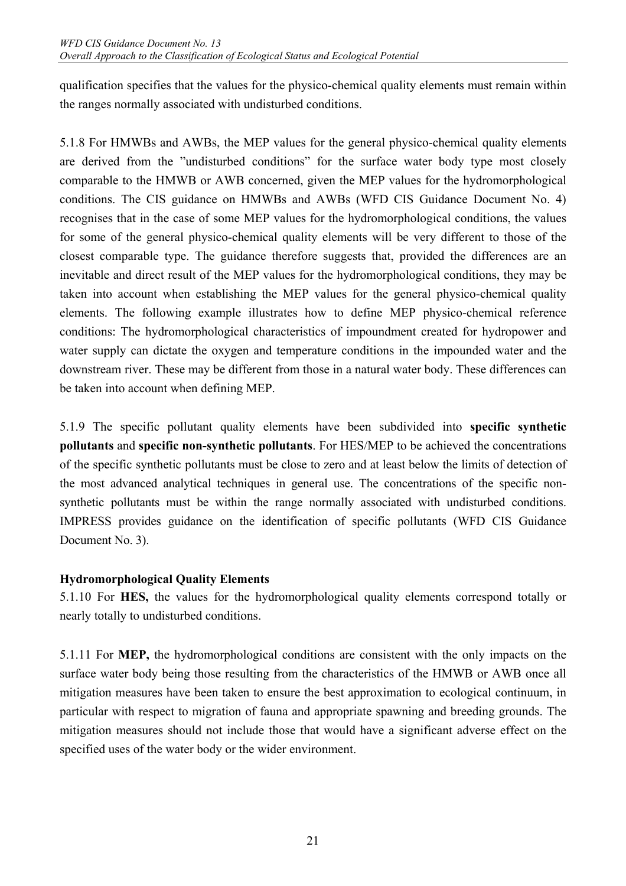qualification specifies that the values for the physico-chemical quality elements must remain within the ranges normally associated with undisturbed conditions.

5.1.8 For HMWBs and AWBs, the MEP values for the general physico-chemical quality elements are derived from the "undisturbed conditions" for the surface water body type most closely comparable to the HMWB or AWB concerned, given the MEP values for the hydromorphological conditions. The CIS guidance on HMWBs and AWBs (WFD CIS Guidance Document No. 4) recognises that in the case of some MEP values for the hydromorphological conditions, the values for some of the general physico-chemical quality elements will be very different to those of the closest comparable type. The guidance therefore suggests that, provided the differences are an inevitable and direct result of the MEP values for the hydromorphological conditions, they may be taken into account when establishing the MEP values for the general physico-chemical quality elements. The following example illustrates how to define MEP physico-chemical reference conditions: The hydromorphological characteristics of impoundment created for hydropower and water supply can dictate the oxygen and temperature conditions in the impounded water and the downstream river. These may be different from those in a natural water body. These differences can be taken into account when defining MEP.

5.1.9 The specific pollutant quality elements have been subdivided into **specific synthetic pollutants** and **specific non-synthetic pollutants**. For HES/MEP to be achieved the concentrations of the specific synthetic pollutants must be close to zero and at least below the limits of detection of the most advanced analytical techniques in general use. The concentrations of the specific non-synthetic pollutants must be within the range normally associated with undisturbed conditions. IMPRESS provides guidance on the identification of specific pollutants (WFD CIS Guidance Document No. 3).

**Hydromorphological Quality Elements**

5.1.10 For **HES,** the values for the hydromorphological quality elements correspond totally or nearly totally to undisturbed conditions.

5.1.11 For **MEP,** the hydromorphological conditions are consistent with the only impacts on the surface water body being those resulting from the characteristics of the HMWB or AWB once all mitigation measures have been taken to ensure the best approximation to ecological continuum, in particular with respect to migration of fauna and appropriate spawning and breeding grounds. The mitigation measures should not include those that would have a significant adverse effect on the specified uses of the water body or the wider environment.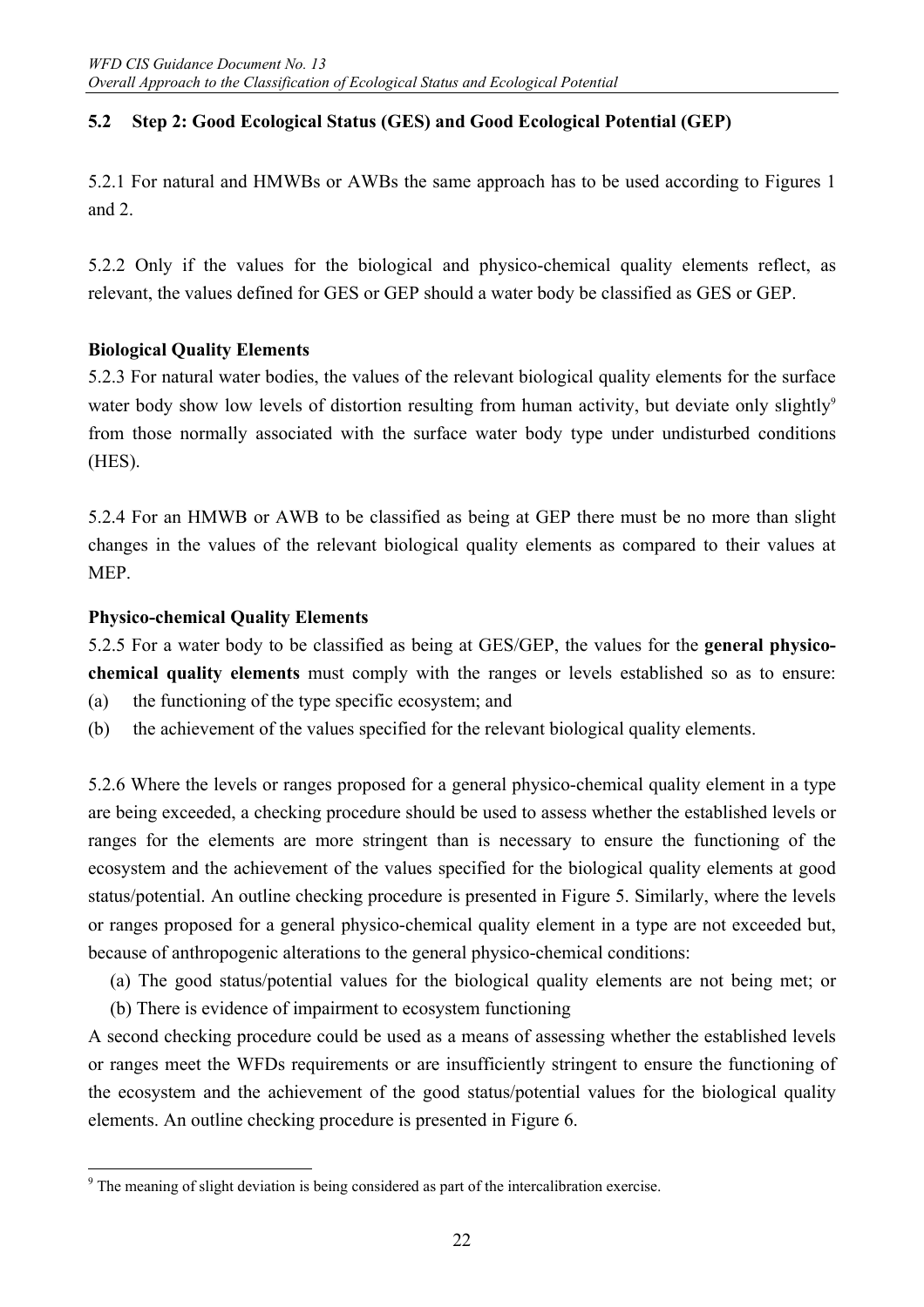## 5.2 Step 2: Good Ecological Status (GES) and Good Ecological Potential (GEP)

5.2.1 For natural and HMWBs or AWBs the same approach has to be used according to Figures 1 and 2.

5.2.2 Only if the values for the biological and physico-chemical quality elements reflect, as relevant, the values defined for GES or GEP should a water body be classified as GES or GEP.

**Biological Quality Elements**

5.2.3 For natural water bodies, the values of the relevant biological quality elements for the surface water body show low levels of distortion resulting from human activity, but deviate only slightly[9] from those normally associated with the surface water body type under undisturbed conditions (HES).

5.2.4 For an HMWB or AWB to be classified as being at GEP there must be no more than slight changes in the values of the relevant biological quality elements as compared to their values at MEP.

**Physico-chemical Quality Elements**

5.2.5 For a water body to be classified as being at GES/GEP, the values for the **general physico-chemical quality elements** must comply with the ranges or levels established so as to ensure:

(a) the functioning of the type specific ecosystem; and

(b) the achievement of the values specified for the relevant biological quality elements.

5.2.6 Where the levels or ranges proposed for a general physico-chemical quality element in a type are being exceeded, a checking procedure should be used to assess whether the established levels or ranges for the elements are more stringent than is necessary to ensure the functioning of the ecosystem and the achievement of the values specified for the biological quality elements at good status/potential. An outline checking procedure is presented in Figure 5. Similarly, where the levels or ranges proposed for a general physico-chemical quality element in a type are not exceeded but, because of anthropogenic alterations to the general physico-chemical conditions:

(a) The good status/potential values for the biological quality elements are not being met; or

(b) There is evidence of impairment to ecosystem functioning

A second checking procedure could be used as a means of assessing whether the established levels or ranges meet the WFDs requirements or are insufficiently stringent to ensure the functioning of the ecosystem and the achievement of the good status/potential values for the biological quality elements. An outline checking procedure is presented in Figure 6.

[9] The meaning of slight deviation is being considered as part of the intercalibration exercise.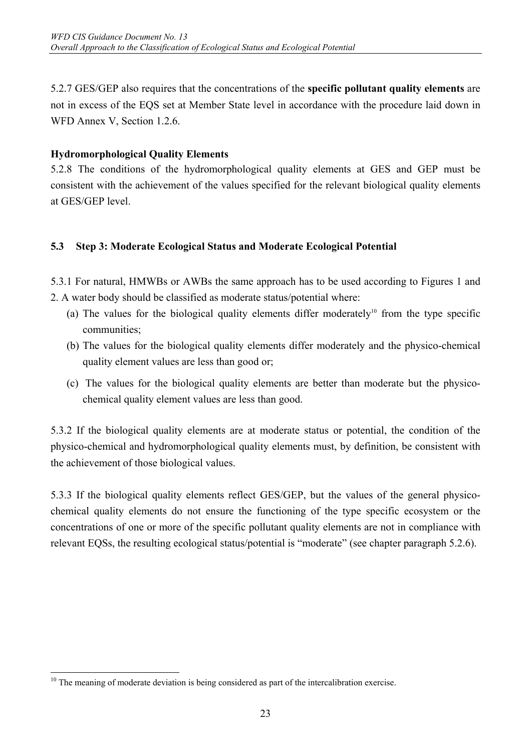5.2.7 GES/GEP also requires that the concentrations of the **specific pollutant quality elements** are not in excess of the EQS set at Member State level in accordance with the procedure laid down in WFD Annex V, Section 1.2.6.

**Hydromorphological Quality Elements**

5.2.8 The conditions of the hydromorphological quality elements at GES and GEP must be consistent with the achievement of the values specified for the relevant biological quality elements at GES/GEP level.

## 5.3 Step 3: Moderate Ecological Status and Moderate Ecological Potential

5.3.1 For natural, HMWBs or AWBs the same approach has to be used according to Figures 1 and 2. A water body should be classified as moderate status/potential where:

(a) The values for the biological quality elements differ moderately[10] from the type specific communities;

(b) The values for the biological quality elements differ moderately and the physico-chemical quality element values are less than good or;

(c) The values for the biological quality elements are better than moderate but the physico-chemical quality element values are less than good.

5.3.2 If the biological quality elements are at moderate status or potential, the condition of the physico-chemical and hydromorphological quality elements must, by definition, be consistent with the achievement of those biological values.

5.3.3 If the biological quality elements reflect GES/GEP, but the values of the general physico-chemical quality elements do not ensure the functioning of the type specific ecosystem or the concentrations of one or more of the specific pollutant quality elements are not in compliance with relevant EQSs, the resulting ecological status/potential is "moderate" (see chapter paragraph 5.2.6).

[10] The meaning of moderate deviation is being considered as part of the intercalibration exercise.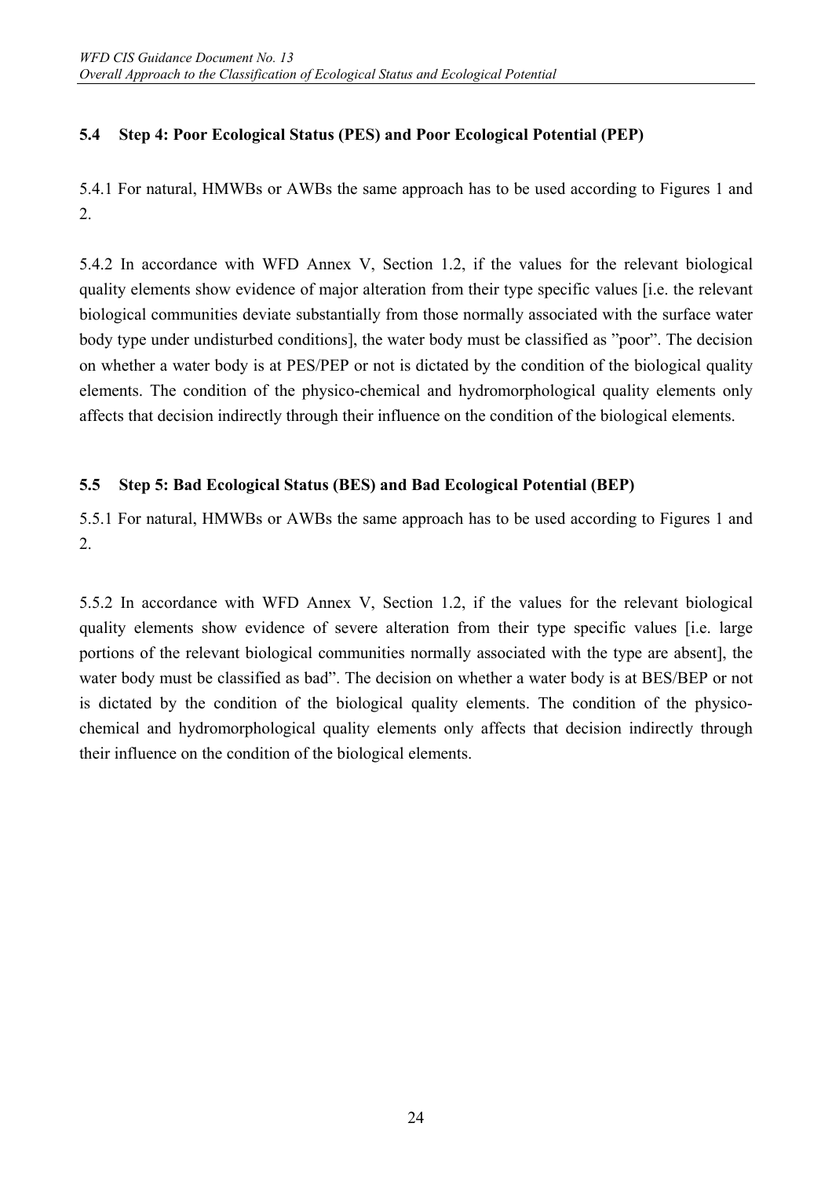## 5.4 Step 4: Poor Ecological Status (PES) and Poor Ecological Potential (PEP)

5.4.1 For natural, HMWBs or AWBs the same approach has to be used according to Figures 1 and 2.

5.4.2 In accordance with WFD Annex V, Section 1.2, if the values for the relevant biological quality elements show evidence of major alteration from their type specific values [i.e. the relevant biological communities deviate substantially from those normally associated with the surface water body type under undisturbed conditions], the water body must be classified as "poor". The decision on whether a water body is at PES/PEP or not is dictated by the condition of the biological quality elements. The condition of the physico-chemical and hydromorphological quality elements only affects that decision indirectly through their influence on the condition of the biological elements.

## 5.5 Step 5: Bad Ecological Status (BES) and Bad Ecological Potential (BEP)

5.5.1 For natural, HMWBs or AWBs the same approach has to be used according to Figures 1 and 2.

5.5.2 In accordance with WFD Annex V, Section 1.2, if the values for the relevant biological quality elements show evidence of severe alteration from their type specific values [i.e. large portions of the relevant biological communities normally associated with the type are absent], the water body must be classified as bad". The decision on whether a water body is at BES/BEP or not is dictated by the condition of the biological quality elements. The condition of the physico-chemical and hydromorphological quality elements only affects that decision indirectly through their influence on the condition of the biological elements.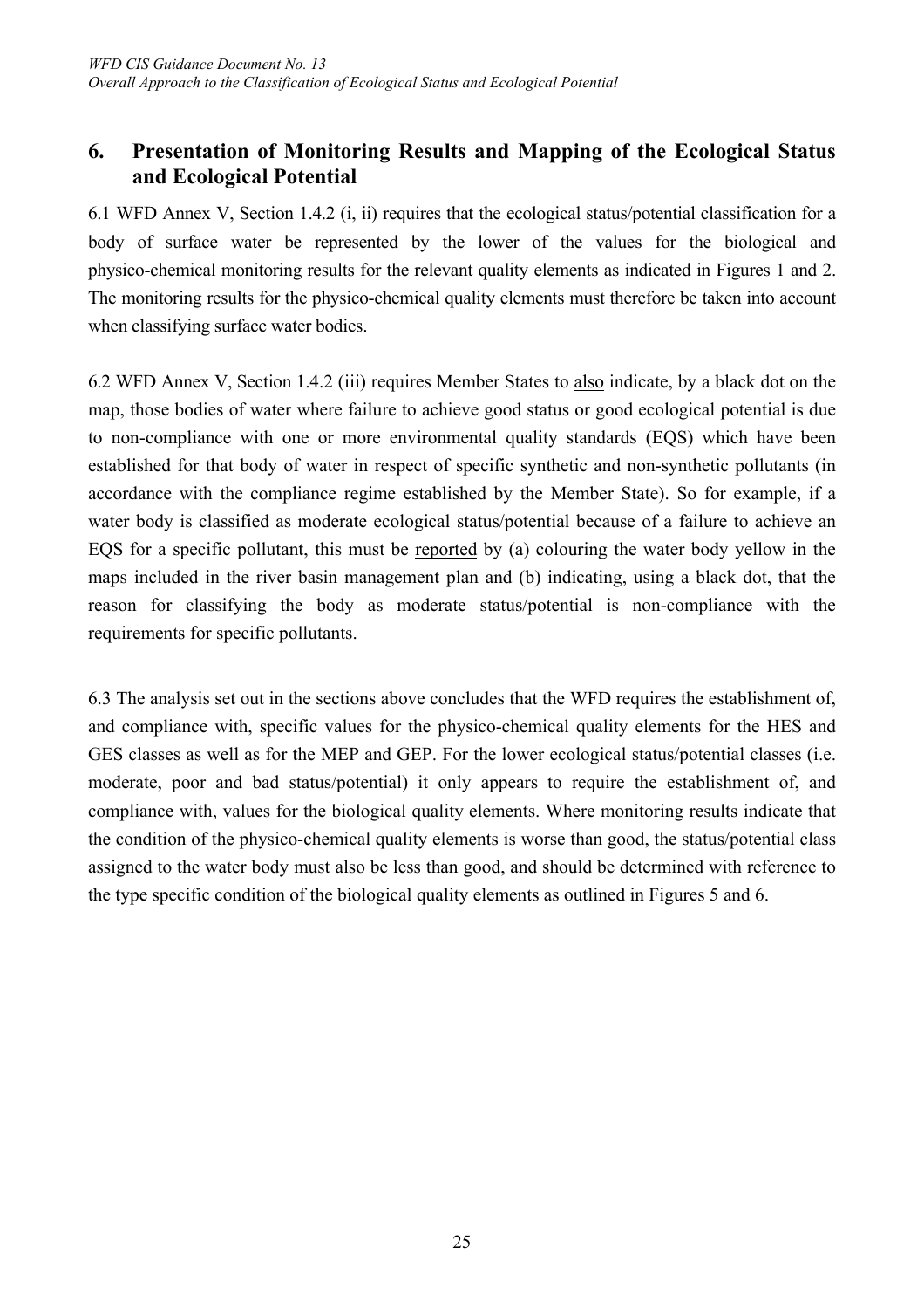# 6. Presentation of Monitoring Results and Mapping of the Ecological Status and Ecological Potential

6.1 WFD Annex V, Section 1.4.2 (i, ii) requires that the ecological status/potential classification for a body of surface water be represented by the lower of the values for the biological and physico-chemical monitoring results for the relevant quality elements as indicated in Figures 1 and 2. The monitoring results for the physico-chemical quality elements must therefore be taken into account when classifying surface water bodies.

6.2 WFD Annex V, Section 1.4.2 (iii) requires Member States to also indicate, by a black dot on the map, those bodies of water where failure to achieve good status or good ecological potential is due to non-compliance with one or more environmental quality standards (EQS) which have been established for that body of water in respect of specific synthetic and non-synthetic pollutants (in accordance with the compliance regime established by the Member State). So for example, if a water body is classified as moderate ecological status/potential because of a failure to achieve an EQS for a specific pollutant, this must be reported by (a) colouring the water body yellow in the maps included in the river basin management plan and (b) indicating, using a black dot, that the reason for classifying the body as moderate status/potential is non-compliance with the requirements for specific pollutants.

6.3 The analysis set out in the sections above concludes that the WFD requires the establishment of, and compliance with, specific values for the physico-chemical quality elements for the HES and GES classes as well as for the MEP and GEP. For the lower ecological status/potential classes (i.e. moderate, poor and bad status/potential) it only appears to require the establishment of, and compliance with, values for the biological quality elements. Where monitoring results indicate that the condition of the physico-chemical quality elements is worse than good, the status/potential class assigned to the water body must also be less than good, and should be determined with reference to the type specific condition of the biological quality elements as outlined in Figures 5 and 6.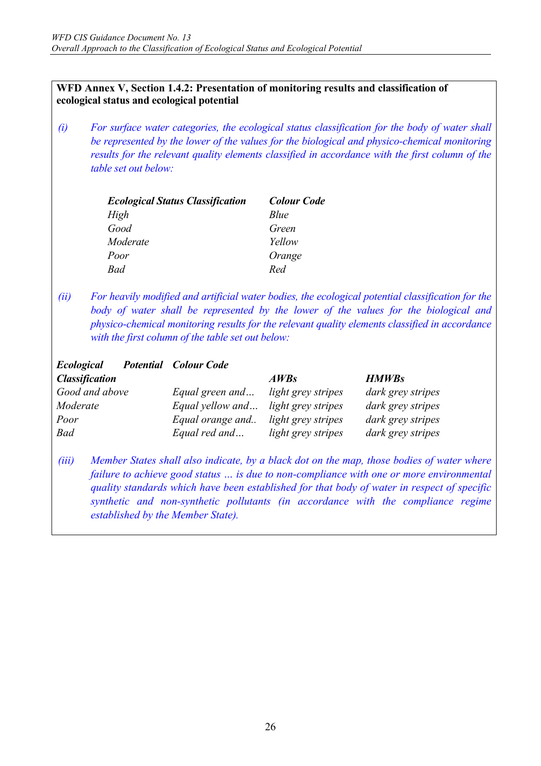**WFD Annex V, Section 1.4.2: Presentation of monitoring results and classification of ecological status and ecological potential**

*(i)* *For surface water categories, the ecological status classification for the body of water shall be represented by the lower of the values for the biological and physico-chemical monitoring results for the relevant quality elements classified in accordance with the first column of the table set out below:*

| ***Ecological Status Classification*** | ***Colour Code*** |
|---|---|
| *High* | *Blue* |
| *Good* | *Green* |
| *Moderate* | *Yellow* |
| *Poor* | *Orange* |
| *Bad* | *Red* |

*(ii)* *For heavily modified and artificial water bodies, the ecological potential classification for the body of water shall be represented by the lower of the values for the biological and physico-chemical monitoring results for the relevant quality elements classified in accordance with the first column of the table set out below:*

| ***Ecological Potential Classification*** | ***Colour Code*** | | |
|---|---|---|---|
| | | ***AWBs*** | ***HMWBs*** |
| *Good and above* | *Equal green and…* | *light grey stripes* | *dark grey stripes* |
| *Moderate* | *Equal yellow and…* | *light grey stripes* | *dark grey stripes* |
| *Poor* | *Equal orange and..* | *light grey stripes* | *dark grey stripes* |
| *Bad* | *Equal red and…* | *light grey stripes* | *dark grey stripes* |

*(iii)* *Member States shall also indicate, by a black dot on the map, those bodies of water where failure to achieve good status … is due to non-compliance with one or more environmental quality standards which have been established for that body of water in respect of specific synthetic and non-synthetic pollutants (in accordance with the compliance regime established by the Member State).*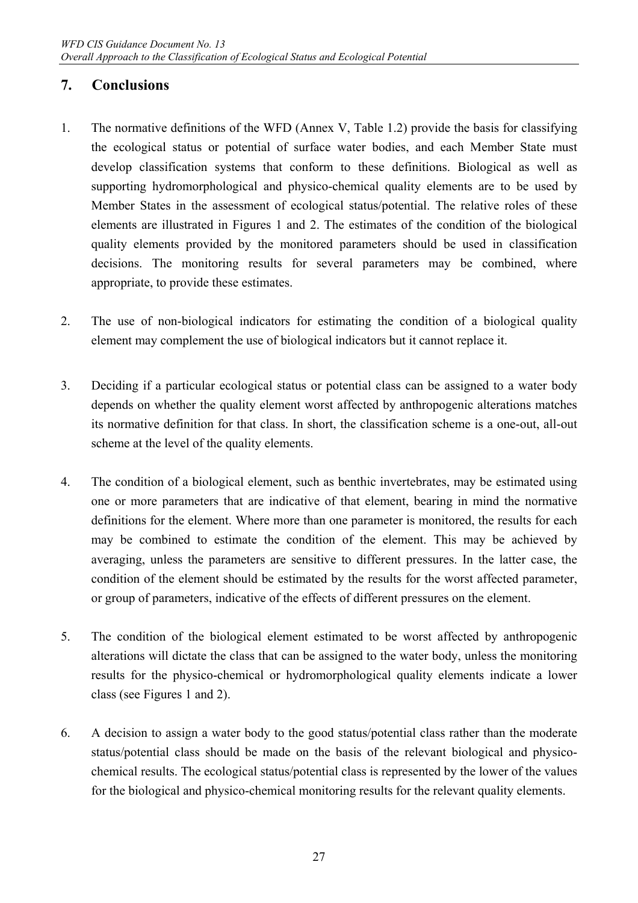## 7. Conclusions

1. The normative definitions of the WFD (Annex V, Table 1.2) provide the basis for classifying the ecological status or potential of surface water bodies, and each Member State must develop classification systems that conform to these definitions. Biological as well as supporting hydromorphological and physico-chemical quality elements are to be used by Member States in the assessment of ecological status/potential. The relative roles of these elements are illustrated in Figures 1 and 2. The estimates of the condition of the biological quality elements provided by the monitored parameters should be used in classification decisions. The monitoring results for several parameters may be combined, where appropriate, to provide these estimates.

2. The use of non-biological indicators for estimating the condition of a biological quality element may complement the use of biological indicators but it cannot replace it.

3. Deciding if a particular ecological status or potential class can be assigned to a water body depends on whether the quality element worst affected by anthropogenic alterations matches its normative definition for that class. In short, the classification scheme is a one-out, all-out scheme at the level of the quality elements.

4. The condition of a biological element, such as benthic invertebrates, may be estimated using one or more parameters that are indicative of that element, bearing in mind the normative definitions for the element. Where more than one parameter is monitored, the results for each may be combined to estimate the condition of the element. This may be achieved by averaging, unless the parameters are sensitive to different pressures. In the latter case, the condition of the element should be estimated by the results for the worst affected parameter, or group of parameters, indicative of the effects of different pressures on the element.

5. The condition of the biological element estimated to be worst affected by anthropogenic alterations will dictate the class that can be assigned to the water body, unless the monitoring results for the physico-chemical or hydromorphological quality elements indicate a lower class (see Figures 1 and 2).

6. A decision to assign a water body to the good status/potential class rather than the moderate status/potential class should be made on the basis of the relevant biological and physico-chemical results. The ecological status/potential class is represented by the lower of the values for the biological and physico-chemical monitoring results for the relevant quality elements.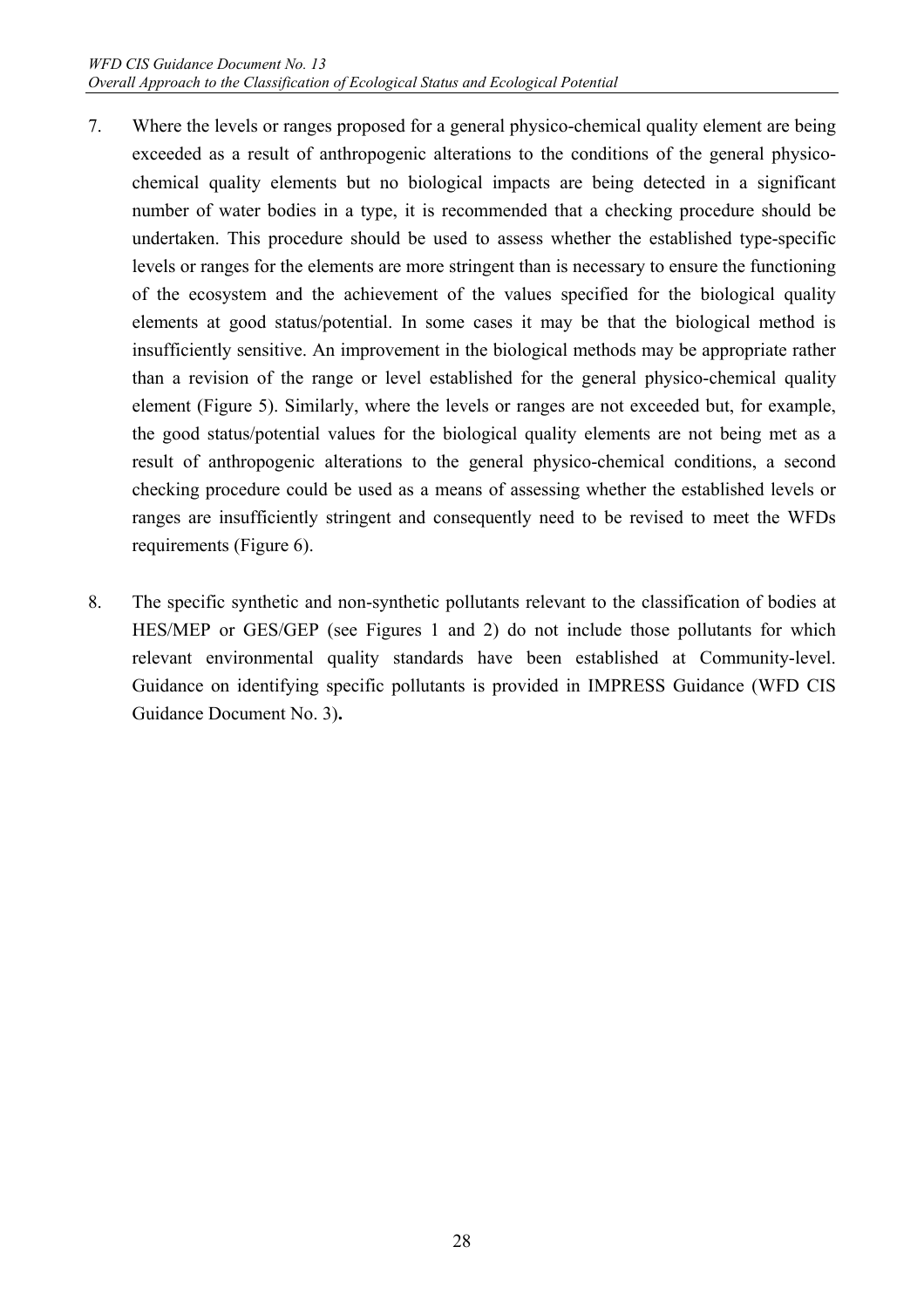7. Where the levels or ranges proposed for a general physico-chemical quality element are being exceeded as a result of anthropogenic alterations to the conditions of the general physico-chemical quality elements but no biological impacts are being detected in a significant number of water bodies in a type, it is recommended that a checking procedure should be undertaken. This procedure should be used to assess whether the established type-specific levels or ranges for the elements are more stringent than is necessary to ensure the functioning of the ecosystem and the achievement of the values specified for the biological quality elements at good status/potential. In some cases it may be that the biological method is insufficiently sensitive. An improvement in the biological methods may be appropriate rather than a revision of the range or level established for the general physico-chemical quality element (Figure 5). Similarly, where the levels or ranges are not exceeded but, for example, the good status/potential values for the biological quality elements are not being met as a result of anthropogenic alterations to the general physico-chemical conditions, a second checking procedure could be used as a means of assessing whether the established levels or ranges are insufficiently stringent and consequently need to be revised to meet the WFDs requirements (Figure 6).

8. The specific synthetic and non-synthetic pollutants relevant to the classification of bodies at HES/MEP or GES/GEP (see Figures 1 and 2) do not include those pollutants for which relevant environmental quality standards have been established at Community-level. Guidance on identifying specific pollutants is provided in IMPRESS Guidance (WFD CIS Guidance Document No. 3)**.**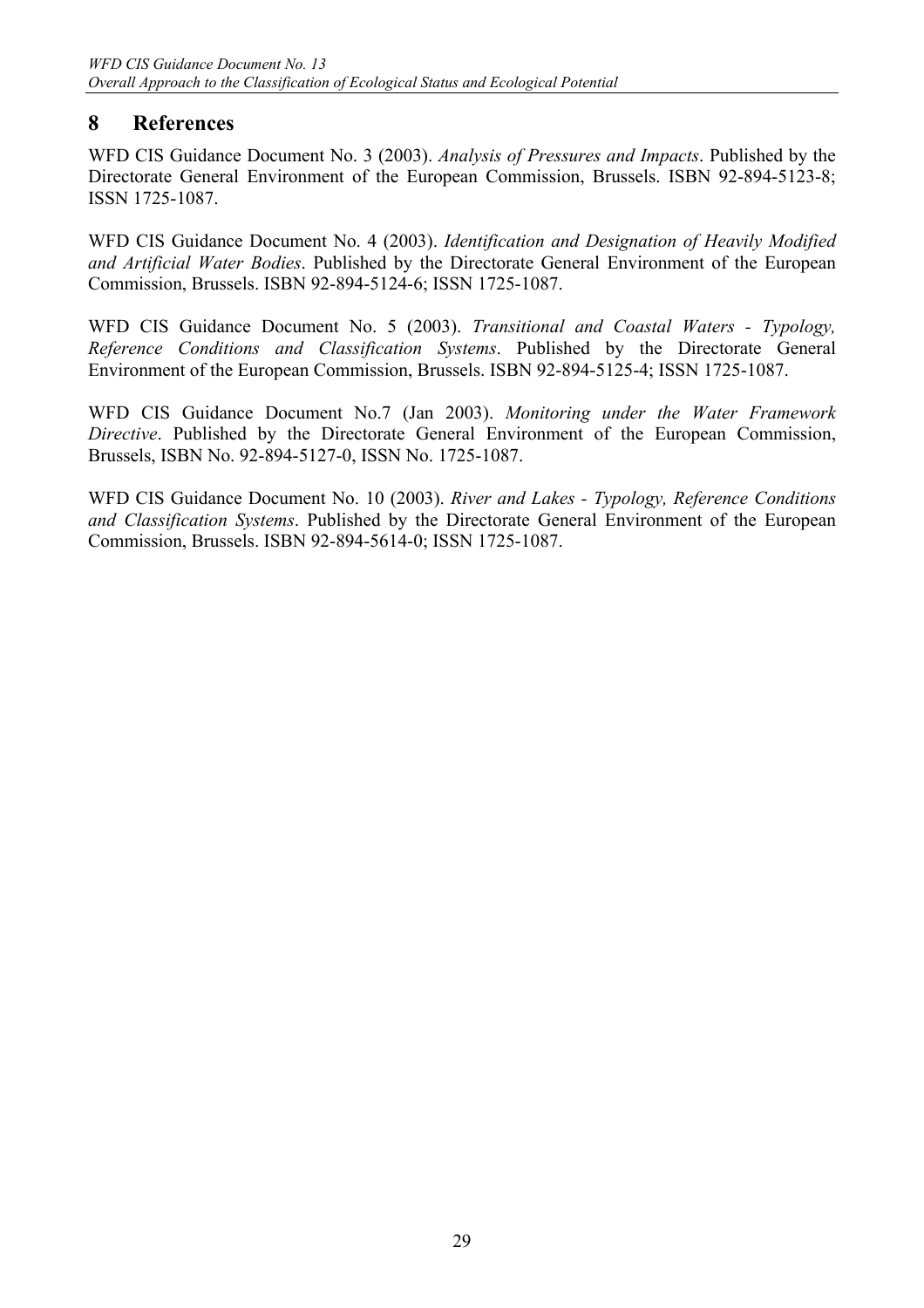## 8 References

WFD CIS Guidance Document No. 3 (2003). *Analysis of Pressures and Impacts*. Published by the Directorate General Environment of the European Commission, Brussels. ISBN 92-894-5123-8; ISSN 1725-1087.

WFD CIS Guidance Document No. 4 (2003). *Identification and Designation of Heavily Modified and Artificial Water Bodies*. Published by the Directorate General Environment of the European Commission, Brussels. ISBN 92-894-5124-6; ISSN 1725-1087.

WFD CIS Guidance Document No. 5 (2003). *Transitional and Coastal Waters - Typology, Reference Conditions and Classification Systems*. Published by the Directorate General Environment of the European Commission, Brussels. ISBN 92-894-5125-4; ISSN 1725-1087.

WFD CIS Guidance Document No.7 (Jan 2003). *Monitoring under the Water Framework Directive*. Published by the Directorate General Environment of the European Commission, Brussels, ISBN No. 92-894-5127-0, ISSN No. 1725-1087.

WFD CIS Guidance Document No. 10 (2003). *River and Lakes - Typology, Reference Conditions and Classification Systems*. Published by the Directorate General Environment of the European Commission, Brussels. ISBN 92-894-5614-0; ISSN 1725-1087.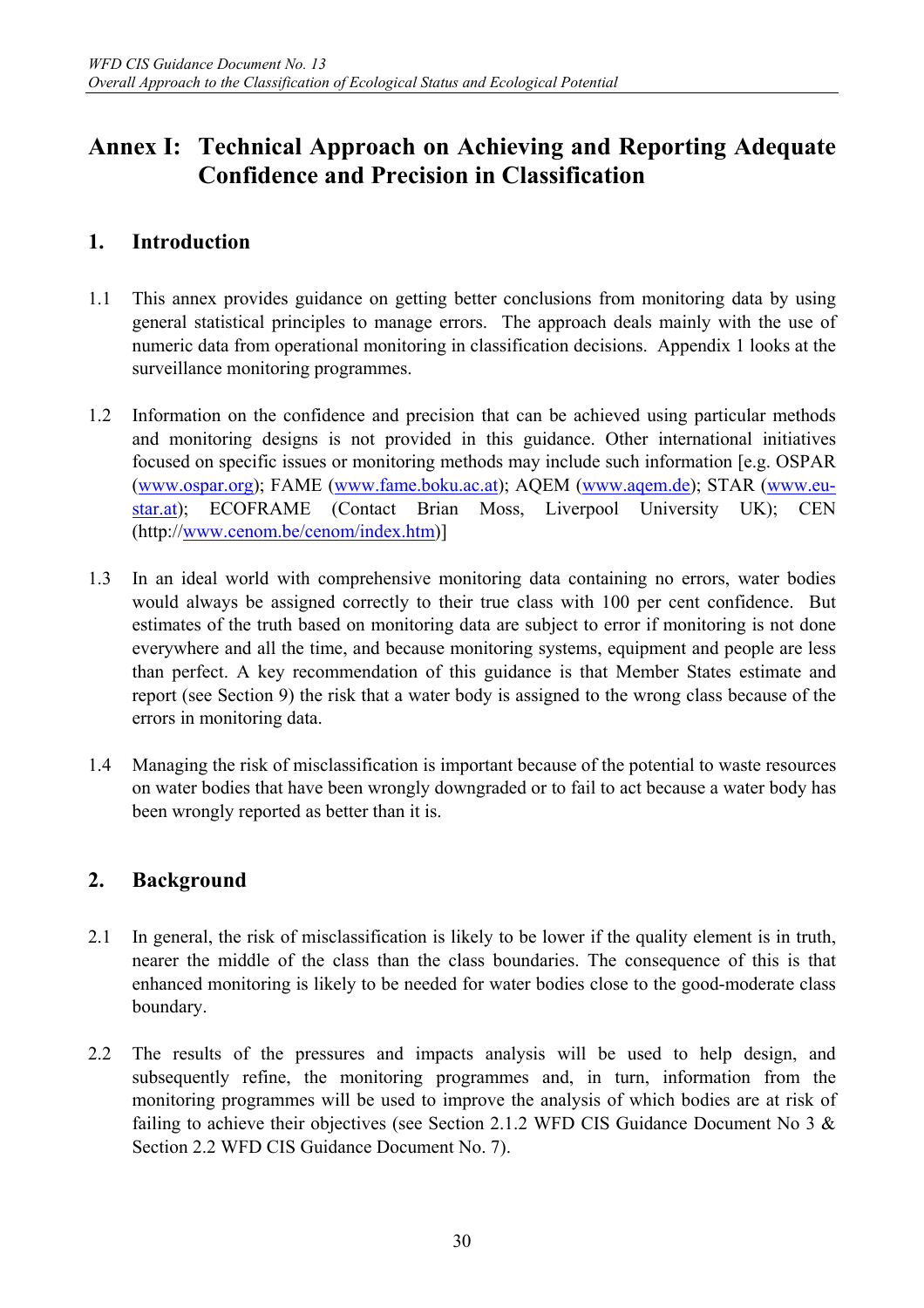# Annex I: Technical Approach on Achieving and Reporting Adequate Confidence and Precision in Classification

## 1. Introduction

1.1 This annex provides guidance on getting better conclusions from monitoring data by using general statistical principles to manage errors. The approach deals mainly with the use of numeric data from operational monitoring in classification decisions. Appendix 1 looks at the surveillance monitoring programmes.

1.2 Information on the confidence and precision that can be achieved using particular methods and monitoring designs is not provided in this guidance. Other international initiatives focused on specific issues or monitoring methods may include such information [e.g. OSPAR (www.ospar.org); FAME (www.fame.boku.ac.at); AQEM (www.aqem.de); STAR (www.eu-star.at); ECOFRAME (Contact Brian Moss, Liverpool University UK); CEN (http://www.cenom.be/cenom/index.htm)]

1.3 In an ideal world with comprehensive monitoring data containing no errors, water bodies would always be assigned correctly to their true class with 100 per cent confidence. But estimates of the truth based on monitoring data are subject to error if monitoring is not done everywhere and all the time, and because monitoring systems, equipment and people are less than perfect. A key recommendation of this guidance is that Member States estimate and report (see Section 9) the risk that a water body is assigned to the wrong class because of the errors in monitoring data.

1.4 Managing the risk of misclassification is important because of the potential to waste resources on water bodies that have been wrongly downgraded or to fail to act because a water body has been wrongly reported as better than it is.

## 2. Background

2.1 In general, the risk of misclassification is likely to be lower if the quality element is in truth, nearer the middle of the class than the class boundaries. The consequence of this is that enhanced monitoring is likely to be needed for water bodies close to the good-moderate class boundary.

2.2 The results of the pressures and impacts analysis will be used to help design, and subsequently refine, the monitoring programmes and, in turn, information from the monitoring programmes will be used to improve the analysis of which bodies are at risk of failing to achieve their objectives (see Section 2.1.2 WFD CIS Guidance Document No 3 & Section 2.2 WFD CIS Guidance Document No. 7).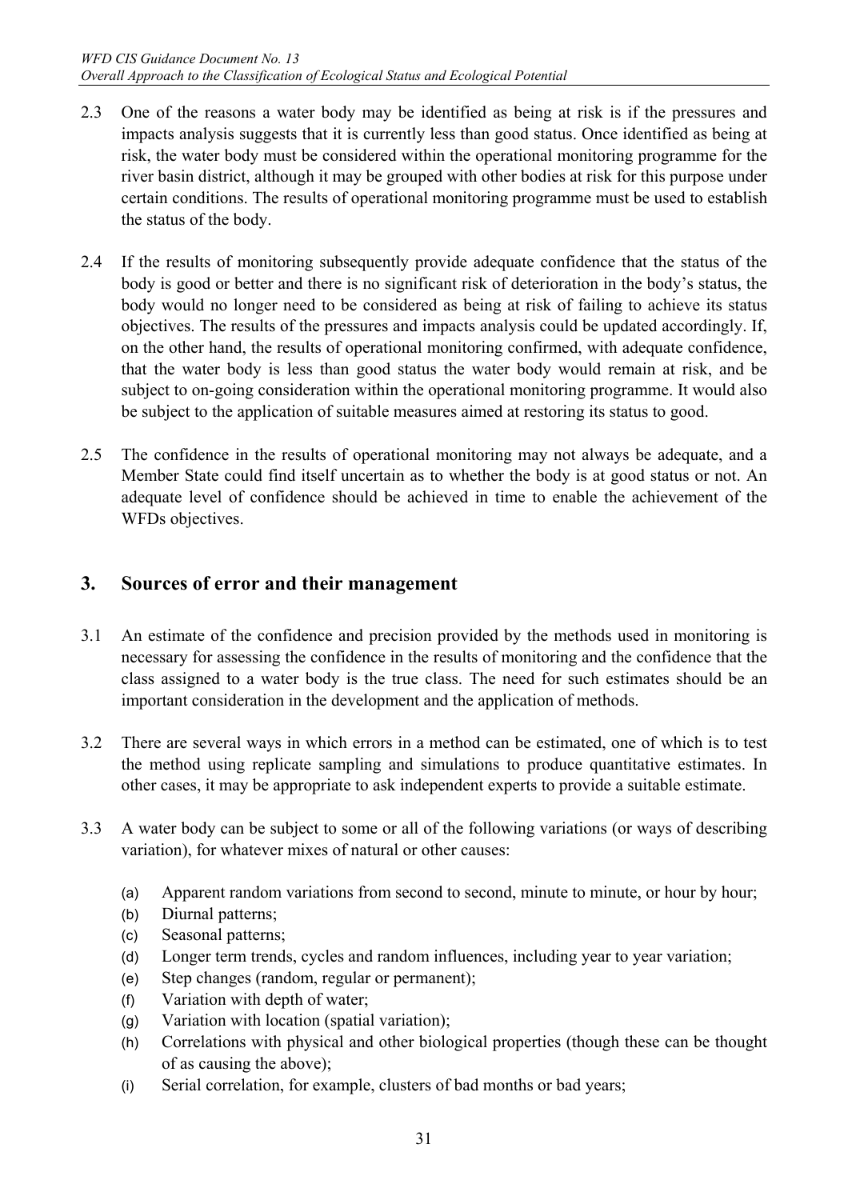2.3 One of the reasons a water body may be identified as being at risk is if the pressures and impacts analysis suggests that it is currently less than good status. Once identified as being at risk, the water body must be considered within the operational monitoring programme for the river basin district, although it may be grouped with other bodies at risk for this purpose under certain conditions. The results of operational monitoring programme must be used to establish the status of the body.

2.4 If the results of monitoring subsequently provide adequate confidence that the status of the body is good or better and there is no significant risk of deterioration in the body's status, the body would no longer need to be considered as being at risk of failing to achieve its status objectives. The results of the pressures and impacts analysis could be updated accordingly. If, on the other hand, the results of operational monitoring confirmed, with adequate confidence, that the water body is less than good status the water body would remain at risk, and be subject to on-going consideration within the operational monitoring programme. It would also be subject to the application of suitable measures aimed at restoring its status to good.

2.5 The confidence in the results of operational monitoring may not always be adequate, and a Member State could find itself uncertain as to whether the body is at good status or not. An adequate level of confidence should be achieved in time to enable the achievement of the WFDs objectives.

## 3. Sources of error and their management

3.1 An estimate of the confidence and precision provided by the methods used in monitoring is necessary for assessing the confidence in the results of monitoring and the confidence that the class assigned to a water body is the true class. The need for such estimates should be an important consideration in the development and the application of methods.

3.2 There are several ways in which errors in a method can be estimated, one of which is to test the method using replicate sampling and simulations to produce quantitative estimates. In other cases, it may be appropriate to ask independent experts to provide a suitable estimate.

3.3 A water body can be subject to some or all of the following variations (or ways of describing variation), for whatever mixes of natural or other causes:

(a) Apparent random variations from second to second, minute to minute, or hour by hour;
(b) Diurnal patterns;
(c) Seasonal patterns;
(d) Longer term trends, cycles and random influences, including year to year variation;
(e) Step changes (random, regular or permanent);
(f) Variation with depth of water;
(g) Variation with location (spatial variation);
(h) Correlations with physical and other biological properties (though these can be thought of as causing the above);
(i) Serial correlation, for example, clusters of bad months or bad years;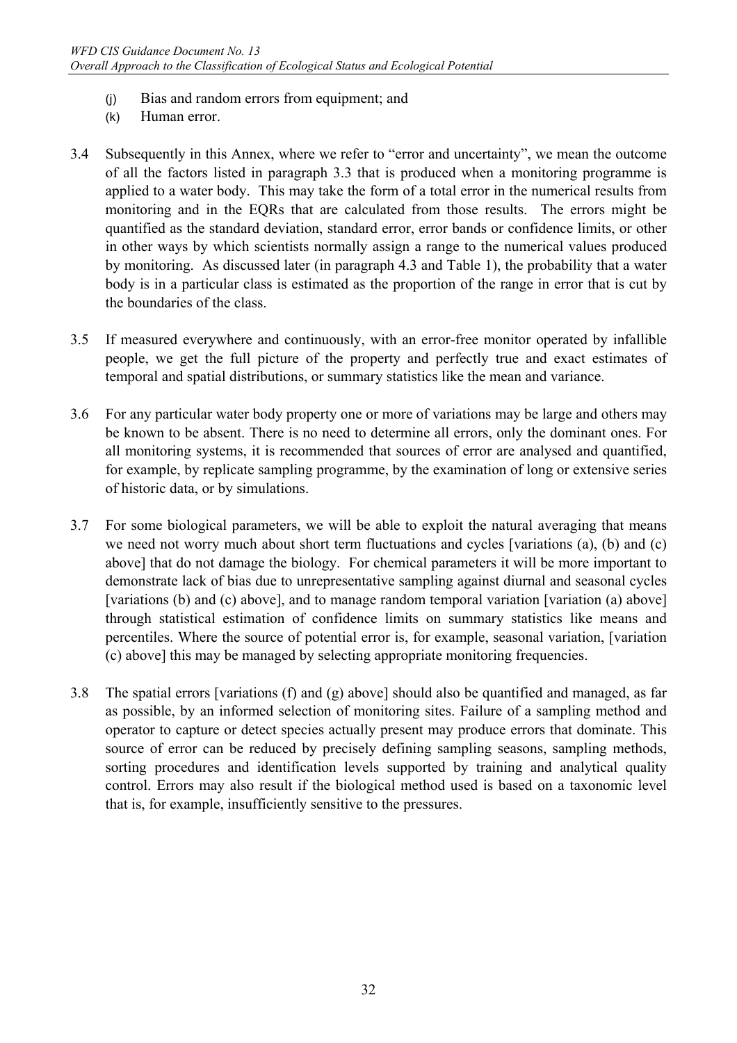(j) Bias and random errors from equipment; and

(k) Human error.

3.4 Subsequently in this Annex, where we refer to "error and uncertainty", we mean the outcome of all the factors listed in paragraph 3.3 that is produced when a monitoring programme is applied to a water body. This may take the form of a total error in the numerical results from monitoring and in the EQRs that are calculated from those results. The errors might be quantified as the standard deviation, standard error, error bands or confidence limits, or other in other ways by which scientists normally assign a range to the numerical values produced by monitoring. As discussed later (in paragraph 4.3 and Table 1), the probability that a water body is in a particular class is estimated as the proportion of the range in error that is cut by the boundaries of the class.

3.5 If measured everywhere and continuously, with an error-free monitor operated by infallible people, we get the full picture of the property and perfectly true and exact estimates of temporal and spatial distributions, or summary statistics like the mean and variance.

3.6 For any particular water body property one or more of variations may be large and others may be known to be absent. There is no need to determine all errors, only the dominant ones. For all monitoring systems, it is recommended that sources of error are analysed and quantified, for example, by replicate sampling programme, by the examination of long or extensive series of historic data, or by simulations.

3.7 For some biological parameters, we will be able to exploit the natural averaging that means we need not worry much about short term fluctuations and cycles [variations (a), (b) and (c) above] that do not damage the biology. For chemical parameters it will be more important to demonstrate lack of bias due to unrepresentative sampling against diurnal and seasonal cycles [variations (b) and (c) above], and to manage random temporal variation [variation (a) above] through statistical estimation of confidence limits on summary statistics like means and percentiles. Where the source of potential error is, for example, seasonal variation, [variation (c) above] this may be managed by selecting appropriate monitoring frequencies.

3.8 The spatial errors [variations (f) and (g) above] should also be quantified and managed, as far as possible, by an informed selection of monitoring sites. Failure of a sampling method and operator to capture or detect species actually present may produce errors that dominate. This source of error can be reduced by precisely defining sampling seasons, sampling methods, sorting procedures and identification levels supported by training and analytical quality control. Errors may also result if the biological method used is based on a taxonomic level that is, for example, insufficiently sensitive to the pressures.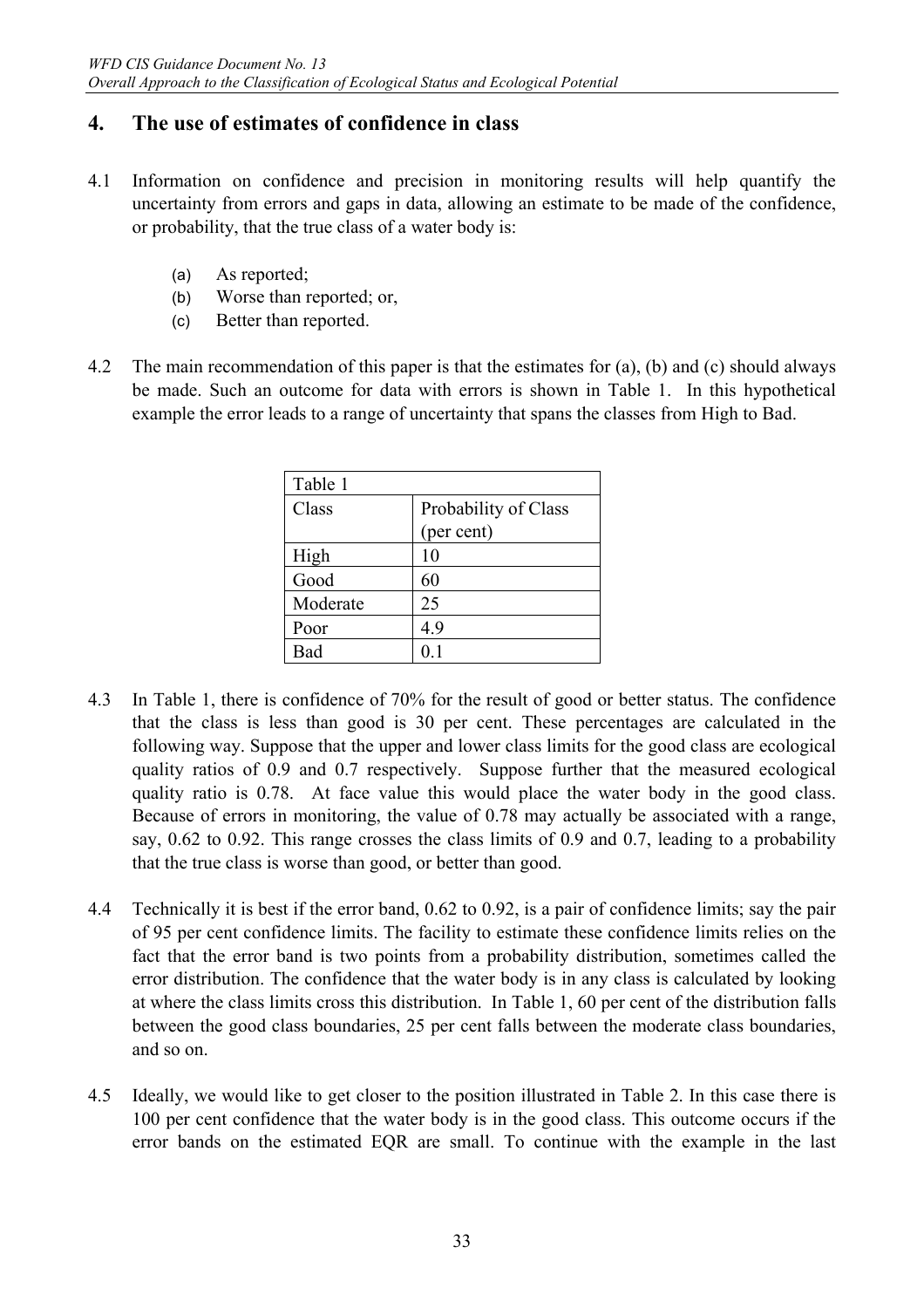## 4. The use of estimates of confidence in class

4.1 Information on confidence and precision in monitoring results will help quantify the uncertainty from errors and gaps in data, allowing an estimate to be made of the confidence, or probability, that the true class of a water body is:

(a) As reported;
(b) Worse than reported; or,
(c) Better than reported.

4.2 The main recommendation of this paper is that the estimates for (a), (b) and (c) should always be made. Such an outcome for data with errors is shown in Table 1. In this hypothetical example the error leads to a range of uncertainty that spans the classes from High to Bad.

| Table 1 | |
|---|---|
| Class | Probability of Class (per cent) |
| High | 10 |
| Good | 60 |
| Moderate | 25 |
| Poor | 4.9 |
| Bad | 0.1 |

4.3 In Table 1, there is confidence of 70% for the result of good or better status. The confidence that the class is less than good is 30 per cent. These percentages are calculated in the following way. Suppose that the upper and lower class limits for the good class are ecological quality ratios of 0.9 and 0.7 respectively. Suppose further that the measured ecological quality ratio is 0.78. At face value this would place the water body in the good class. Because of errors in monitoring, the value of 0.78 may actually be associated with a range, say, 0.62 to 0.92. This range crosses the class limits of 0.9 and 0.7, leading to a probability that the true class is worse than good, or better than good.

4.4 Technically it is best if the error band, 0.62 to 0.92, is a pair of confidence limits; say the pair of 95 per cent confidence limits. The facility to estimate these confidence limits relies on the fact that the error band is two points from a probability distribution, sometimes called the error distribution. The confidence that the water body is in any class is calculated by looking at where the class limits cross this distribution. In Table 1, 60 per cent of the distribution falls between the good class boundaries, 25 per cent falls between the moderate class boundaries, and so on.

4.5 Ideally, we would like to get closer to the position illustrated in Table 2. In this case there is 100 per cent confidence that the water body is in the good class. This outcome occurs if the error bands on the estimated EQR are small. To continue with the example in the last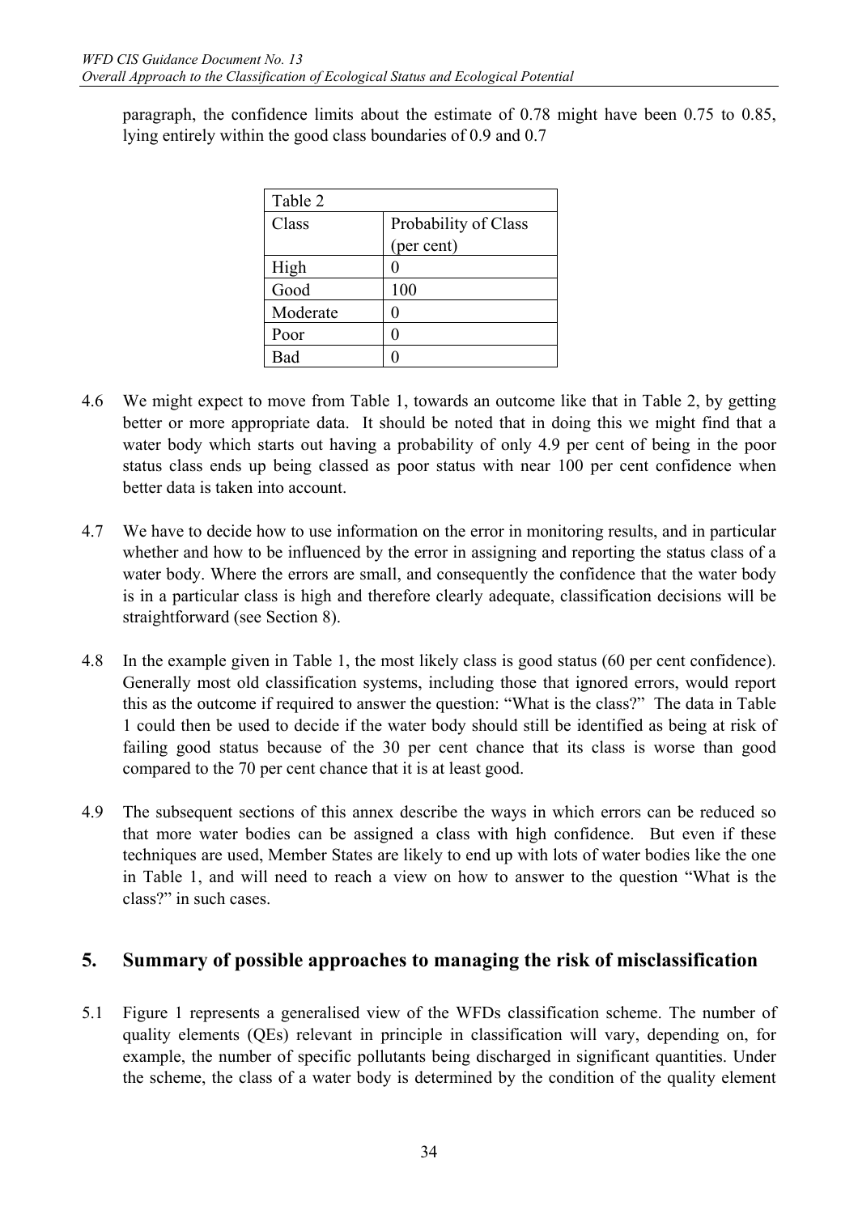paragraph, the confidence limits about the estimate of 0.78 might have been 0.75 to 0.85, lying entirely within the good class boundaries of 0.9 and 0.7

| Table 2 | |
|---|---|
| Class | Probability of Class (per cent) |
| High | 0 |
| Good | 100 |
| Moderate | 0 |
| Poor | 0 |
| Bad | 0 |

4.6 We might expect to move from Table 1, towards an outcome like that in Table 2, by getting better or more appropriate data. It should be noted that in doing this we might find that a water body which starts out having a probability of only 4.9 per cent of being in the poor status class ends up being classed as poor status with near 100 per cent confidence when better data is taken into account.

4.7 We have to decide how to use information on the error in monitoring results, and in particular whether and how to be influenced by the error in assigning and reporting the status class of a water body. Where the errors are small, and consequently the confidence that the water body is in a particular class is high and therefore clearly adequate, classification decisions will be straightforward (see Section 8).

4.8 In the example given in Table 1, the most likely class is good status (60 per cent confidence). Generally most old classification systems, including those that ignored errors, would report this as the outcome if required to answer the question: "What is the class?" The data in Table 1 could then be used to decide if the water body should still be identified as being at risk of failing good status because of the 30 per cent chance that its class is worse than good compared to the 70 per cent chance that it is at least good.

4.9 The subsequent sections of this annex describe the ways in which errors can be reduced so that more water bodies can be assigned a class with high confidence. But even if these techniques are used, Member States are likely to end up with lots of water bodies like the one in Table 1, and will need to reach a view on how to answer to the question "What is the class?" in such cases.

## 5. Summary of possible approaches to managing the risk of misclassification

5.1 Figure 1 represents a generalised view of the WFDs classification scheme. The number of quality elements (QEs) relevant in principle in classification will vary, depending on, for example, the number of specific pollutants being discharged in significant quantities. Under the scheme, the class of a water body is determined by the condition of the quality element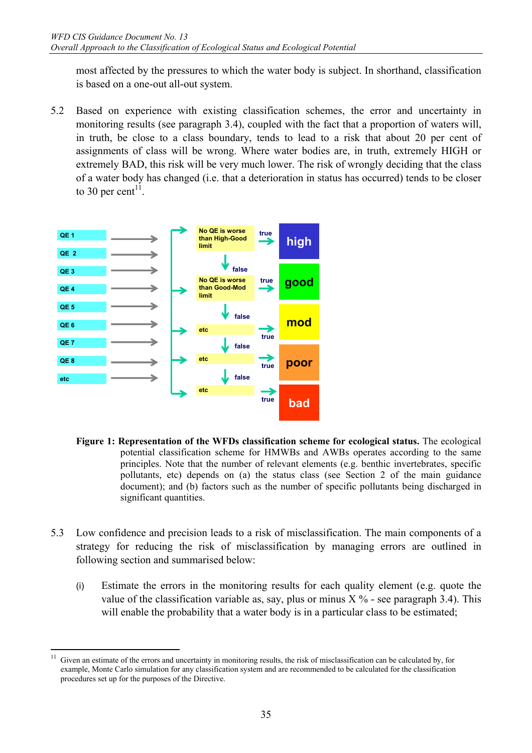most affected by the pressures to which the water body is subject. In shorthand, classification is based on a one-out all-out system.

5.2 Based on experience with existing classification schemes, the error and uncertainty in monitoring results (see paragraph 3.4), coupled with the fact that a proportion of waters will, in truth, be close to a class boundary, tends to lead to a risk that about 20 per cent of assignments of class will be wrong. Where water bodies are, in truth, extremely HIGH or extremely BAD, this risk will be very much lower. The risk of wrongly deciding that the class of a water body has changed (i.e. that a deterioration in status has occurred) tends to be closer to 30 per cent[11].

QE 1
QE 2
QE 3
QE 4
QE 5
QE 6
QE 7
QE 8
etc

No QE is worse than High-Good limit — true → high; false ↓
No QE is worse than Good-Mod limit — true → good; false ↓
etc — true → mod; false ↓
etc — true → poor; false ↓
etc — true → bad

**Figure 1: Representation of the WFDs classification scheme for ecological status.** The ecological potential classification scheme for HMWBs and AWBs operates according to the same principles. Note that the number of relevant elements (e.g. benthic invertebrates, specific pollutants, etc) depends on (a) the status class (see Section 2 of the main guidance document); and (b) factors such as the number of specific pollutants being discharged in significant quantities.

5.3 Low confidence and precision leads to a risk of misclassification. The main components of a strategy for reducing the risk of misclassification by managing errors are outlined in following section and summarised below:

(i) Estimate the errors in the monitoring results for each quality element (e.g. quote the value of the classification variable as, say, plus or minus X % - see paragraph 3.4). This will enable the probability that a water body is in a particular class to be estimated;

[11] Given an estimate of the errors and uncertainty in monitoring results, the risk of misclassification can be calculated by, for example, Monte Carlo simulation for any classification system and are recommended to be calculated for the classification procedures set up for the purposes of the Directive.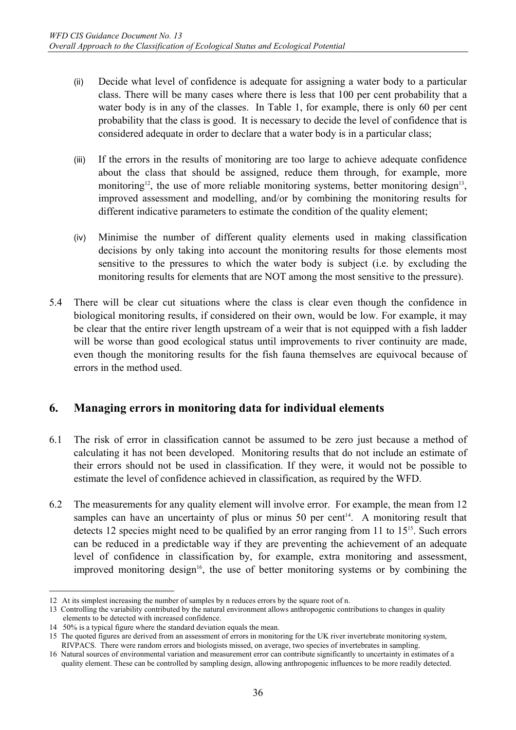(ii) Decide what level of confidence is adequate for assigning a water body to a particular class. There will be many cases where there is less that 100 per cent probability that a water body is in any of the classes. In Table 1, for example, there is only 60 per cent probability that the class is good. It is necessary to decide the level of confidence that is considered adequate in order to declare that a water body is in a particular class;

(iii) If the errors in the results of monitoring are too large to achieve adequate confidence about the class that should be assigned, reduce them through, for example, more monitoring[12], the use of more reliable monitoring systems, better monitoring design[13], improved assessment and modelling, and/or by combining the monitoring results for different indicative parameters to estimate the condition of the quality element;

(iv) Minimise the number of different quality elements used in making classification decisions by only taking into account the monitoring results for those elements most sensitive to the pressures to which the water body is subject (i.e. by excluding the monitoring results for elements that are NOT among the most sensitive to the pressure).

5.4 There will be clear cut situations where the class is clear even though the confidence in biological monitoring results, if considered on their own, would be low. For example, it may be clear that the entire river length upstream of a weir that is not equipped with a fish ladder will be worse than good ecological status until improvements to river continuity are made, even though the monitoring results for the fish fauna themselves are equivocal because of errors in the method used.

## 6. Managing errors in monitoring data for individual elements

6.1 The risk of error in classification cannot be assumed to be zero just because a method of calculating it has not been developed. Monitoring results that do not include an estimate of their errors should not be used in classification. If they were, it would not be possible to estimate the level of confidence achieved in classification, as required by the WFD.

6.2 The measurements for any quality element will involve error. For example, the mean from 12 samples can have an uncertainty of plus or minus 50 per cent[14]. A monitoring result that detects 12 species might need to be qualified by an error ranging from 11 to 15[15]. Such errors can be reduced in a predictable way if they are preventing the achievement of an adequate level of confidence in classification by, for example, extra monitoring and assessment, improved monitoring design[16], the use of better monitoring systems or by combining the

---

12 At its simplest increasing the number of samples by n reduces errors by the square root of n.

13 Controlling the variability contributed by the natural environment allows anthropogenic contributions to changes in quality elements to be detected with increased confidence.

14 50% is a typical figure where the standard deviation equals the mean.

15 The quoted figures are derived from an assessment of errors in monitoring for the UK river invertebrate monitoring system, RIVPACS. There were random errors and biologists missed, on average, two species of invertebrates in sampling.

16 Natural sources of environmental variation and measurement error can contribute significantly to uncertainty in estimates of a quality element. These can be controlled by sampling design, allowing anthropogenic influences to be more readily detected.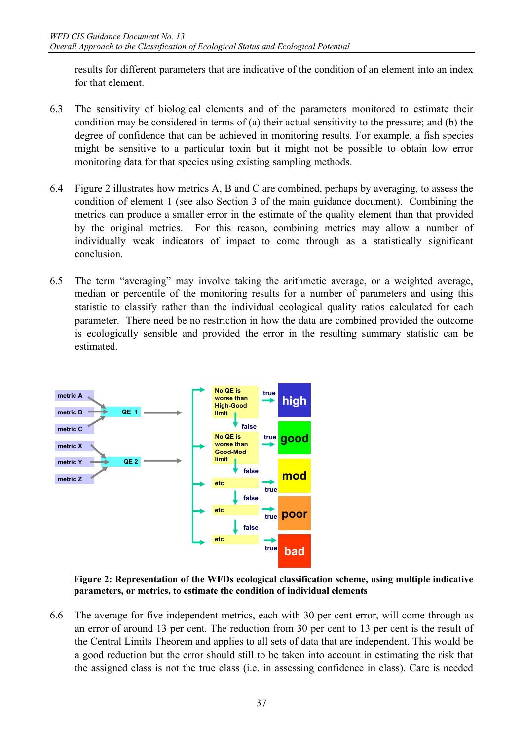results for different parameters that are indicative of the condition of an element into an index for that element.

6.3 The sensitivity of biological elements and of the parameters monitored to estimate their condition may be considered in terms of (a) their actual sensitivity to the pressure; and (b) the degree of confidence that can be achieved in monitoring results. For example, a fish species might be sensitive to a particular toxin but it might not be possible to obtain low error monitoring data for that species using existing sampling methods.

6.4 Figure 2 illustrates how metrics A, B and C are combined, perhaps by averaging, to assess the condition of element 1 (see also Section 3 of the main guidance document). Combining the metrics can produce a smaller error in the estimate of the quality element than that provided by the original metrics. For this reason, combining metrics may allow a number of individually weak indicators of impact to come through as a statistically significant conclusion.

6.5 The term "averaging" may involve taking the arithmetic average, or a weighted average, median or percentile of the monitoring results for a number of parameters and using this statistic to classify rather than the individual ecological quality ratios calculated for each parameter. There need be no restriction in how the data are combined provided the outcome is ecologically sensible and provided the error in the resulting summary statistic can be estimated.

metric A, metric B, metric C → QE 1
metric X, metric Y, metric Z → QE 2

No QE is worse than High-Good limit — true → high; false ↓
No QE is worse than Good-Mod limit — true → good; false ↓
etc — true → mod; false ↓
etc — true → poor; false ↓
etc — true → bad

**Figure 2: Representation of the WFDs ecological classification scheme, using multiple indicative parameters, or metrics, to estimate the condition of individual elements**

6.6 The average for five independent metrics, each with 30 per cent error, will come through as an error of around 13 per cent. The reduction from 30 per cent to 13 per cent is the result of the Central Limits Theorem and applies to all sets of data that are independent. This would be a good reduction but the error should still to be taken into account in estimating the risk that the assigned class is not the true class (i.e. in assessing confidence in class). Care is needed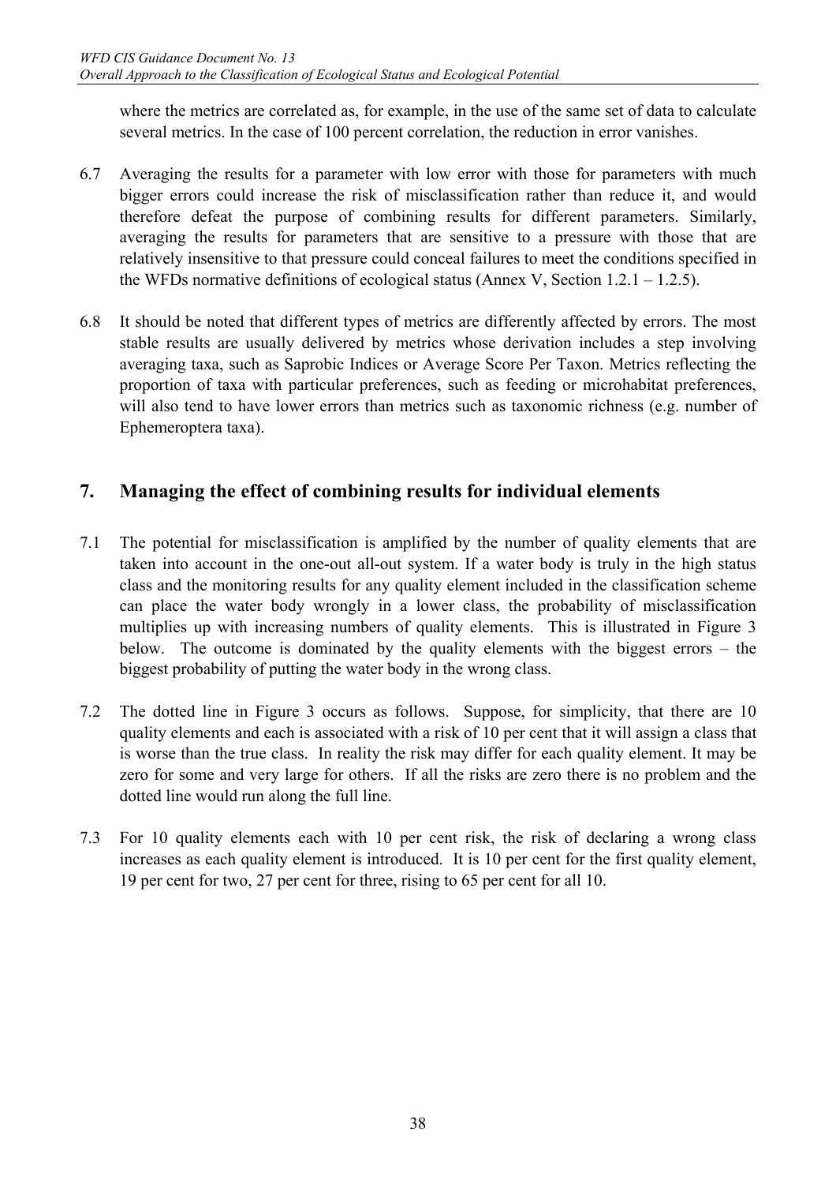where the metrics are correlated as, for example, in the use of the same set of data to calculate several metrics. In the case of 100 percent correlation, the reduction in error vanishes.

6.7 Averaging the results for a parameter with low error with those for parameters with much bigger errors could increase the risk of misclassification rather than reduce it, and would therefore defeat the purpose of combining results for different parameters. Similarly, averaging the results for parameters that are sensitive to a pressure with those that are relatively insensitive to that pressure could conceal failures to meet the conditions specified in the WFDs normative definitions of ecological status (Annex V, Section 1.2.1 – 1.2.5).

6.8 It should be noted that different types of metrics are differently affected by errors. The most stable results are usually delivered by metrics whose derivation includes a step involving averaging taxa, such as Saprobic Indices or Average Score Per Taxon. Metrics reflecting the proportion of taxa with particular preferences, such as feeding or microhabitat preferences, will also tend to have lower errors than metrics such as taxonomic richness (e.g. number of Ephemeroptera taxa).

## 7. Managing the effect of combining results for individual elements

7.1 The potential for misclassification is amplified by the number of quality elements that are taken into account in the one-out all-out system. If a water body is truly in the high status class and the monitoring results for any quality element included in the classification scheme can place the water body wrongly in a lower class, the probability of misclassification multiplies up with increasing numbers of quality elements. This is illustrated in Figure 3 below. The outcome is dominated by the quality elements with the biggest errors – the biggest probability of putting the water body in the wrong class.

7.2 The dotted line in Figure 3 occurs as follows. Suppose, for simplicity, that there are 10 quality elements and each is associated with a risk of 10 per cent that it will assign a class that is worse than the true class. In reality the risk may differ for each quality element. It may be zero for some and very large for others. If all the risks are zero there is no problem and the dotted line would run along the full line.

7.3 For 10 quality elements each with 10 per cent risk, the risk of declaring a wrong class increases as each quality element is introduced. It is 10 per cent for the first quality element, 19 per cent for two, 27 per cent for three, rising to 65 per cent for all 10.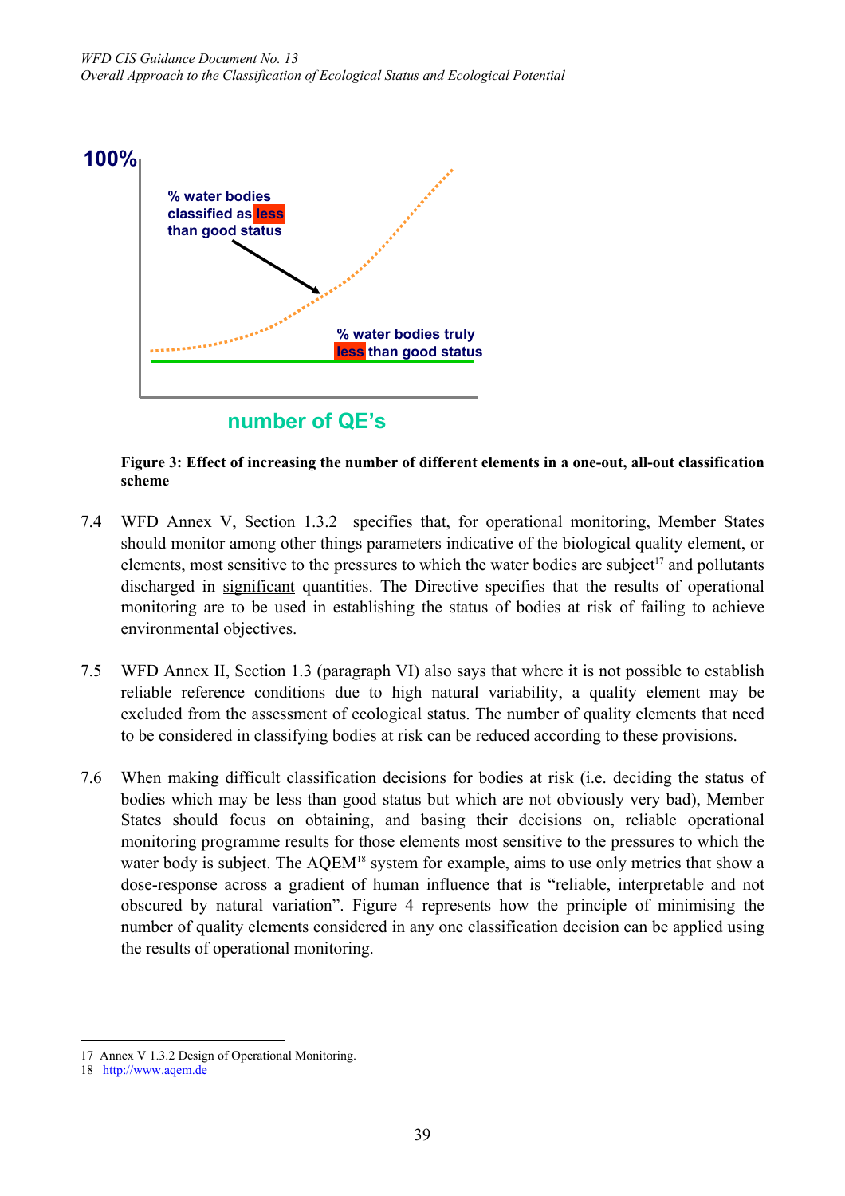**Figure 3: Effect of increasing the number of different elements in a one-out, all-out classification scheme**

7.4 WFD Annex V, Section 1.3.2 specifies that, for operational monitoring, Member States should monitor among other things parameters indicative of the biological quality element, or elements, most sensitive to the pressures to which the water bodies are subject[17] and pollutants discharged in significant quantities. The Directive specifies that the results of operational monitoring are to be used in establishing the status of bodies at risk of failing to achieve environmental objectives.

7.5 WFD Annex II, Section 1.3 (paragraph VI) also says that where it is not possible to establish reliable reference conditions due to high natural variability, a quality element may be excluded from the assessment of ecological status. The number of quality elements that need to be considered in classifying bodies at risk can be reduced according to these provisions.

7.6 When making difficult classification decisions for bodies at risk (i.e. deciding the status of bodies which may be less than good status but which are not obviously very bad), Member States should focus on obtaining, and basing their decisions on, reliable operational monitoring programme results for those elements most sensitive to the pressures to which the water body is subject. The AQEM[18] system for example, aims to use only metrics that show a dose-response across a gradient of human influence that is "reliable, interpretable and not obscured by natural variation". Figure 4 represents how the principle of minimising the number of quality elements considered in any one classification decision can be applied using the results of operational monitoring.

---

17 Annex V 1.3.2 Design of Operational Monitoring.

18 http://www.aqem.de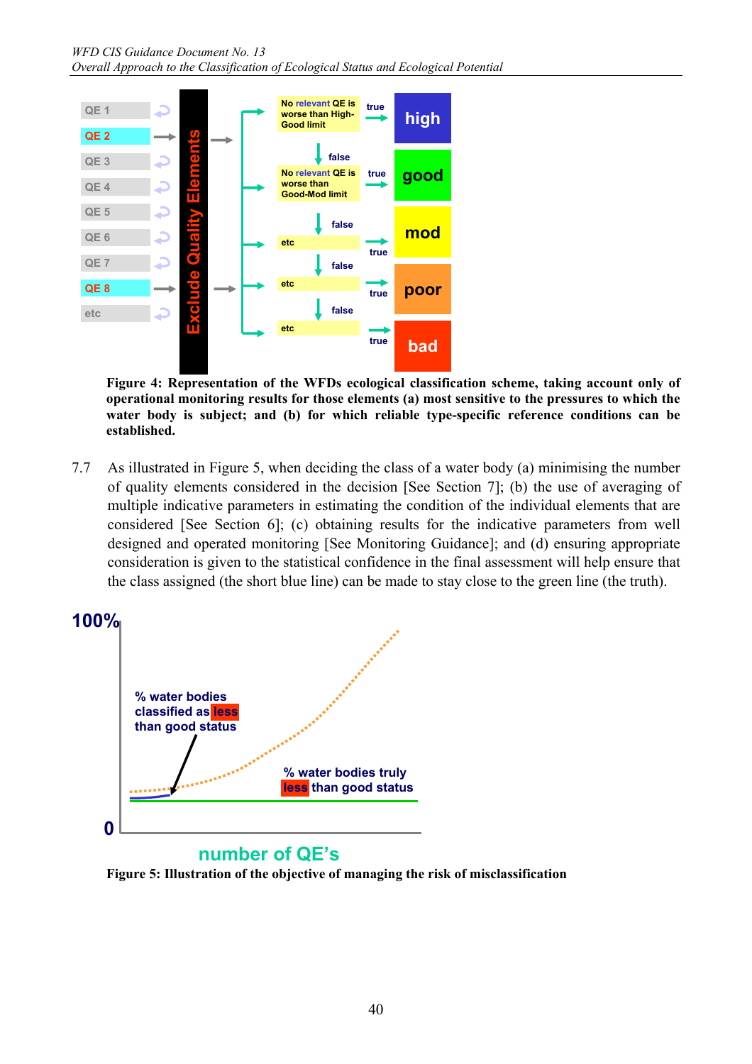**Figure 4: Representation of the WFDs ecological classification scheme, taking account only of operational monitoring results for those elements (a) most sensitive to the pressures to which the water body is subject; and (b) for which reliable type-specific reference conditions can be established.**

7.7 As illustrated in Figure 5, when deciding the class of a water body (a) minimising the number of quality elements considered in the decision [See Section 7]; (b) the use of averaging of multiple indicative parameters in estimating the condition of the individual elements that are considered [See Section 6]; (c) obtaining results for the indicative parameters from well designed and operated monitoring [See Monitoring Guidance]; and (d) ensuring appropriate consideration is given to the statistical confidence in the final assessment will help ensure that the class assigned (the short blue line) can be made to stay close to the green line (the truth).

**Figure 5: Illustration of the objective of managing the risk of misclassification**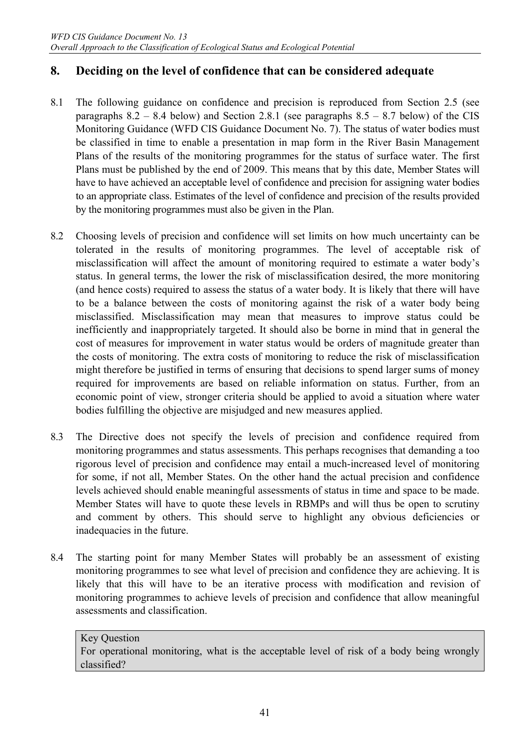## 8. Deciding on the level of confidence that can be considered adequate

8.1 The following guidance on confidence and precision is reproduced from Section 2.5 (see paragraphs 8.2 – 8.4 below) and Section 2.8.1 (see paragraphs 8.5 – 8.7 below) of the CIS Monitoring Guidance (WFD CIS Guidance Document No. 7). The status of water bodies must be classified in time to enable a presentation in map form in the River Basin Management Plans of the results of the monitoring programmes for the status of surface water. The first Plans must be published by the end of 2009. This means that by this date, Member States will have to have achieved an acceptable level of confidence and precision for assigning water bodies to an appropriate class. Estimates of the level of confidence and precision of the results provided by the monitoring programmes must also be given in the Plan.

8.2 Choosing levels of precision and confidence will set limits on how much uncertainty can be tolerated in the results of monitoring programmes. The level of acceptable risk of misclassification will affect the amount of monitoring required to estimate a water body's status. In general terms, the lower the risk of misclassification desired, the more monitoring (and hence costs) required to assess the status of a water body. It is likely that there will have to be a balance between the costs of monitoring against the risk of a water body being misclassified. Misclassification may mean that measures to improve status could be inefficiently and inappropriately targeted. It should also be borne in mind that in general the cost of measures for improvement in water status would be orders of magnitude greater than the costs of monitoring. The extra costs of monitoring to reduce the risk of misclassification might therefore be justified in terms of ensuring that decisions to spend larger sums of money required for improvements are based on reliable information on status. Further, from an economic point of view, stronger criteria should be applied to avoid a situation where water bodies fulfilling the objective are misjudged and new measures applied.

8.3 The Directive does not specify the levels of precision and confidence required from monitoring programmes and status assessments. This perhaps recognises that demanding a too rigorous level of precision and confidence may entail a much-increased level of monitoring for some, if not all, Member States. On the other hand the actual precision and confidence levels achieved should enable meaningful assessments of status in time and space to be made. Member States will have to quote these levels in RBMPs and will thus be open to scrutiny and comment by others. This should serve to highlight any obvious deficiencies or inadequacies in the future.

8.4 The starting point for many Member States will probably be an assessment of existing monitoring programmes to see what level of precision and confidence they are achieving. It is likely that this will have to be an iterative process with modification and revision of monitoring programmes to achieve levels of precision and confidence that allow meaningful assessments and classification.

> Key Question
> For operational monitoring, what is the acceptable level of risk of a body being wrongly classified?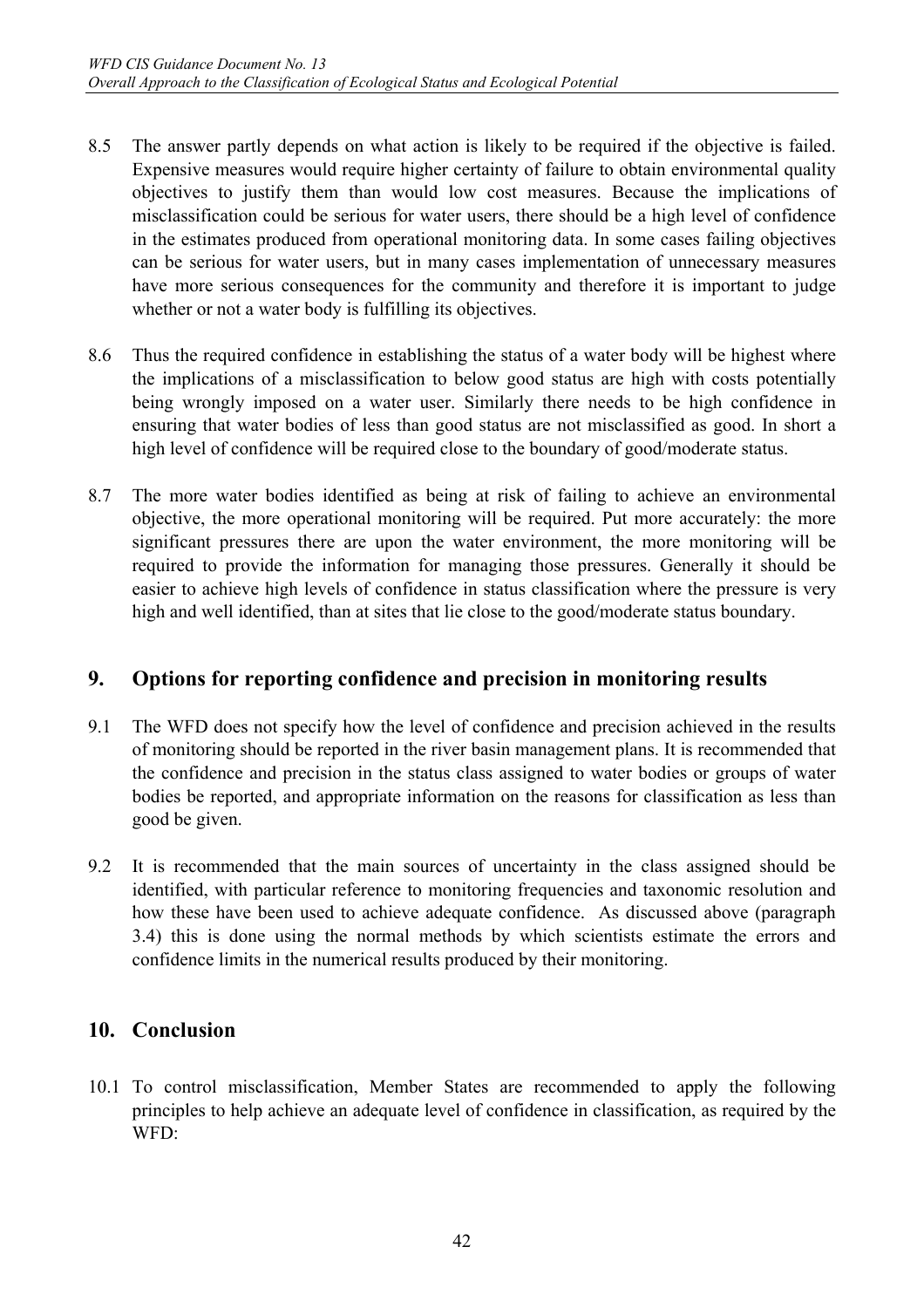8.5 The answer partly depends on what action is likely to be required if the objective is failed. Expensive measures would require higher certainty of failure to obtain environmental quality objectives to justify them than would low cost measures. Because the implications of misclassification could be serious for water users, there should be a high level of confidence in the estimates produced from operational monitoring data. In some cases failing objectives can be serious for water users, but in many cases implementation of unnecessary measures have more serious consequences for the community and therefore it is important to judge whether or not a water body is fulfilling its objectives.

8.6 Thus the required confidence in establishing the status of a water body will be highest where the implications of a misclassification to below good status are high with costs potentially being wrongly imposed on a water user. Similarly there needs to be high confidence in ensuring that water bodies of less than good status are not misclassified as good. In short a high level of confidence will be required close to the boundary of good/moderate status.

8.7 The more water bodies identified as being at risk of failing to achieve an environmental objective, the more operational monitoring will be required. Put more accurately: the more significant pressures there are upon the water environment, the more monitoring will be required to provide the information for managing those pressures. Generally it should be easier to achieve high levels of confidence in status classification where the pressure is very high and well identified, than at sites that lie close to the good/moderate status boundary.

## 9. Options for reporting confidence and precision in monitoring results

9.1 The WFD does not specify how the level of confidence and precision achieved in the results of monitoring should be reported in the river basin management plans. It is recommended that the confidence and precision in the status class assigned to water bodies or groups of water bodies be reported, and appropriate information on the reasons for classification as less than good be given.

9.2 It is recommended that the main sources of uncertainty in the class assigned should be identified, with particular reference to monitoring frequencies and taxonomic resolution and how these have been used to achieve adequate confidence. As discussed above (paragraph 3.4) this is done using the normal methods by which scientists estimate the errors and confidence limits in the numerical results produced by their monitoring.

## 10. Conclusion

10.1 To control misclassification, Member States are recommended to apply the following principles to help achieve an adequate level of confidence in classification, as required by the WFD: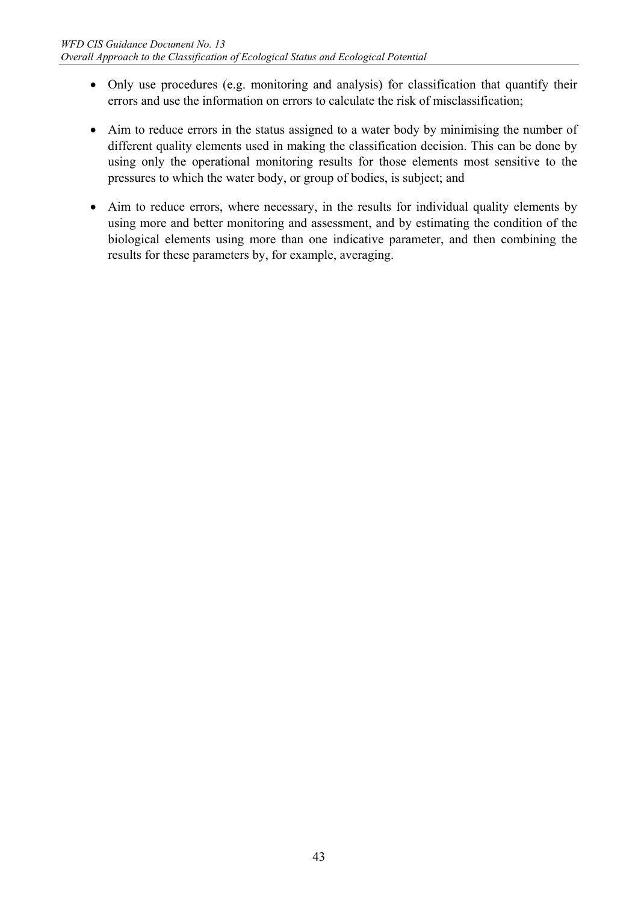- Only use procedures (e.g. monitoring and analysis) for classification that quantify their errors and use the information on errors to calculate the risk of misclassification;

- Aim to reduce errors in the status assigned to a water body by minimising the number of different quality elements used in making the classification decision. This can be done by using only the operational monitoring results for those elements most sensitive to the pressures to which the water body, or group of bodies, is subject; and

- Aim to reduce errors, where necessary, in the results for individual quality elements by using more and better monitoring and assessment, and by estimating the condition of the biological elements using more than one indicative parameter, and then combining the results for these parameters by, for example, averaging.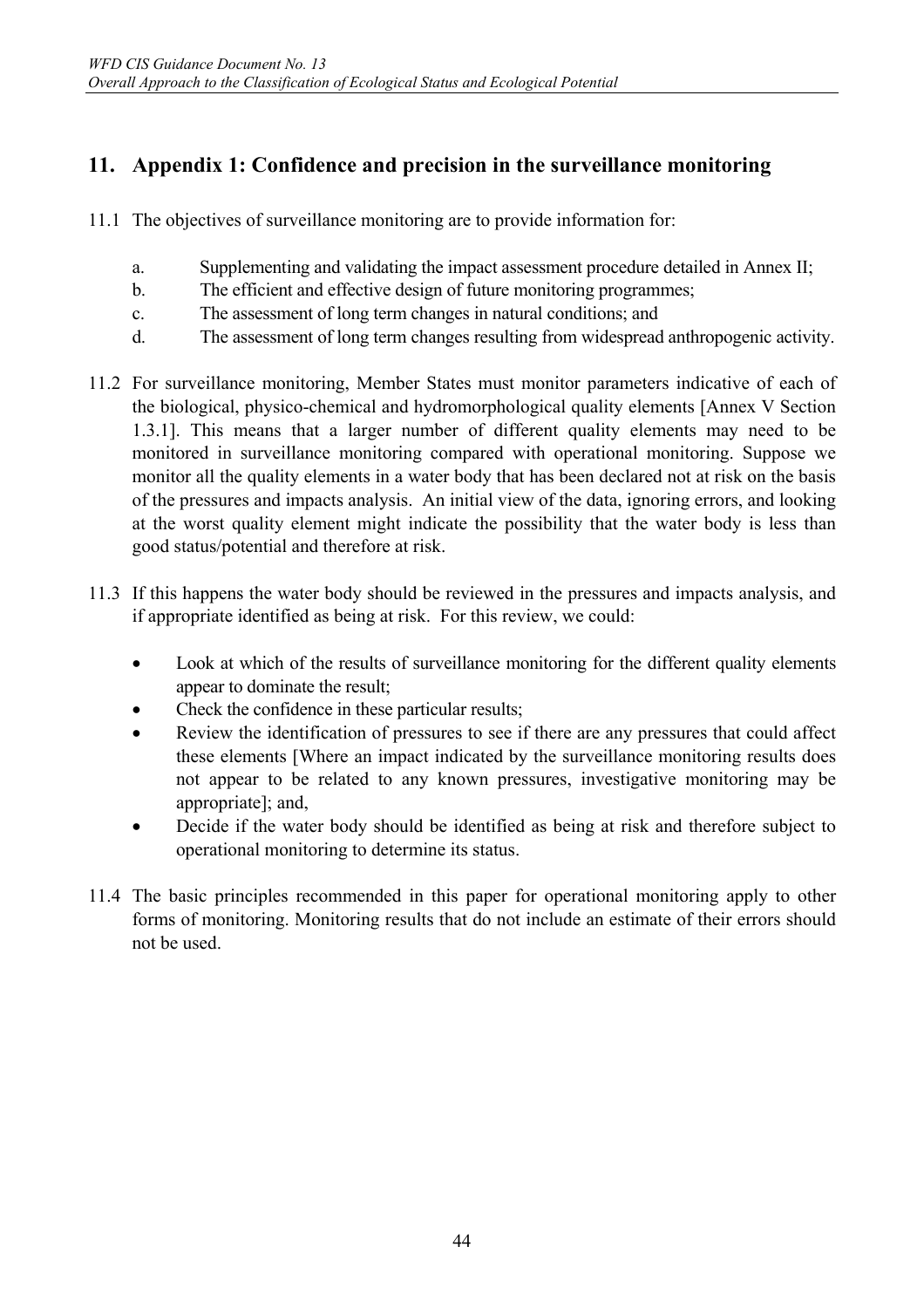## 11. Appendix 1: Confidence and precision in the surveillance monitoring

11.1 The objectives of surveillance monitoring are to provide information for:

a. Supplementing and validating the impact assessment procedure detailed in Annex II;
b. The efficient and effective design of future monitoring programmes;
c. The assessment of long term changes in natural conditions; and
d. The assessment of long term changes resulting from widespread anthropogenic activity.

11.2 For surveillance monitoring, Member States must monitor parameters indicative of each of the biological, physico-chemical and hydromorphological quality elements [Annex V Section 1.3.1]. This means that a larger number of different quality elements may need to be monitored in surveillance monitoring compared with operational monitoring. Suppose we monitor all the quality elements in a water body that has been declared not at risk on the basis of the pressures and impacts analysis. An initial view of the data, ignoring errors, and looking at the worst quality element might indicate the possibility that the water body is less than good status/potential and therefore at risk.

11.3 If this happens the water body should be reviewed in the pressures and impacts analysis, and if appropriate identified as being at risk. For this review, we could:

- Look at which of the results of surveillance monitoring for the different quality elements appear to dominate the result;
- Check the confidence in these particular results;
- Review the identification of pressures to see if there are any pressures that could affect these elements [Where an impact indicated by the surveillance monitoring results does not appear to be related to any known pressures, investigative monitoring may be appropriate]; and,
- Decide if the water body should be identified as being at risk and therefore subject to operational monitoring to determine its status.

11.4 The basic principles recommended in this paper for operational monitoring apply to other forms of monitoring. Monitoring results that do not include an estimate of their errors should not be used.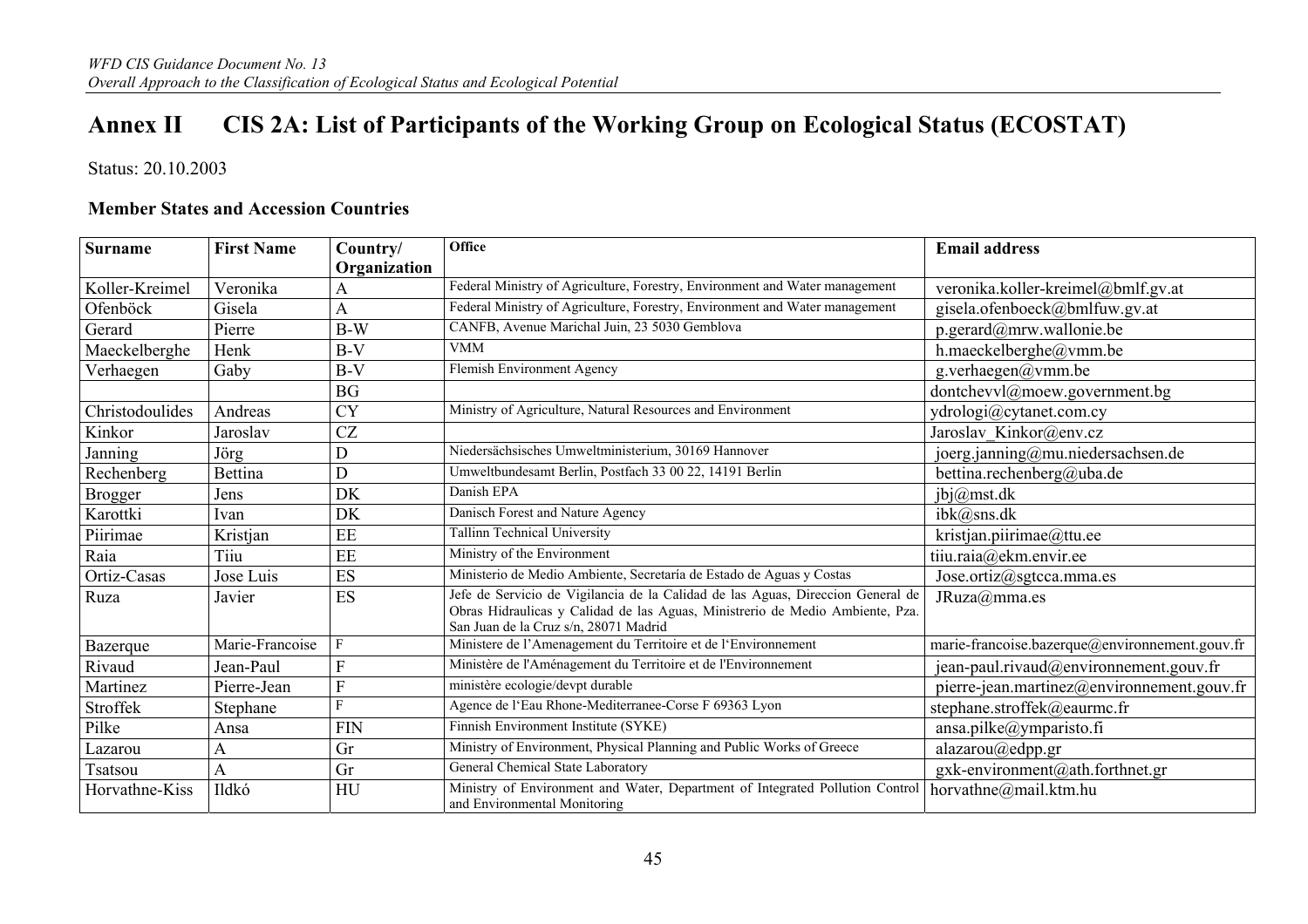# Annex II CIS 2A: List of Participants of the Working Group on Ecological Status (ECOSTAT)

Status: 20.10.2003

### Member States and Accession Countries

| Surname | First Name | Country/ Organization | Office | Email address |
|---|---|---|---|---|
| Koller-Kreimel | Veronika | A | Federal Ministry of Agriculture, Forestry, Environment and Water management | veronika.koller-kreimel@bmlf.gv.at |
| Ofenböck | Gisela | A | Federal Ministry of Agriculture, Forestry, Environment and Water management | gisela.ofenboeck@bmlfuw.gv.at |
| Gerard | Pierre | B-W | CANFB, Avenue Marichal Juin, 23 5030 Gemblova | p.gerard@mrw.wallonie.be |
| Maeckelberghe | Henk | B-V | VMM | h.maeckelberghe@vmm.be |
| Verhaegen | Gaby | B-V | Flemish Environment Agency | g.verhaegen@vmm.be |
| | | BG | | dontchevvl@moew.government.bg |
| Christodoulides | Andreas | CY | Ministry of Agriculture, Natural Resources and Environment | ydrologi@cytanet.com.cy |
| Kinkor | Jaroslav | CZ | | Jaroslav_Kinkor@env.cz |
| Janning | Jörg | D | Niedersächsisches Umweltministerium, 30169 Hannover | joerg.janning@mu.niedersachsen.de |
| Rechenberg | Bettina | D | Umweltbundesamt Berlin, Postfach 33 00 22, 14191 Berlin | bettina.rechenberg@uba.de |
| Brogger | Jens | DK | Danish EPA | jbj@mst.dk |
| Karottki | Ivan | DK | Danisch Forest and Nature Agency | ibk@sns.dk |
| Piirimae | Kristjan | EE | Tallinn Technical University | kristjan.piirimae@ttu.ee |
| Raia | Tiiu | EE | Ministry of the Environment | tiiu.raia@ekm.envir.ee |
| Ortiz-Casas | Jose Luis | ES | Ministerio de Medio Ambiente, Secretaría de Estado de Aguas y Costas | Jose.ortiz@sgtcca.mma.es |
| Ruza | Javier | ES | Jefe de Servicio de Vigilancia de la Calidad de las Aguas, Direccion General de Obras Hidraulicas y Calidad de las Aguas, Ministrerio de Medio Ambiente, Pza. San Juan de la Cruz s/n, 28071 Madrid | JRuza@mma.es |
| Bazerque | Marie-Francoise | F | Ministere de l'Amenagement du Territoire et de l'Environnement | marie-francoise.bazerque@environnement.gouv.fr |
| Rivaud | Jean-Paul | F | Ministère de l'Aménagement du Territoire et de l'Environnement | jean-paul.rivaud@environnement.gouv.fr |
| Martinez | Pierre-Jean | F | ministère ecologie/devpt durable | pierre-jean.martinez@environnement.gouv.fr |
| Stroffek | Stephane | F | Agence de l'Eau Rhone-Mediterranee-Corse F 69363 Lyon | stephane.stroffek@eaurmc.fr |
| Pilke | Ansa | FIN | Finnish Environment Institute (SYKE) | ansa.pilke@ymparisto.fi |
| Lazarou | A | Gr | Ministry of Environment, Physical Planning and Public Works of Greece | alazarou@edpp.gr |
| Tsatsou | A | Gr | General Chemical State Laboratory | gxk-environment@ath.forthnet.gr |
| Horvathne-Kiss | Ildkó | HU | Ministry of Environment and Water, Department of Integrated Pollution Control and Environmental Monitoring | horvathne@mail.ktm.hu |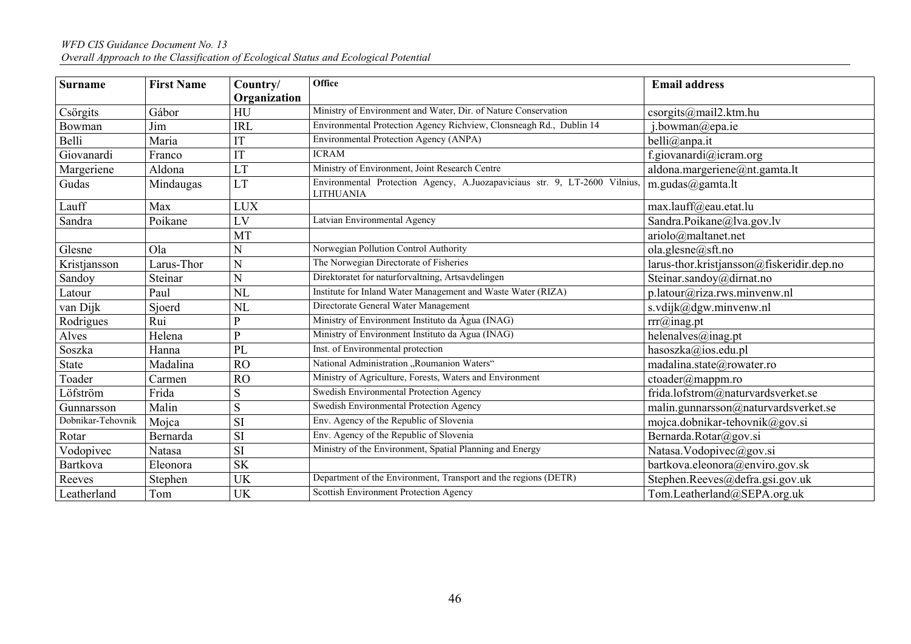| Surname | First Name | Country/ Organization | Office | Email address |
|---|---|---|---|---|
| Csörgits | Gábor | HU | Ministry of Environment and Water, Dir. of Nature Conservation | csorgits@mail2.ktm.hu |
| Bowman | Jim | IRL | Environmental Protection Agency Richview, Clonsneagh Rd., Dublin 14 | j.bowman@epa.ie |
| Belli | Maria | IT | Environmental Protection Agency (ANPA) | belli@anpa.it |
| Giovanardi | Franco | IT | ICRAM | f.giovanardi@icram.org |
| Margeriene | Aldona | LT | Ministry of Environment, Joint Research Centre | aldona.margeriene@nt.gamta.lt |
| Gudas | Mindaugas | LT | Environmental Protection Agency, A.Juozapaviciaus str. 9, LT-2600 Vilnius, LITHUANIA | m.gudas@gamta.lt |
| Lauff | Max | LUX | | max.lauff@eau.etat.lu |
| Sandra | Poikane | LV | Latvian Environmental Agency | Sandra.Poikane@lva.gov.lv |
| | | MT | | ariolo@maltanet.net |
| Glesne | Ola | N | Norwegian Pollution Control Authority | ola.glesne@sft.no |
| Kristjansson | Larus-Thor | N | The Norwegian Directorate of Fisheries | larus-thor.kristjansson@fiskeridir.dep.no |
| Sandoy | Steinar | N | Direktoratet for naturforvaltning, Artsavdelingen | Steinar.sandoy@dirnat.no |
| Latour | Paul | NL | Institute for Inland Water Management and Waste Water (RIZA) | p.latour@riza.rws.minvenw.nl |
| van Dijk | Sjoerd | NL | Directorate General Water Management | s.vdijk@dgw.minvenw.nl |
| Rodrigues | Rui | P | Ministry of Environment Instituto da Água (INAG) | rrr@inag.pt |
| Alves | Helena | P | Ministry of Environment Instituto da Água (INAG) | helenalves@inag.pt |
| Soszka | Hanna | PL | Inst. of Environmental protection | hasoszka@ios.edu.pl |
| State | Madalina | RO | National Administration „Roumanion Waters“ | madalina.state@rowater.ro |
| Toader | Carmen | RO | Ministry of Agriculture, Forests, Waters and Environment | ctoader@mappm.ro |
| Löfström | Frida | S | Swedish Environmental Protection Agency | frida.lofstrom@naturvardsverket.se |
| Gunnarsson | Malin | S | Swedish Environmental Protection Agency | malin.gunnarsson@naturvardsverket.se |
| Dobnikar-Tehovnik | Mojca | SI | Env. Agency of the Republic of Slovenia | mojca.dobnikar-tehovnik@gov.si |
| Rotar | Bernarda | SI | Env. Agency of the Republic of Slovenia | Bernarda.Rotar@gov.si |
| Vodopivec | Natasa | SI | Ministry of the Environment, Spatial Planning and Energy | Natasa.Vodopivec@gov.si |
| Bartkova | Eleonora | SK | | bartkova.eleonora@enviro.gov.sk |
| Reeves | Stephen | UK | Department of the Environment, Transport and the regions (DETR) | Stephen.Reeves@defra.gsi.gov.uk |
| Leatherland | Tom | UK | Scottish Environment Protection Agency | Tom.Leatherland@SEPA.org.uk |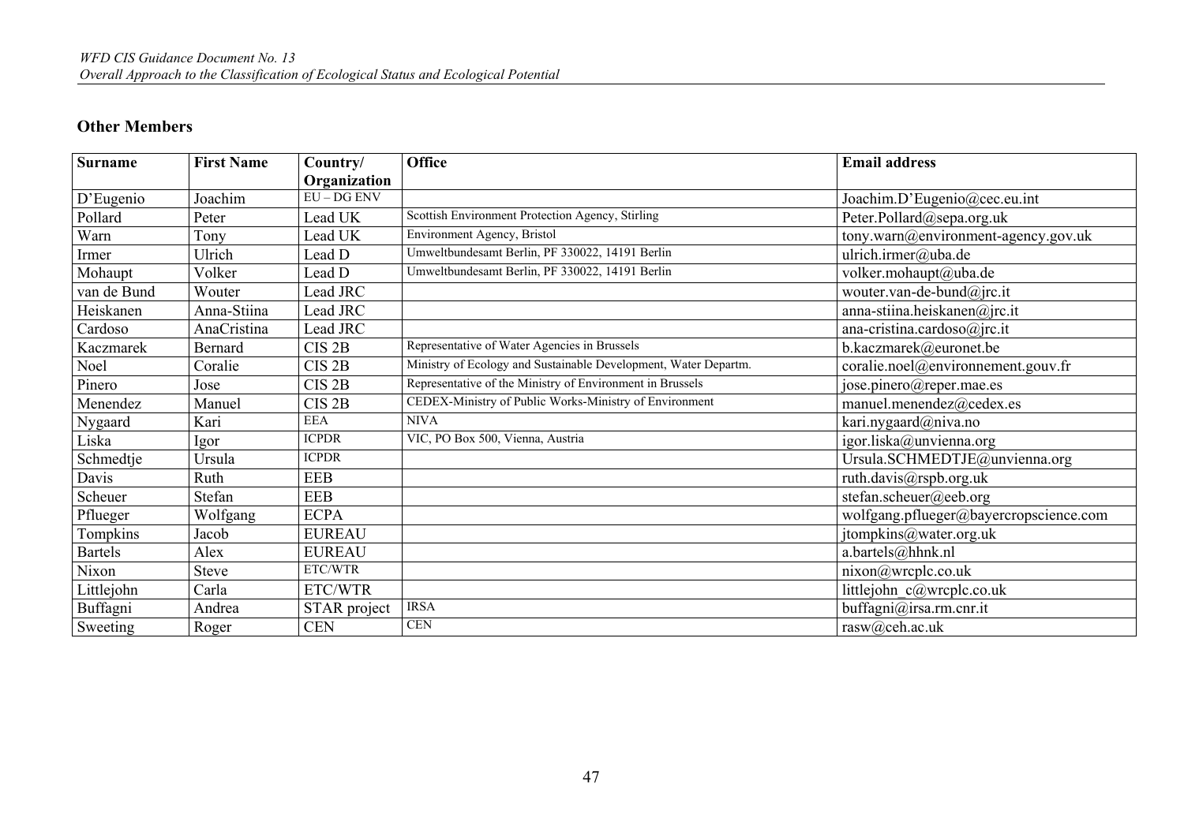## Other Members

| Surname | First Name | Country/ Organization | Office | Email address |
|---|---|---|---|---|
| D'Eugenio | Joachim | EU – DG ENV | | Joachim.D'Eugenio@cec.eu.int |
| Pollard | Peter | Lead UK | Scottish Environment Protection Agency, Stirling | Peter.Pollard@sepa.org.uk |
| Warn | Tony | Lead UK | Environment Agency, Bristol | tony.warn@environment-agency.gov.uk |
| Irmer | Ulrich | Lead D | Umweltbundesamt Berlin, PF 330022, 14191 Berlin | ulrich.irmer@uba.de |
| Mohaupt | Volker | Lead D | Umweltbundesamt Berlin, PF 330022, 14191 Berlin | volker.mohaupt@uba.de |
| van de Bund | Wouter | Lead JRC | | wouter.van-de-bund@jrc.it |
| Heiskanen | Anna-Stiina | Lead JRC | | anna-stiina.heiskanen@jrc.it |
| Cardoso | AnaCristina | Lead JRC | | ana-cristina.cardoso@jrc.it |
| Kaczmarek | Bernard | CIS 2B | Representative of Water Agencies in Brussels | b.kaczmarek@euronet.be |
| Noel | Coralie | CIS 2B | Ministry of Ecology and Sustainable Development, Water Departm. | coralie.noel@environnement.gouv.fr |
| Pinero | Jose | CIS 2B | Representative of the Ministry of Environment in Brussels | jose.pinero@reper.mae.es |
| Menendez | Manuel | CIS 2B | CEDEX-Ministry of Public Works-Ministry of Environment | manuel.menendez@cedex.es |
| Nygaard | Kari | EEA | NIVA | kari.nygaard@niva.no |
| Liska | Igor | ICPDR | VIC, PO Box 500, Vienna, Austria | igor.liska@unvienna.org |
| Schmedtje | Ursula | ICPDR | | Ursula.SCHMEDTJE@unvienna.org |
| Davis | Ruth | EEB | | ruth.davis@rspb.org.uk |
| Scheuer | Stefan | EEB | | stefan.scheuer@eeb.org |
| Pflueger | Wolfgang | ECPA | | wolfgang.pflueger@bayercropscience.com |
| Tompkins | Jacob | EUREAU | | jtompkins@water.org.uk |
| Bartels | Alex | EUREAU | | a.bartels@hhnk.nl |
| Nixon | Steve | ETC/WTR | | nixon@wrcplc.co.uk |
| Littlejohn | Carla | ETC/WTR | | littlejohn_c@wrcplc.co.uk |
| Buffagni | Andrea | STAR project | IRSA | buffagni@irsa.rm.cnr.it |
| Sweeting | Roger | CEN | CEN | rasw@ceh.ac.uk |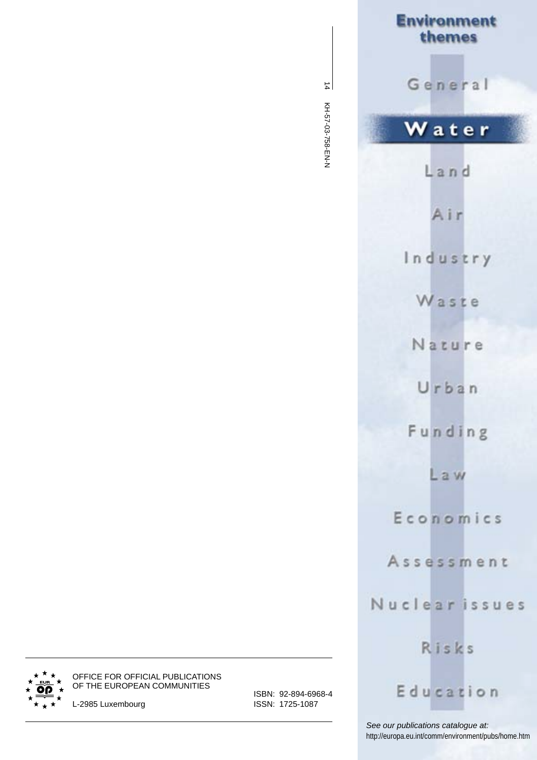## Environment themes

General

**Water**

Land

Air

Industry

Waste

Nature

Urban

Funding

Law

Economics

Assessment

Nuclear issues

Risks

Education

*See our publications catalogue at:*
http://europa.eu.int/comm/environment/pubs/home.htm

14

KH-57-03-758-EN-N

OFFICE FOR OFFICIAL PUBLICATIONS
OF THE EUROPEAN COMMUNITIES

L-2985 Luxembourg

ISBN: 92-894-6968-4
ISSN: 1725-1087